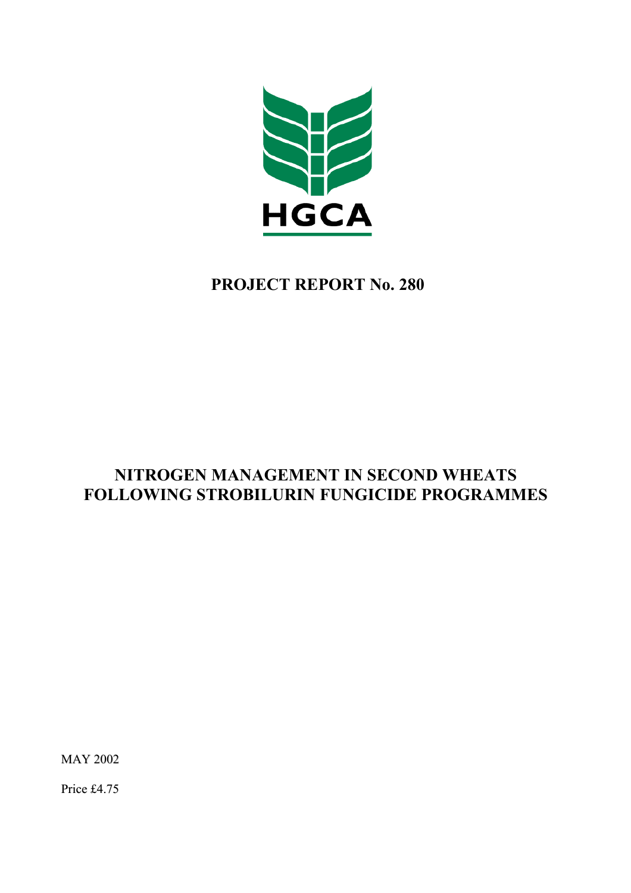HGCA

# PROJECT REPORT No. 280

# NITROGEN MANAGEMENT IN SECOND WHEATS FOLLOWING STROBILURIN FUNGICIDE PROGRAMMES

MAY 2002

Price £4.75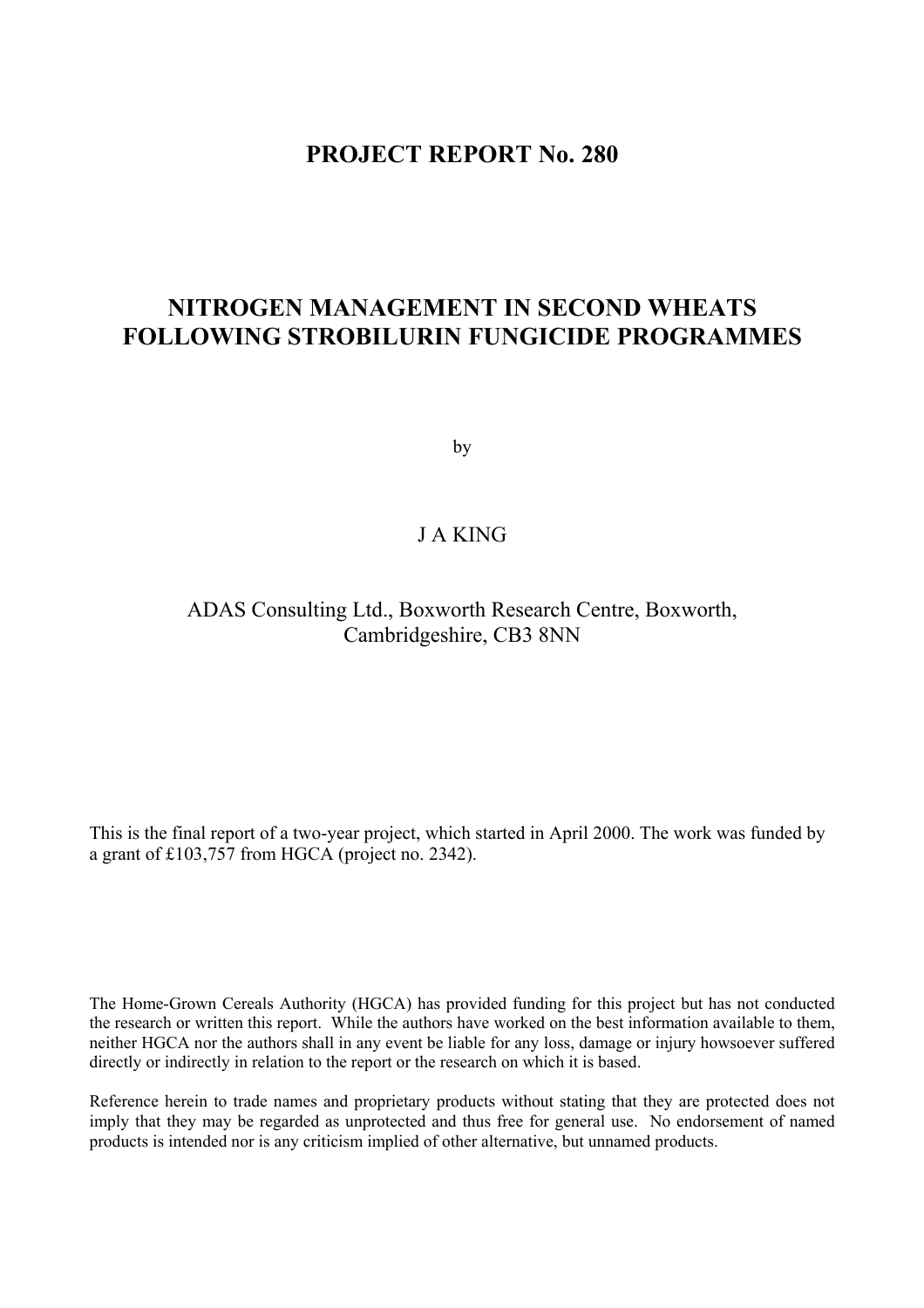# PROJECT REPORT No. 280

# NITROGEN MANAGEMENT IN SECOND WHEATS FOLLOWING STROBILURIN FUNGICIDE PROGRAMMES

by

J A KING

ADAS Consulting Ltd., Boxworth Research Centre, Boxworth, Cambridgeshire, CB3 8NN

This is the final report of a two-year project, which started in April 2000. The work was funded by a grant of £103,757 from HGCA (project no. 2342).

The Home-Grown Cereals Authority (HGCA) has provided funding for this project but has not conducted the research or written this report. While the authors have worked on the best information available to them, neither HGCA nor the authors shall in any event be liable for any loss, damage or injury howsoever suffered directly or indirectly in relation to the report or the research on which it is based.

Reference herein to trade names and proprietary products without stating that they are protected does not imply that they may be regarded as unprotected and thus free for general use. No endorsement of named products is intended nor is any criticism implied of other alternative, but unnamed products.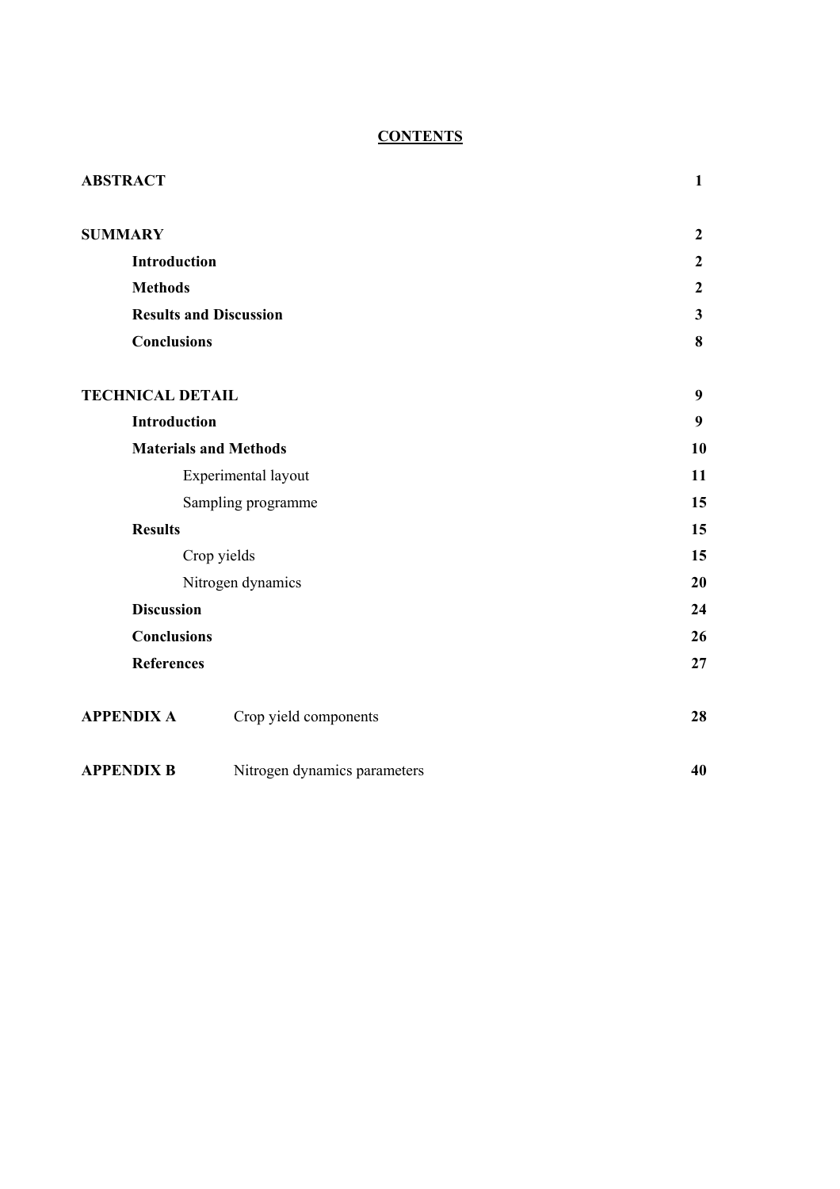# CONTENTS

| | | |
|---|---|---|
| **ABSTRACT** | | **1** |
| **SUMMARY** | | **2** |
| | **Introduction** | **2** |
| | **Methods** | **2** |
| | **Results and Discussion** | **3** |
| | **Conclusions** | **8** |
| **TECHNICAL DETAIL** | | **9** |
| | **Introduction** | **9** |
| | **Materials and Methods** | **10** |
| | Experimental layout | **11** |
| | Sampling programme | **15** |
| | **Results** | **15** |
| | Crop yields | **15** |
| | Nitrogen dynamics | **20** |
| | **Discussion** | **24** |
| | **Conclusions** | **26** |
| | **References** | **27** |
| **APPENDIX A** | Crop yield components | **28** |
| **APPENDIX B** | Nitrogen dynamics parameters | **40** |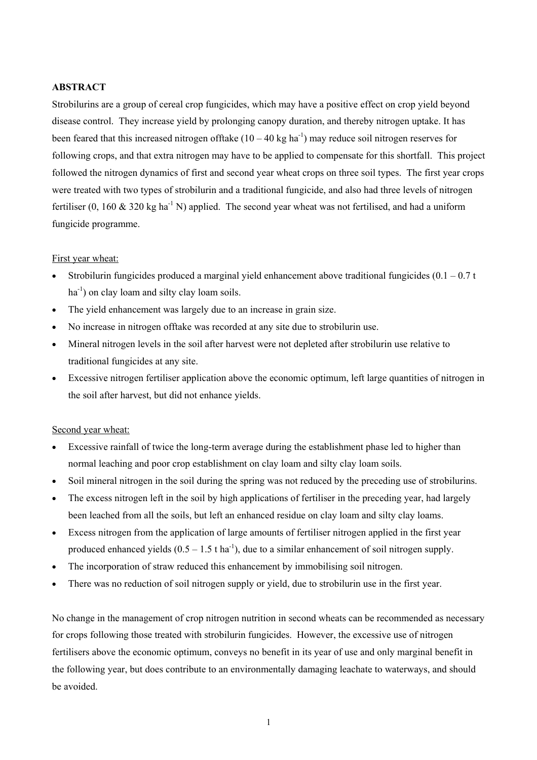**ABSTRACT**

Strobilurins are a group of cereal crop fungicides, which may have a positive effect on crop yield beyond disease control. They increase yield by prolonging canopy duration, and thereby nitrogen uptake. It has been feared that this increased nitrogen offtake (10 – 40 kg ha$^{-1}$) may reduce soil nitrogen reserves for following crops, and that extra nitrogen may have to be applied to compensate for this shortfall. This project followed the nitrogen dynamics of first and second year wheat crops on three soil types. The first year crops were treated with two types of strobilurin and a traditional fungicide, and also had three levels of nitrogen fertiliser (0, 160 & 320 kg ha$^{-1}$ N) applied. The second year wheat was not fertilised, and had a uniform fungicide programme.

<u>First year wheat:</u>

- Strobilurin fungicides produced a marginal yield enhancement above traditional fungicides (0.1 – 0.7 t ha$^{-1}$) on clay loam and silty clay loam soils.
- The yield enhancement was largely due to an increase in grain size.
- No increase in nitrogen offtake was recorded at any site due to strobilurin use.
- Mineral nitrogen levels in the soil after harvest were not depleted after strobilurin use relative to traditional fungicides at any site.
- Excessive nitrogen fertiliser application above the economic optimum, left large quantities of nitrogen in the soil after harvest, but did not enhance yields.

<u>Second year wheat:</u>

- Excessive rainfall of twice the long-term average during the establishment phase led to higher than normal leaching and poor crop establishment on clay loam and silty clay loam soils.
- Soil mineral nitrogen in the soil during the spring was not reduced by the preceding use of strobilurins.
- The excess nitrogen left in the soil by high applications of fertiliser in the preceding year, had largely been leached from all the soils, but left an enhanced residue on clay loam and silty clay loams.
- Excess nitrogen from the application of large amounts of fertiliser nitrogen applied in the first year produced enhanced yields (0.5 – 1.5 t ha$^{-1}$), due to a similar enhancement of soil nitrogen supply.
- The incorporation of straw reduced this enhancement by immobilising soil nitrogen.
- There was no reduction of soil nitrogen supply or yield, due to strobilurin use in the first year.

No change in the management of crop nitrogen nutrition in second wheats can be recommended as necessary for crops following those treated with strobilurin fungicides. However, the excessive use of nitrogen fertilisers above the economic optimum, conveys no benefit in its year of use and only marginal benefit in the following year, but does contribute to an environmentally damaging leachate to waterways, and should be avoided.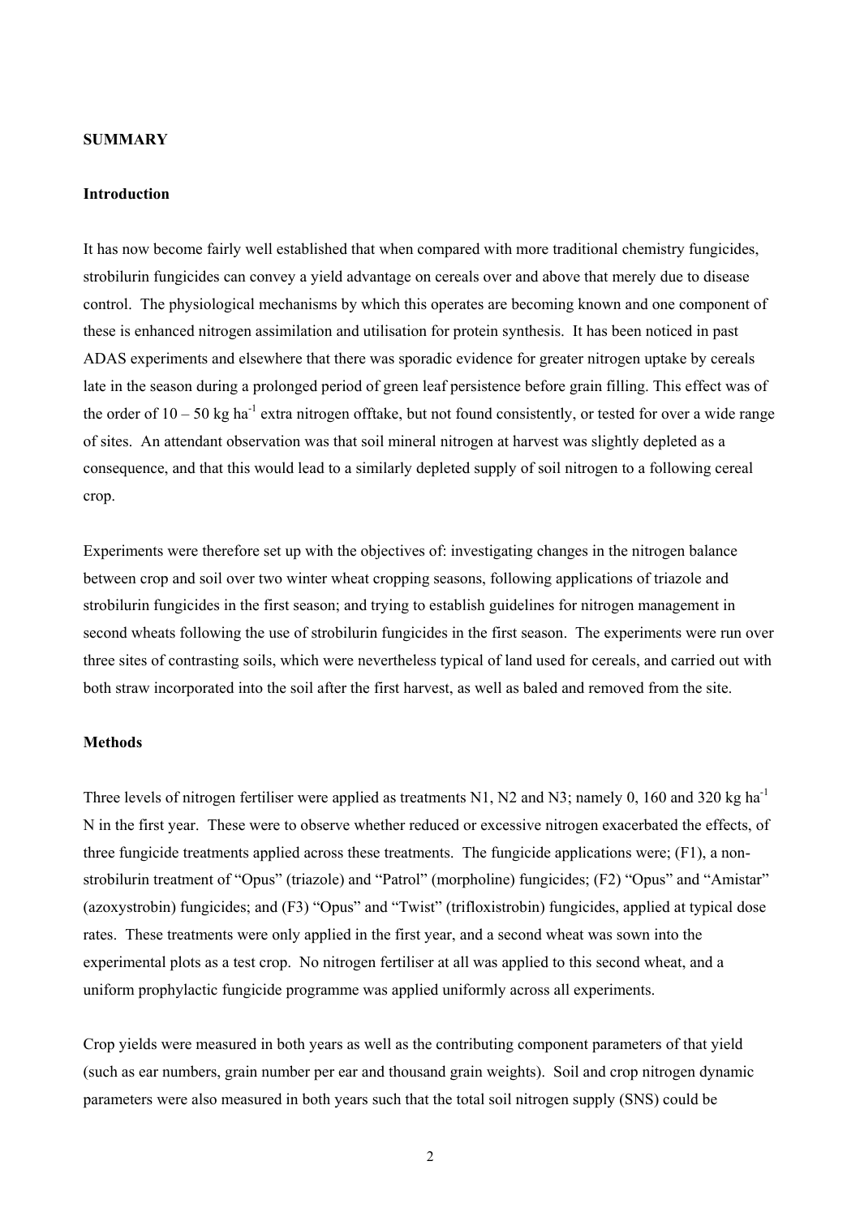**SUMMARY**

**Introduction**

It has now become fairly well established that when compared with more traditional chemistry fungicides, strobilurin fungicides can convey a yield advantage on cereals over and above that merely due to disease control. The physiological mechanisms by which this operates are becoming known and one component of these is enhanced nitrogen assimilation and utilisation for protein synthesis. It has been noticed in past ADAS experiments and elsewhere that there was sporadic evidence for greater nitrogen uptake by cereals late in the season during a prolonged period of green leaf persistence before grain filling. This effect was of the order of 10 – 50 kg $ha^{-1}$ extra nitrogen offtake, but not found consistently, or tested for over a wide range of sites. An attendant observation was that soil mineral nitrogen at harvest was slightly depleted as a consequence, and that this would lead to a similarly depleted supply of soil nitrogen to a following cereal crop.

Experiments were therefore set up with the objectives of: investigating changes in the nitrogen balance between crop and soil over two winter wheat cropping seasons, following applications of triazole and strobilurin fungicides in the first season; and trying to establish guidelines for nitrogen management in second wheats following the use of strobilurin fungicides in the first season. The experiments were run over three sites of contrasting soils, which were nevertheless typical of land used for cereals, and carried out with both straw incorporated into the soil after the first harvest, as well as baled and removed from the site.

**Methods**

Three levels of nitrogen fertiliser were applied as treatments N1, N2 and N3; namely 0, 160 and 320 kg $ha^{-1}$ N in the first year. These were to observe whether reduced or excessive nitrogen exacerbated the effects, of three fungicide treatments applied across these treatments. The fungicide applications were; (F1), a non-strobilurin treatment of "Opus" (triazole) and "Patrol" (morpholine) fungicides; (F2) "Opus" and "Amistar" (azoxystrobin) fungicides; and (F3) "Opus" and "Twist" (trifloxistrobin) fungicides, applied at typical dose rates. These treatments were only applied in the first year, and a second wheat was sown into the experimental plots as a test crop. No nitrogen fertiliser at all was applied to this second wheat, and a uniform prophylactic fungicide programme was applied uniformly across all experiments.

Crop yields were measured in both years as well as the contributing component parameters of that yield (such as ear numbers, grain number per ear and thousand grain weights). Soil and crop nitrogen dynamic parameters were also measured in both years such that the total soil nitrogen supply (SNS) could be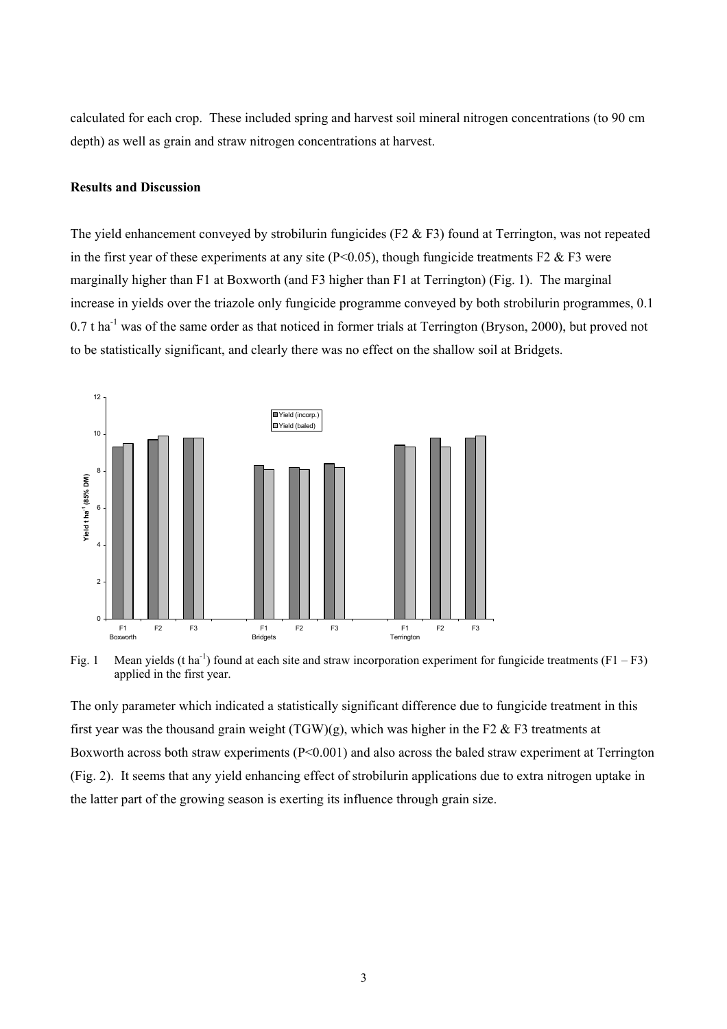calculated for each crop. These included spring and harvest soil mineral nitrogen concentrations (to 90 cm depth) as well as grain and straw nitrogen concentrations at harvest.

**Results and Discussion**

The yield enhancement conveyed by strobilurin fungicides (F2 & F3) found at Terrington, was not repeated in the first year of these experiments at any site ($P<0.05$), though fungicide treatments F2 & F3 were marginally higher than F1 at Boxworth (and F3 higher than F1 at Terrington) (Fig. 1). The marginal increase in yields over the triazole only fungicide programme conveyed by both strobilurin programmes, 0.1 0.7 t ha$^{-1}$ was of the same order as that noticed in former trials at Terrington (Bryson, 2000), but proved not to be statistically significant, and clearly there was no effect on the shallow soil at Bridgets.

Fig. 1 Mean yields (t ha$^{-1}$) found at each site and straw incorporation experiment for fungicide treatments (F1 – F3) applied in the first year.

The only parameter which indicated a statistically significant difference due to fungicide treatment in this first year was the thousand grain weight (TGW)(g), which was higher in the F2 & F3 treatments at Boxworth across both straw experiments ($P<0.001$) and also across the baled straw experiment at Terrington (Fig. 2). It seems that any yield enhancing effect of strobilurin applications due to extra nitrogen uptake in the latter part of the growing season is exerting its influence through grain size.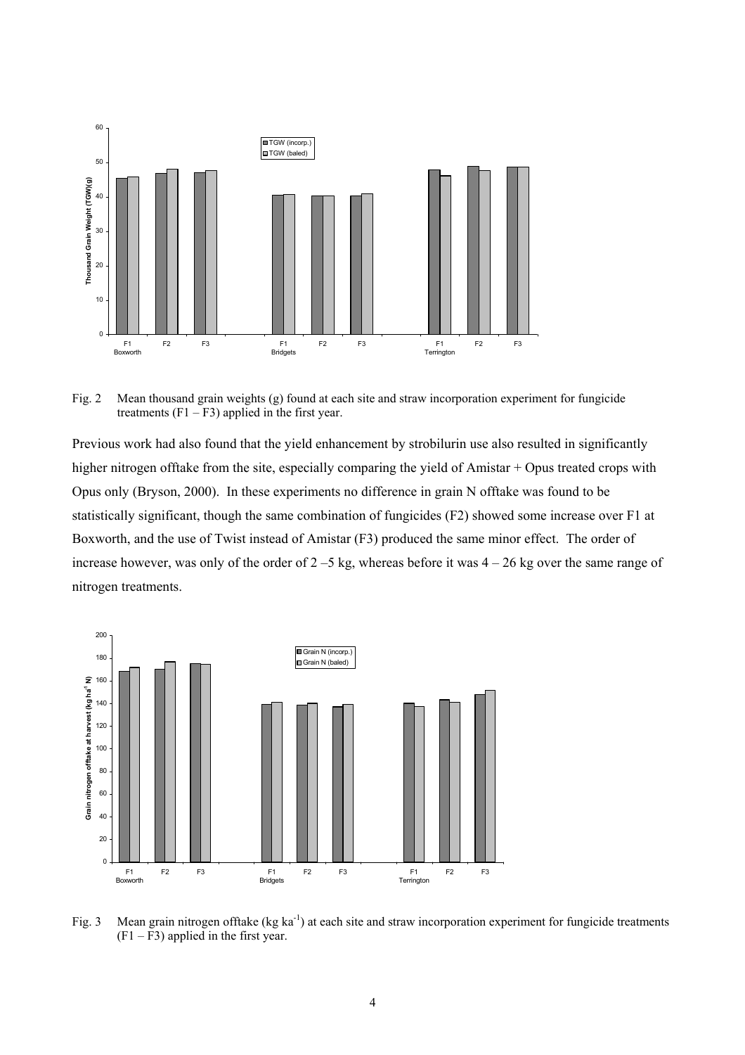Fig. 2 Mean thousand grain weights (g) found at each site and straw incorporation experiment for fungicide treatments (F1 – F3) applied in the first year.

Previous work had also found that the yield enhancement by strobilurin use also resulted in significantly higher nitrogen offtake from the site, especially comparing the yield of Amistar + Opus treated crops with Opus only (Bryson, 2000). In these experiments no difference in grain N offtake was found to be statistically significant, though the same combination of fungicides (F2) showed some increase over F1 at Boxworth, and the use of Twist instead of Amistar (F3) produced the same minor effect. The order of increase however, was only of the order of 2 –5 kg, whereas before it was 4 – 26 kg over the same range of nitrogen treatments.

Fig. 3 Mean grain nitrogen offtake (kg $ka^{-1}$) at each site and straw incorporation experiment for fungicide treatments (F1 – F3) applied in the first year.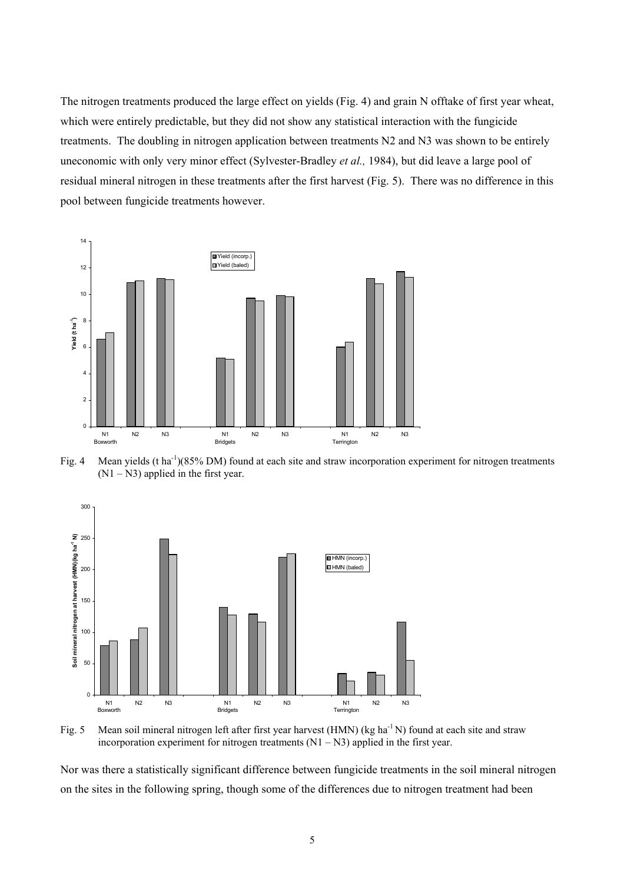The nitrogen treatments produced the large effect on yields (Fig. 4) and grain N offtake of first year wheat, which were entirely predictable, but they did not show any statistical interaction with the fungicide treatments. The doubling in nitrogen application between treatments N2 and N3 was shown to be entirely uneconomic with only very minor effect (Sylvester-Bradley *et al.,* 1984), but did leave a large pool of residual mineral nitrogen in these treatments after the first harvest (Fig. 5). There was no difference in this pool between fungicide treatments however.

Fig. 4 Mean yields (t $ha^{-1}$)(85% DM) found at each site and straw incorporation experiment for nitrogen treatments (N1 – N3) applied in the first year.

Fig. 5 Mean soil mineral nitrogen left after first year harvest (HMN) (kg $ha^{-1}$ N) found at each site and straw incorporation experiment for nitrogen treatments (N1 – N3) applied in the first year.

Nor was there a statistically significant difference between fungicide treatments in the soil mineral nitrogen on the sites in the following spring, though some of the differences due to nitrogen treatment had been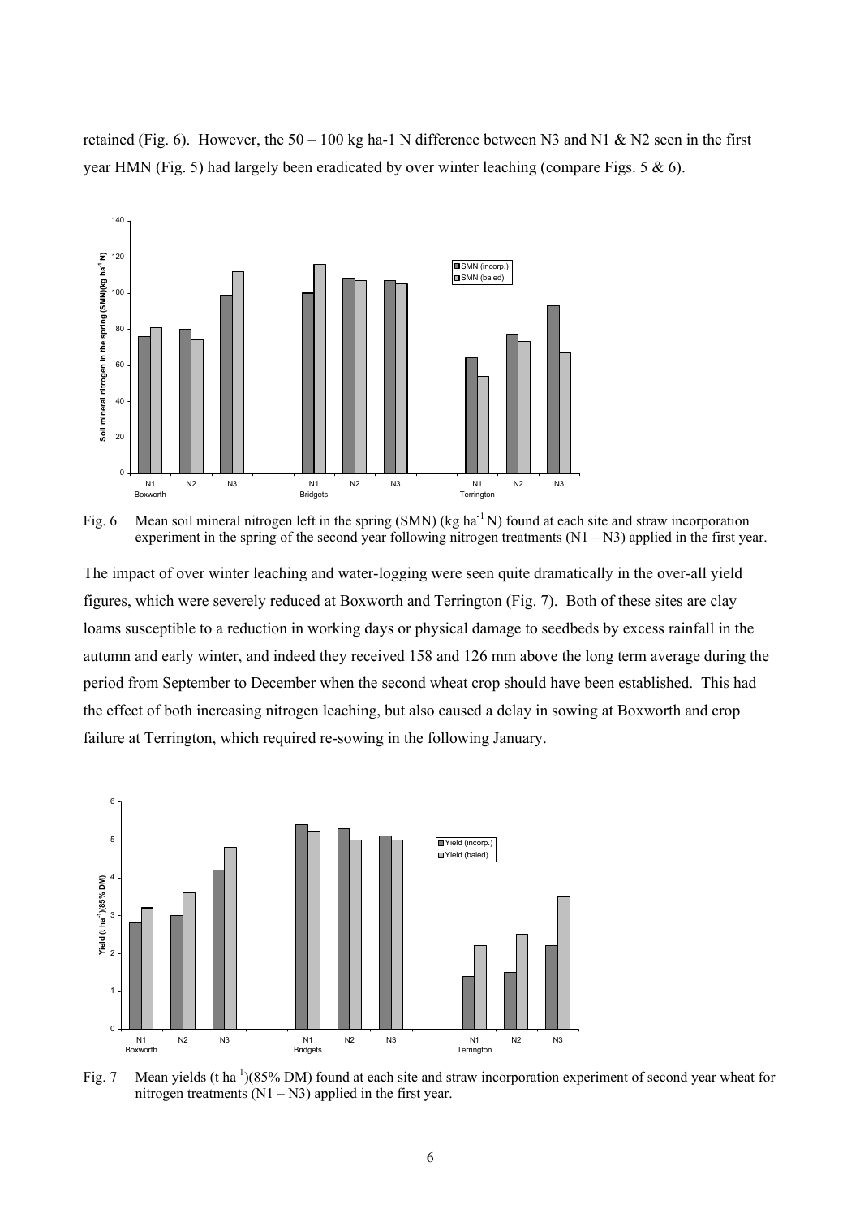retained (Fig. 6). However, the 50 – 100 kg ha-1 N difference between N3 and N1 & N2 seen in the first year HMN (Fig. 5) had largely been eradicated by over winter leaching (compare Figs. 5 & 6).

Fig. 6 Mean soil mineral nitrogen left in the spring (SMN) (kg ha$^{-1}$ N) found at each site and straw incorporation experiment in the spring of the second year following nitrogen treatments (N1 – N3) applied in the first year.

The impact of over winter leaching and water-logging were seen quite dramatically in the over-all yield figures, which were severely reduced at Boxworth and Terrington (Fig. 7). Both of these sites are clay loams susceptible to a reduction in working days or physical damage to seedbeds by excess rainfall in the autumn and early winter, and indeed they received 158 and 126 mm above the long term average during the period from September to December when the second wheat crop should have been established. This had the effect of both increasing nitrogen leaching, but also caused a delay in sowing at Boxworth and crop failure at Terrington, which required re-sowing in the following January.

Fig. 7 Mean yields (t ha$^{-1}$)(85% DM) found at each site and straw incorporation experiment of second year wheat for nitrogen treatments (N1 – N3) applied in the first year.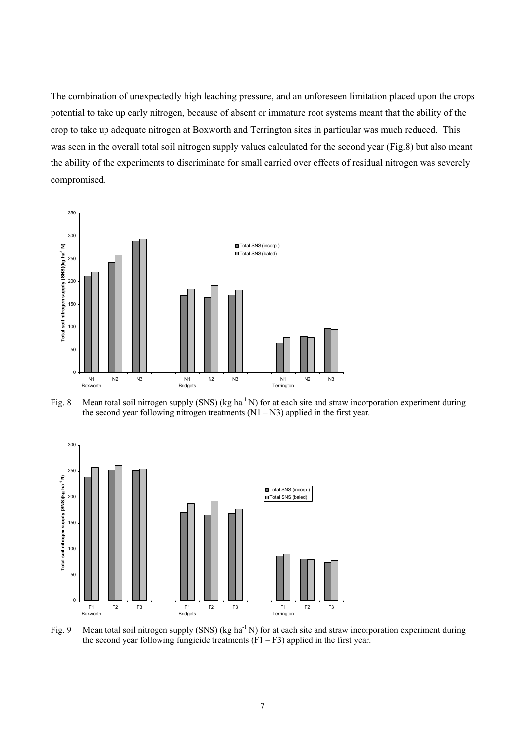The combination of unexpectedly high leaching pressure, and an unforeseen limitation placed upon the crops potential to take up early nitrogen, because of absent or immature root systems meant that the ability of the crop to take up adequate nitrogen at Boxworth and Terrington sites in particular was much reduced. This was seen in the overall total soil nitrogen supply values calculated for the second year (Fig.8) but also meant the ability of the experiments to discriminate for small carried over effects of residual nitrogen was severely compromised.

Fig. 8 Mean total soil nitrogen supply (SNS) (kg ha$^{-1}$ N) for at each site and straw incorporation experiment during the second year following nitrogen treatments (N1 – N3) applied in the first year.

Fig. 9 Mean total soil nitrogen supply (SNS) (kg ha$^{-1}$ N) for at each site and straw incorporation experiment during the second year following fungicide treatments (F1 – F3) applied in the first year.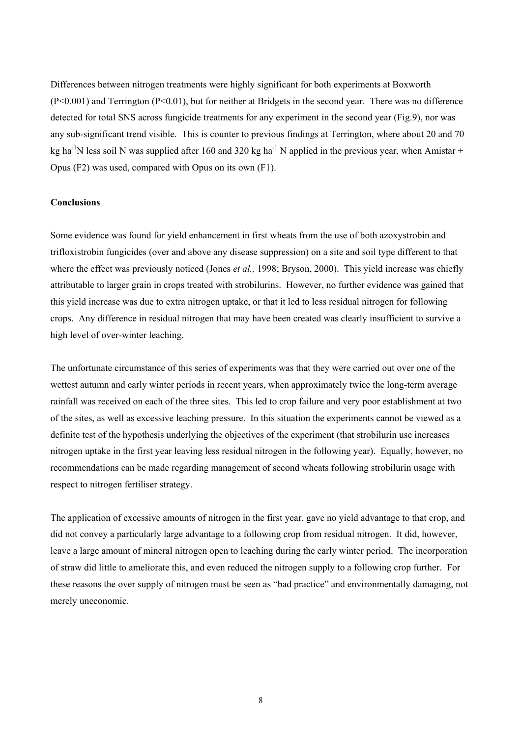Differences between nitrogen treatments were highly significant for both experiments at Boxworth ($P<0.001$) and Terrington ($P<0.01$), but for neither at Bridgets in the second year. There was no difference detected for total SNS across fungicide treatments for any experiment in the second year (Fig.9), nor was any sub-significant trend visible. This is counter to previous findings at Terrington, where about 20 and 70 kg ha$^{-1}$N less soil N was supplied after 160 and 320 kg ha$^{-1}$ N applied in the previous year, when Amistar + Opus (F2) was used, compared with Opus on its own (F1).

**Conclusions**

Some evidence was found for yield enhancement in first wheats from the use of both azoxystrobin and trifloxistrobin fungicides (over and above any disease suppression) on a site and soil type different to that where the effect was previously noticed (Jones *et al.,* 1998; Bryson, 2000). This yield increase was chiefly attributable to larger grain in crops treated with strobilurins. However, no further evidence was gained that this yield increase was due to extra nitrogen uptake, or that it led to less residual nitrogen for following crops. Any difference in residual nitrogen that may have been created was clearly insufficient to survive a high level of over-winter leaching.

The unfortunate circumstance of this series of experiments was that they were carried out over one of the wettest autumn and early winter periods in recent years, when approximately twice the long-term average rainfall was received on each of the three sites. This led to crop failure and very poor establishment at two of the sites, as well as excessive leaching pressure. In this situation the experiments cannot be viewed as a definite test of the hypothesis underlying the objectives of the experiment (that strobilurin use increases nitrogen uptake in the first year leaving less residual nitrogen in the following year). Equally, however, no recommendations can be made regarding management of second wheats following strobilurin usage with respect to nitrogen fertiliser strategy.

The application of excessive amounts of nitrogen in the first year, gave no yield advantage to that crop, and did not convey a particularly large advantage to a following crop from residual nitrogen. It did, however, leave a large amount of mineral nitrogen open to leaching during the early winter period. The incorporation of straw did little to ameliorate this, and even reduced the nitrogen supply to a following crop further. For these reasons the over supply of nitrogen must be seen as "bad practice" and environmentally damaging, not merely uneconomic.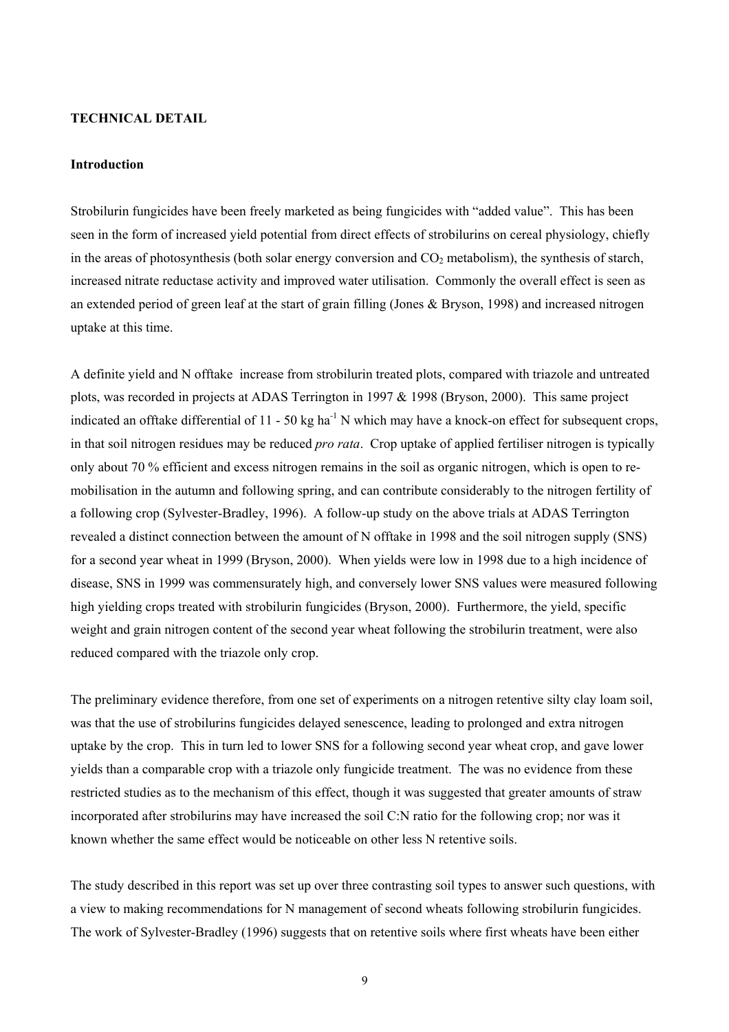**TECHNICAL DETAIL**

**Introduction**

Strobilurin fungicides have been freely marketed as being fungicides with "added value". This has been seen in the form of increased yield potential from direct effects of strobilurins on cereal physiology, chiefly in the areas of photosynthesis (both solar energy conversion and $CO_2$ metabolism), the synthesis of starch, increased nitrate reductase activity and improved water utilisation. Commonly the overall effect is seen as an extended period of green leaf at the start of grain filling (Jones & Bryson, 1998) and increased nitrogen uptake at this time.

A definite yield and N offtake increase from strobilurin treated plots, compared with triazole and untreated plots, was recorded in projects at ADAS Terrington in 1997 & 1998 (Bryson, 2000). This same project indicated an offtake differential of 11 - 50 kg $ha^{-1}$ N which may have a knock-on effect for subsequent crops, in that soil nitrogen residues may be reduced *pro rata*. Crop uptake of applied fertiliser nitrogen is typically only about 70 % efficient and excess nitrogen remains in the soil as organic nitrogen, which is open to re-mobilisation in the autumn and following spring, and can contribute considerably to the nitrogen fertility of a following crop (Sylvester-Bradley, 1996). A follow-up study on the above trials at ADAS Terrington revealed a distinct connection between the amount of N offtake in 1998 and the soil nitrogen supply (SNS) for a second year wheat in 1999 (Bryson, 2000). When yields were low in 1998 due to a high incidence of disease, SNS in 1999 was commensurately high, and conversely lower SNS values were measured following high yielding crops treated with strobilurin fungicides (Bryson, 2000). Furthermore, the yield, specific weight and grain nitrogen content of the second year wheat following the strobilurin treatment, were also reduced compared with the triazole only crop.

The preliminary evidence therefore, from one set of experiments on a nitrogen retentive silty clay loam soil, was that the use of strobilurins fungicides delayed senescence, leading to prolonged and extra nitrogen uptake by the crop. This in turn led to lower SNS for a following second year wheat crop, and gave lower yields than a comparable crop with a triazole only fungicide treatment. The was no evidence from these restricted studies as to the mechanism of this effect, though it was suggested that greater amounts of straw incorporated after strobilurins may have increased the soil C:N ratio for the following crop; nor was it known whether the same effect would be noticeable on other less N retentive soils.

The study described in this report was set up over three contrasting soil types to answer such questions, with a view to making recommendations for N management of second wheats following strobilurin fungicides. The work of Sylvester-Bradley (1996) suggests that on retentive soils where first wheats have been either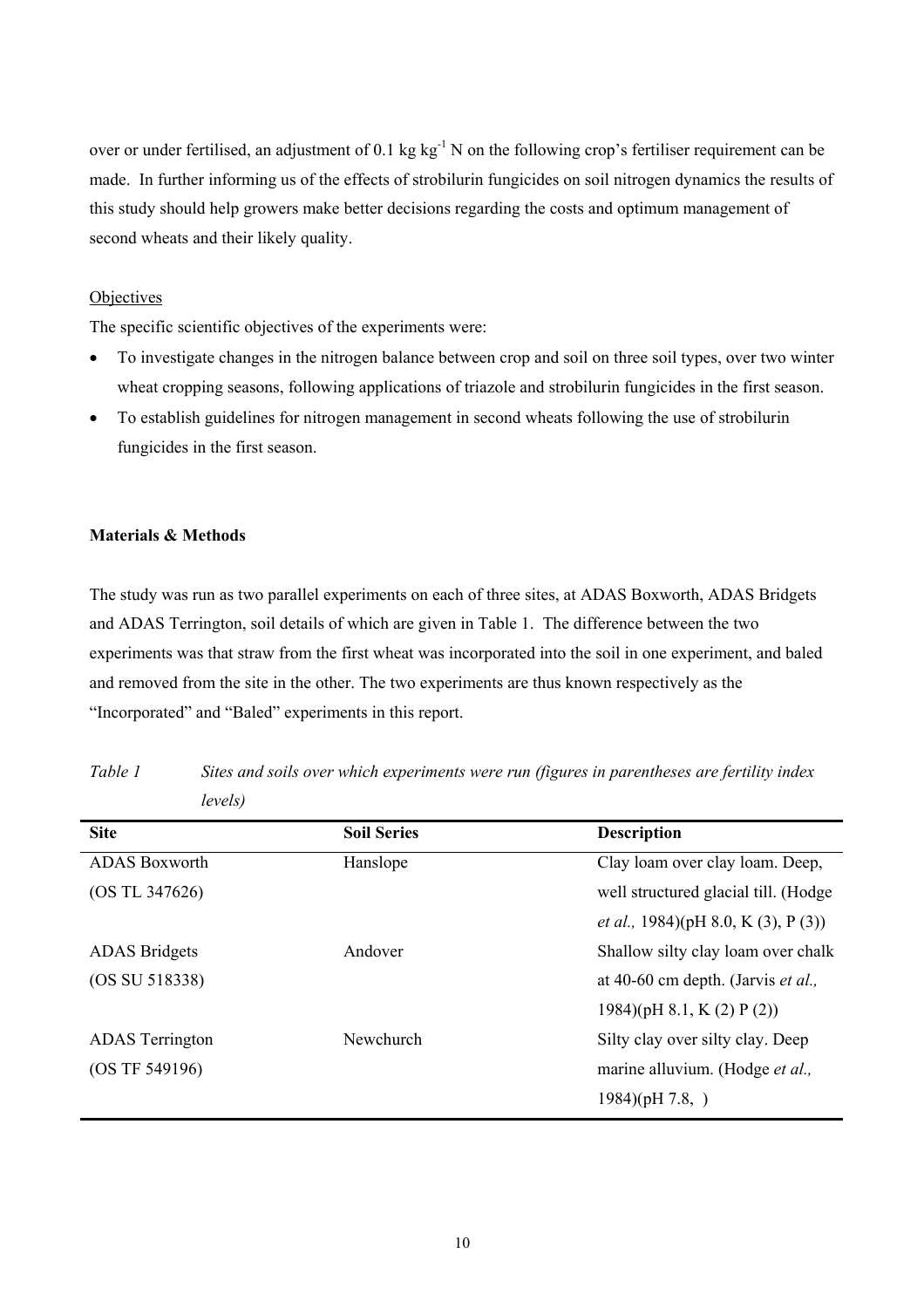over or under fertilised, an adjustment of 0.1 kg $kg^{-1}$ N on the following crop's fertiliser requirement can be made. In further informing us of the effects of strobilurin fungicides on soil nitrogen dynamics the results of this study should help growers make better decisions regarding the costs and optimum management of second wheats and their likely quality.

Objectives

The specific scientific objectives of the experiments were:

- To investigate changes in the nitrogen balance between crop and soil on three soil types, over two winter wheat cropping seasons, following applications of triazole and strobilurin fungicides in the first season.
- To establish guidelines for nitrogen management in second wheats following the use of strobilurin fungicides in the first season.

**Materials & Methods**

The study was run as two parallel experiments on each of three sites, at ADAS Boxworth, ADAS Bridgets and ADAS Terrington, soil details of which are given in Table 1. The difference between the two experiments was that straw from the first wheat was incorporated into the soil in one experiment, and baled and removed from the site in the other. The two experiments are thus known respectively as the "Incorporated" and "Baled" experiments in this report.

*Table 1 Sites and soils over which experiments were run (figures in parentheses are fertility index levels)*

| Site | Soil Series | Description |
|---|---|---|
| ADAS Boxworth (OS TL 347626) | Hanslope | Clay loam over clay loam. Deep, well structured glacial till. (Hodge *et al.,* 1984)(pH 8.0, K (3), P (3)) |
| ADAS Bridgets (OS SU 518338) | Andover | Shallow silty clay loam over chalk at 40-60 cm depth. (Jarvis *et al.,* 1984)(pH 8.1, K (2) P (2)) |
| ADAS Terrington (OS TF 549196) | Newchurch | Silty clay over silty clay. Deep marine alluvium. (Hodge *et al.,* 1984)(pH 7.8, ) |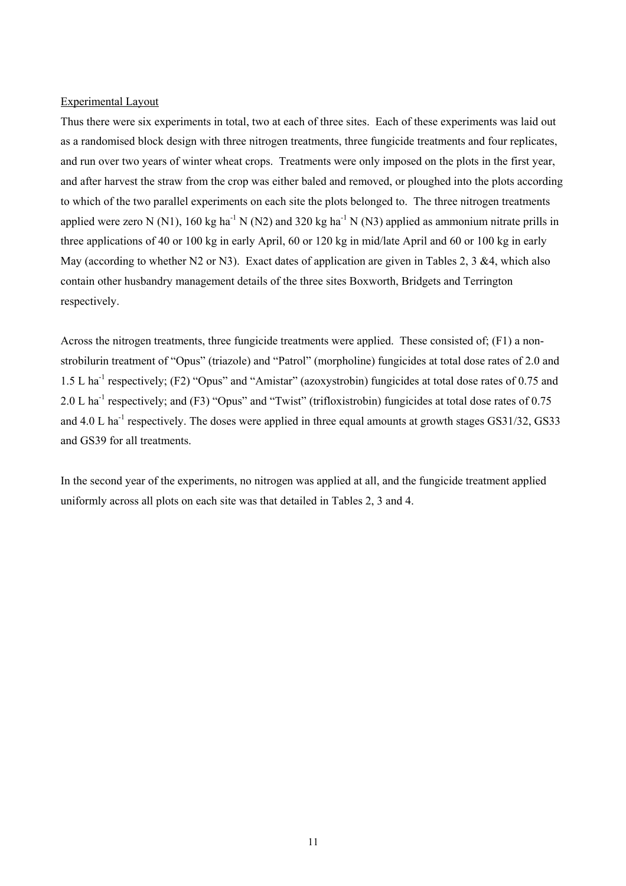Experimental Layout

Thus there were six experiments in total, two at each of three sites. Each of these experiments was laid out as a randomised block design with three nitrogen treatments, three fungicide treatments and four replicates, and run over two years of winter wheat crops. Treatments were only imposed on the plots in the first year, and after harvest the straw from the crop was either baled and removed, or ploughed into the plots according to which of the two parallel experiments on each site the plots belonged to. The three nitrogen treatments applied were zero N (N1), 160 kg $ha^{-1}$ N (N2) and 320 kg $ha^{-1}$ N (N3) applied as ammonium nitrate prills in three applications of 40 or 100 kg in early April, 60 or 120 kg in mid/late April and 60 or 100 kg in early May (according to whether N2 or N3). Exact dates of application are given in Tables 2, 3 &4, which also contain other husbandry management details of the three sites Boxworth, Bridgets and Terrington respectively.

Across the nitrogen treatments, three fungicide treatments were applied. These consisted of; (F1) a non-strobilurin treatment of "Opus" (triazole) and "Patrol" (morpholine) fungicides at total dose rates of 2.0 and 1.5 L $ha^{-1}$ respectively; (F2) "Opus" and "Amistar" (azoxystrobin) fungicides at total dose rates of 0.75 and 2.0 L $ha^{-1}$ respectively; and (F3) "Opus" and "Twist" (trifloxistrobin) fungicides at total dose rates of 0.75 and 4.0 L $ha^{-1}$ respectively. The doses were applied in three equal amounts at growth stages GS31/32, GS33 and GS39 for all treatments.

In the second year of the experiments, no nitrogen was applied at all, and the fungicide treatment applied uniformly across all plots on each site was that detailed in Tables 2, 3 and 4.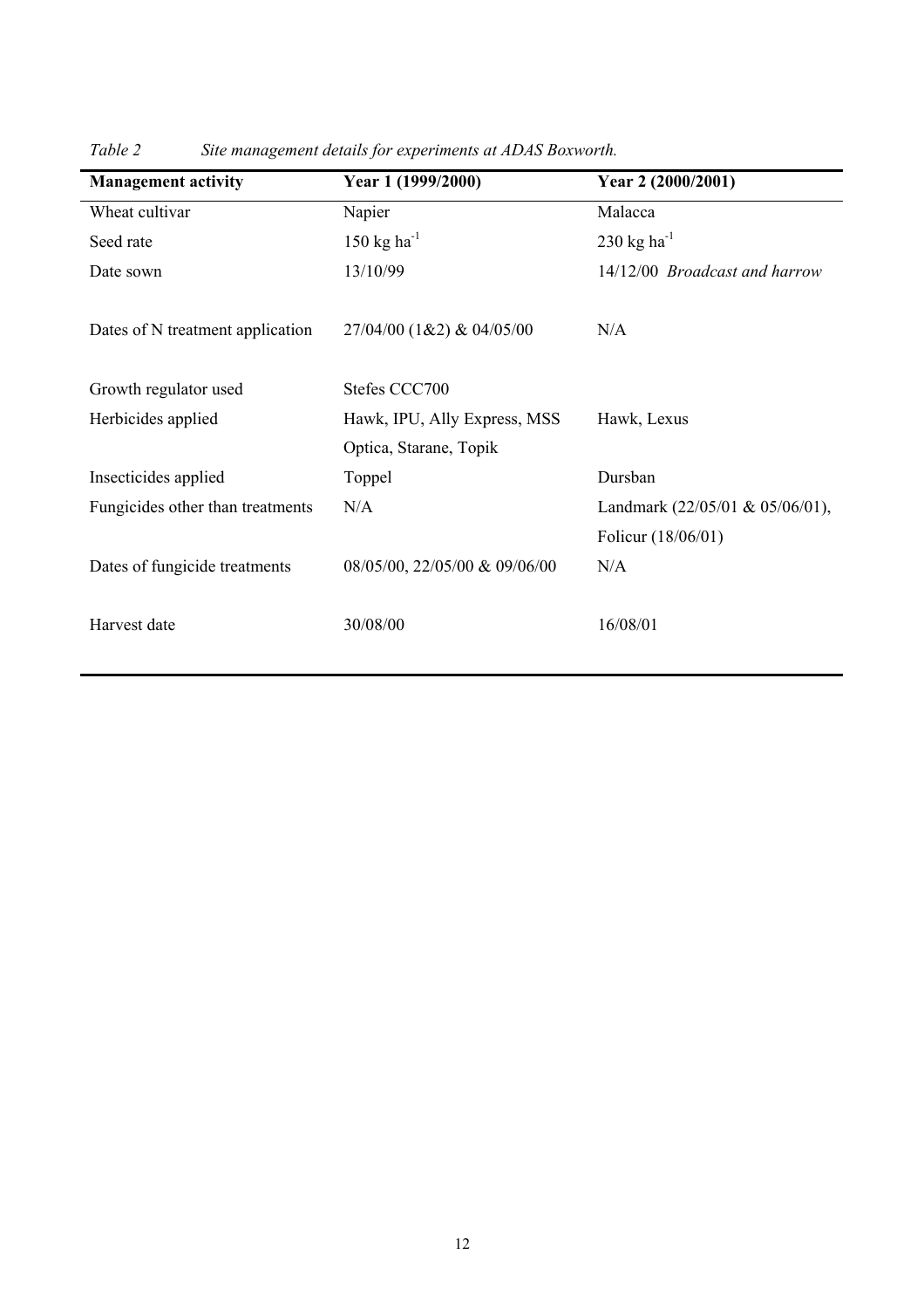*Table 2 Site management details for experiments at ADAS Boxworth.*

| Management activity | Year 1 (1999/2000) | Year 2 (2000/2001) |
|---|---|---|
| Wheat cultivar | Napier | Malacca |
| Seed rate | 150 kg $ha^{-1}$ | 230 kg $ha^{-1}$ |
| Date sown | 13/10/99 | 14/12/00 *Broadcast and harrow* |
| Dates of N treatment application | 27/04/00 (1&2) & 04/05/00 | N/A |
| Growth regulator used | Stefes CCC700 | |
| Herbicides applied | Hawk, IPU, Ally Express, MSS Optica, Starane, Topik | Hawk, Lexus |
| Insecticides applied | Toppel | Dursban |
| Fungicides other than treatments | N/A | Landmark (22/05/01 & 05/06/01), Folicur (18/06/01) |
| Dates of fungicide treatments | 08/05/00, 22/05/00 & 09/06/00 | N/A |
| Harvest date | 30/08/00 | 16/08/01 |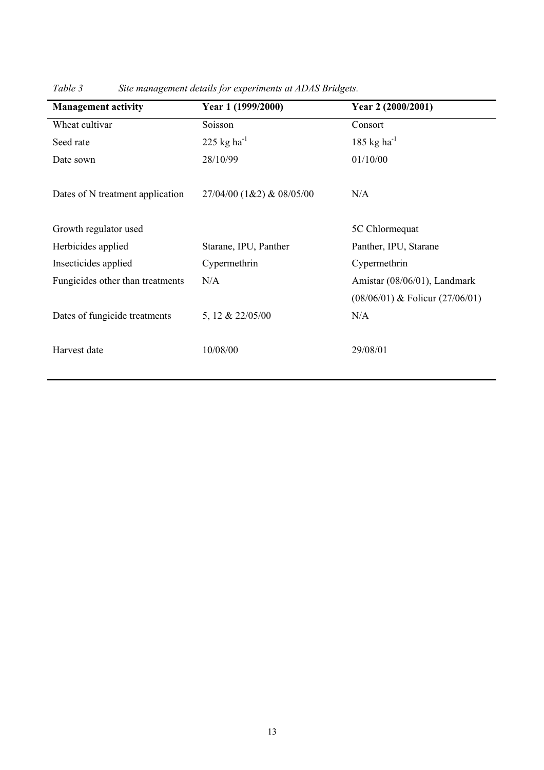*Table 3 Site management details for experiments at ADAS Bridgets.*

| Management activity | Year 1 (1999/2000) | Year 2 (2000/2001) |
|---|---|---|
| Wheat cultivar | Soisson | Consort |
| Seed rate | 225 kg $ha^{-1}$ | 185 kg $ha^{-1}$ |
| Date sown | 28/10/99 | 01/10/00 |
| Dates of N treatment application | 27/04/00 (1&2) & 08/05/00 | N/A |
| Growth regulator used | | 5C Chlormequat |
| Herbicides applied | Starane, IPU, Panther | Panther, IPU, Starane |
| Insecticides applied | Cypermethrin | Cypermethrin |
| Fungicides other than treatments | N/A | Amistar (08/06/01), Landmark (08/06/01) & Folicur (27/06/01) |
| Dates of fungicide treatments | 5, 12 & 22/05/00 | N/A |
| Harvest date | 10/08/00 | 29/08/01 |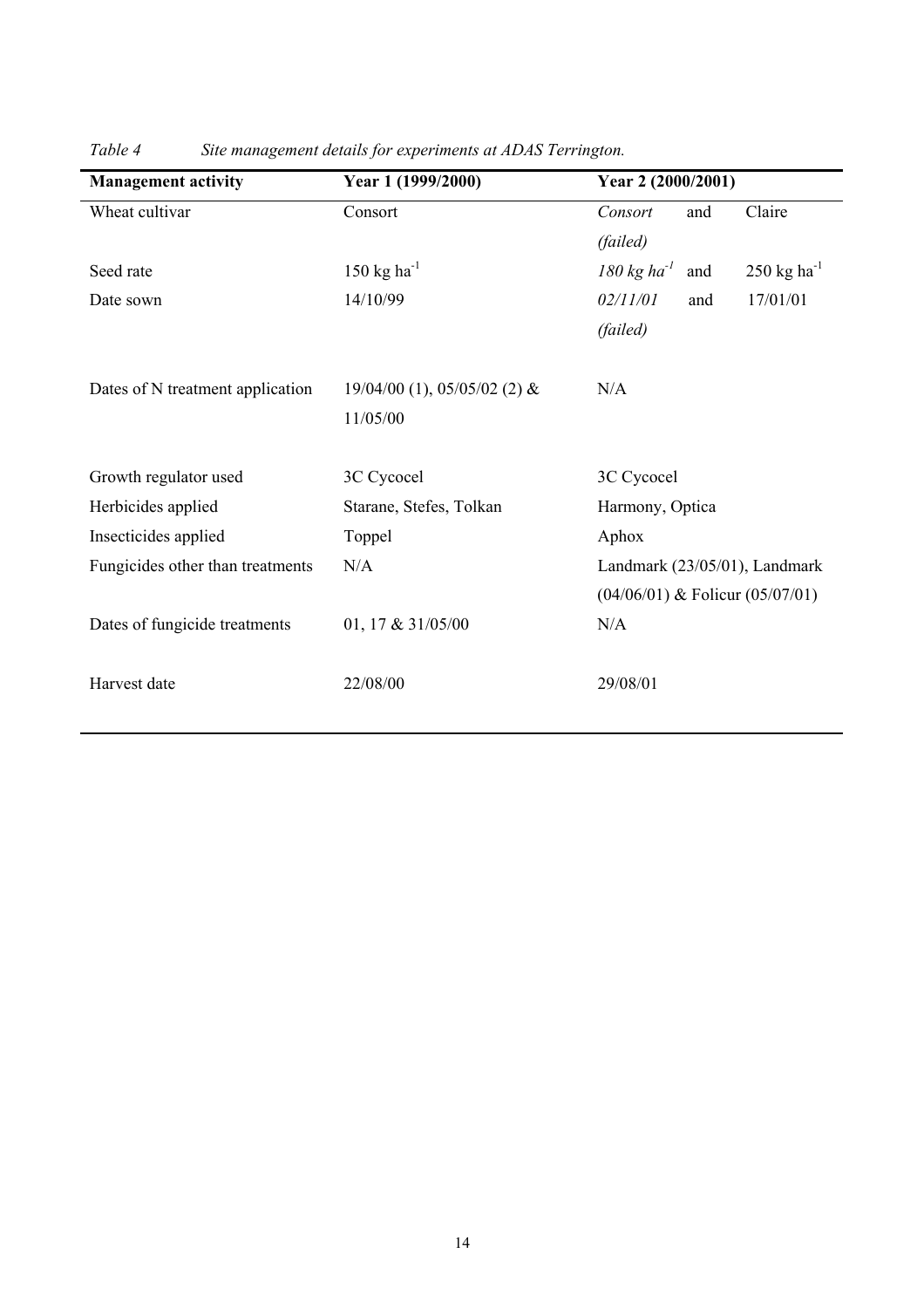*Table 4 Site management details for experiments at ADAS Terrington.*

| Management activity | Year 1 (1999/2000) | Year 2 (2000/2001) |
|---|---|---|
| Wheat cultivar | Consort | *Consort (failed)* and Claire |
| Seed rate | 150 kg ha$^{-1}$ | *180 kg ha$^{-1}$* and 250 kg ha$^{-1}$ |
| Date sown | 14/10/99 | *02/11/01 (failed)* and 17/01/01 |
| Dates of N treatment application | 19/04/00 (1), 05/05/02 (2) & 11/05/00 | N/A |
| Growth regulator used | 3C Cycocel | 3C Cycocel |
| Herbicides applied | Starane, Stefes, Tolkan | Harmony, Optica |
| Insecticides applied | Toppel | Aphox |
| Fungicides other than treatments | N/A | Landmark (23/05/01), Landmark (04/06/01) & Folicur (05/07/01) |
| Dates of fungicide treatments | 01, 17 & 31/05/00 | N/A |
| Harvest date | 22/08/00 | 29/08/01 |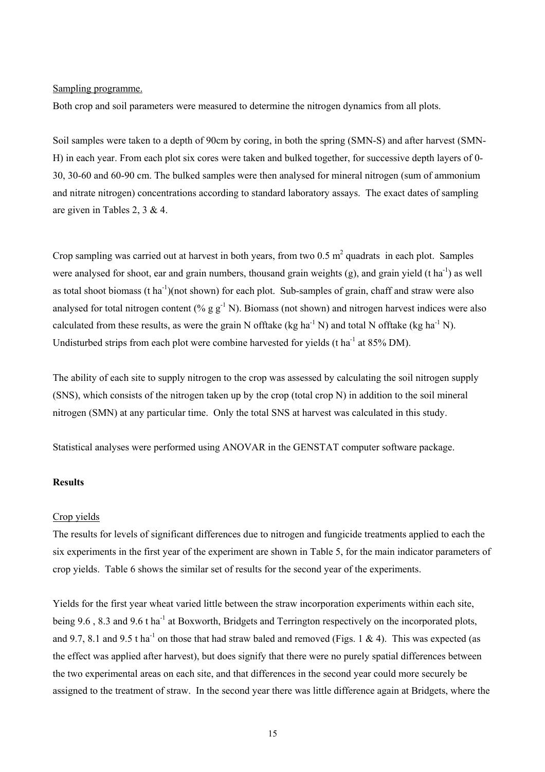Sampling programme.

Both crop and soil parameters were measured to determine the nitrogen dynamics from all plots.

Soil samples were taken to a depth of 90cm by coring, in both the spring (SMN-S) and after harvest (SMN-H) in each year. From each plot six cores were taken and bulked together, for successive depth layers of 0-30, 30-60 and 60-90 cm. The bulked samples were then analysed for mineral nitrogen (sum of ammonium and nitrate nitrogen) concentrations according to standard laboratory assays. The exact dates of sampling are given in Tables 2, 3 & 4.

Crop sampling was carried out at harvest in both years, from two 0.5 $m^2$ quadrats in each plot. Samples were analysed for shoot, ear and grain numbers, thousand grain weights (g), and grain yield (t $ha^{-1}$) as well as total shoot biomass (t $ha^{-1}$)(not shown) for each plot. Sub-samples of grain, chaff and straw were also analysed for total nitrogen content (% g $g^{-1}$ N). Biomass (not shown) and nitrogen harvest indices were also calculated from these results, as were the grain N offtake (kg $ha^{-1}$ N) and total N offtake (kg $ha^{-1}$ N). Undisturbed strips from each plot were combine harvested for yields (t $ha^{-1}$ at 85% DM).

The ability of each site to supply nitrogen to the crop was assessed by calculating the soil nitrogen supply (SNS), which consists of the nitrogen taken up by the crop (total crop N) in addition to the soil mineral nitrogen (SMN) at any particular time. Only the total SNS at harvest was calculated in this study.

Statistical analyses were performed using ANOVAR in the GENSTAT computer software package.

## Results

Crop yields

The results for levels of significant differences due to nitrogen and fungicide treatments applied to each the six experiments in the first year of the experiment are shown in Table 5, for the main indicator parameters of crop yields. Table 6 shows the similar set of results for the second year of the experiments.

Yields for the first year wheat varied little between the straw incorporation experiments within each site, being 9.6 , 8.3 and 9.6 t $ha^{-1}$ at Boxworth, Bridgets and Terrington respectively on the incorporated plots, and 9.7, 8.1 and 9.5 t $ha^{-1}$ on those that had straw baled and removed (Figs. 1 & 4). This was expected (as the effect was applied after harvest), but does signify that there were no purely spatial differences between the two experimental areas on each site, and that differences in the second year could more securely be assigned to the treatment of straw. In the second year there was little difference again at Bridgets, where the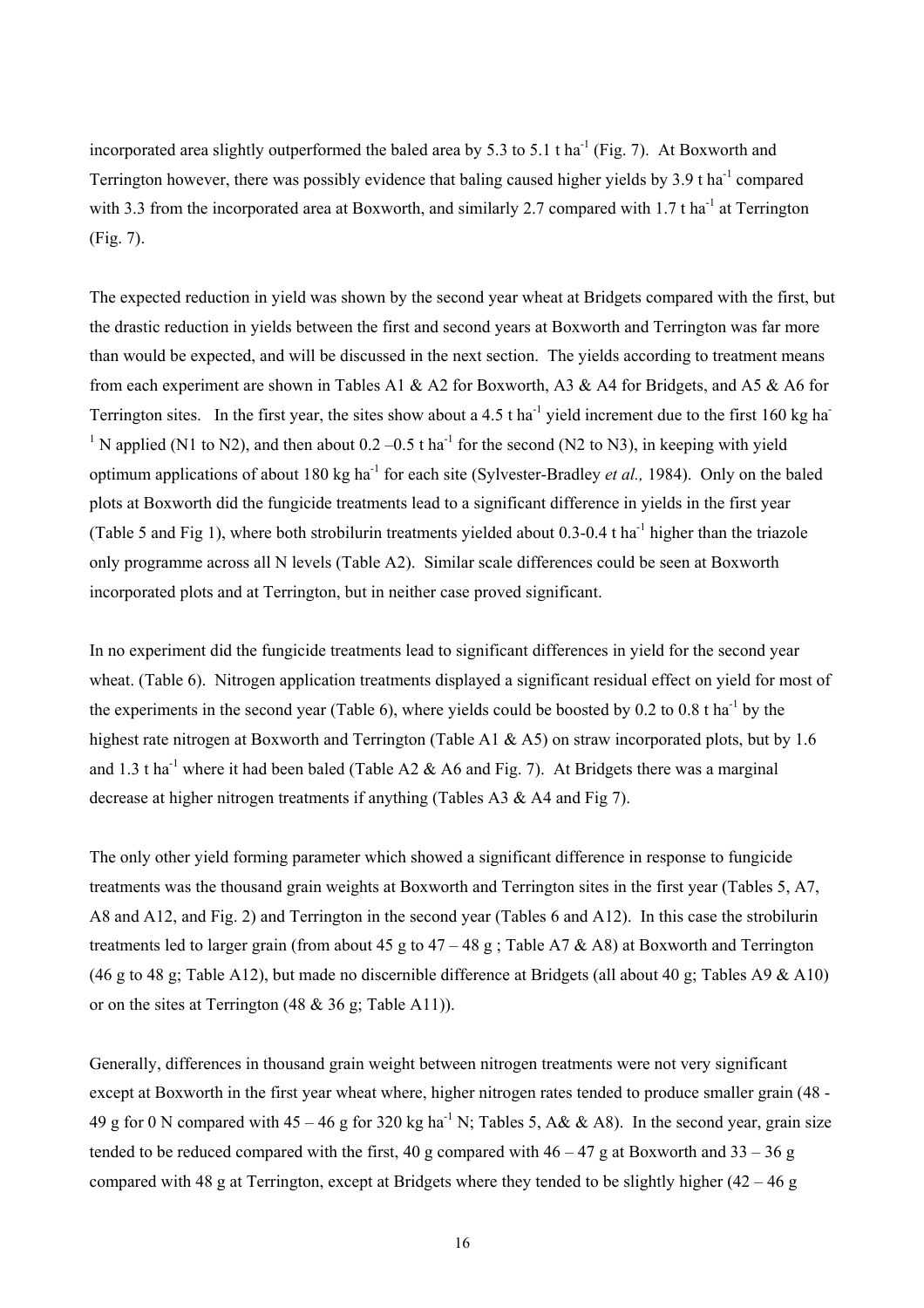incorporated area slightly outperformed the baled area by 5.3 to 5.1 t ha$^{-1}$ (Fig. 7). At Boxworth and Terrington however, there was possibly evidence that baling caused higher yields by 3.9 t ha$^{-1}$ compared with 3.3 from the incorporated area at Boxworth, and similarly 2.7 compared with 1.7 t ha$^{-1}$ at Terrington (Fig. 7).

The expected reduction in yield was shown by the second year wheat at Bridgets compared with the first, but the drastic reduction in yields between the first and second years at Boxworth and Terrington was far more than would be expected, and will be discussed in the next section. The yields according to treatment means from each experiment are shown in Tables A1 & A2 for Boxworth, A3 & A4 for Bridgets, and A5 & A6 for Terrington sites. In the first year, the sites show about a 4.5 t ha$^{-1}$ yield increment due to the first 160 kg ha$^{-1}$ N applied (N1 to N2), and then about 0.2 –0.5 t ha$^{-1}$ for the second (N2 to N3), in keeping with yield optimum applications of about 180 kg ha$^{-1}$ for each site (Sylvester-Bradley *et al.,* 1984). Only on the baled plots at Boxworth did the fungicide treatments lead to a significant difference in yields in the first year (Table 5 and Fig 1), where both strobilurin treatments yielded about 0.3-0.4 t ha$^{-1}$ higher than the triazole only programme across all N levels (Table A2). Similar scale differences could be seen at Boxworth incorporated plots and at Terrington, but in neither case proved significant.

In no experiment did the fungicide treatments lead to significant differences in yield for the second year wheat. (Table 6). Nitrogen application treatments displayed a significant residual effect on yield for most of the experiments in the second year (Table 6), where yields could be boosted by 0.2 to 0.8 t ha$^{-1}$ by the highest rate nitrogen at Boxworth and Terrington (Table A1 & A5) on straw incorporated plots, but by 1.6 and 1.3 t ha$^{-1}$ where it had been baled (Table A2 & A6 and Fig. 7). At Bridgets there was a marginal decrease at higher nitrogen treatments if anything (Tables A3 & A4 and Fig 7).

The only other yield forming parameter which showed a significant difference in response to fungicide treatments was the thousand grain weights at Boxworth and Terrington sites in the first year (Tables 5, A7, A8 and A12, and Fig. 2) and Terrington in the second year (Tables 6 and A12). In this case the strobilurin treatments led to larger grain (from about 45 g to 47 – 48 g ; Table A7 & A8) at Boxworth and Terrington (46 g to 48 g; Table A12), but made no discernible difference at Bridgets (all about 40 g; Tables A9 & A10) or on the sites at Terrington (48 & 36 g; Table A11)).

Generally, differences in thousand grain weight between nitrogen treatments were not very significant except at Boxworth in the first year wheat where, higher nitrogen rates tended to produce smaller grain (48 - 49 g for 0 N compared with 45 – 46 g for 320 kg ha$^{-1}$ N; Tables 5, A& & A8). In the second year, grain size tended to be reduced compared with the first, 40 g compared with 46 – 47 g at Boxworth and 33 – 36 g compared with 48 g at Terrington, except at Bridgets where they tended to be slightly higher (42 – 46 g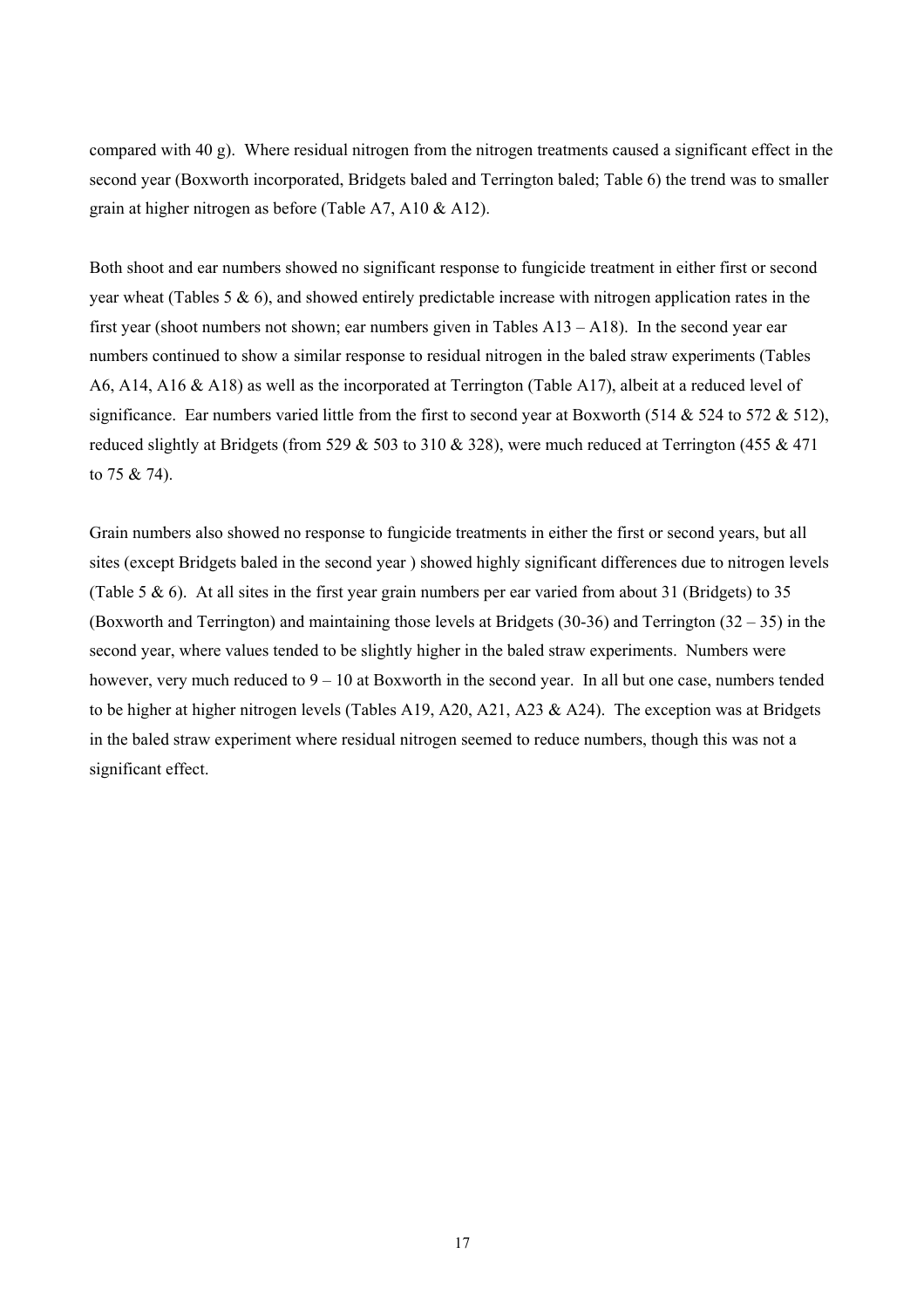compared with 40 g). Where residual nitrogen from the nitrogen treatments caused a significant effect in the second year (Boxworth incorporated, Bridgets baled and Terrington baled; Table 6) the trend was to smaller grain at higher nitrogen as before (Table A7, A10 & A12).

Both shoot and ear numbers showed no significant response to fungicide treatment in either first or second year wheat (Tables 5 & 6), and showed entirely predictable increase with nitrogen application rates in the first year (shoot numbers not shown; ear numbers given in Tables A13 – A18). In the second year ear numbers continued to show a similar response to residual nitrogen in the baled straw experiments (Tables A6, A14, A16 & A18) as well as the incorporated at Terrington (Table A17), albeit at a reduced level of significance. Ear numbers varied little from the first to second year at Boxworth (514 & 524 to 572 & 512), reduced slightly at Bridgets (from 529 & 503 to 310 & 328), were much reduced at Terrington (455 & 471 to 75 & 74).

Grain numbers also showed no response to fungicide treatments in either the first or second years, but all sites (except Bridgets baled in the second year ) showed highly significant differences due to nitrogen levels (Table 5 & 6). At all sites in the first year grain numbers per ear varied from about 31 (Bridgets) to 35 (Boxworth and Terrington) and maintaining those levels at Bridgets (30-36) and Terrington (32 – 35) in the second year, where values tended to be slightly higher in the baled straw experiments. Numbers were however, very much reduced to 9 – 10 at Boxworth in the second year. In all but one case, numbers tended to be higher at higher nitrogen levels (Tables A19, A20, A21, A23 & A24). The exception was at Bridgets in the baled straw experiment where residual nitrogen seemed to reduce numbers, though this was not a significant effect.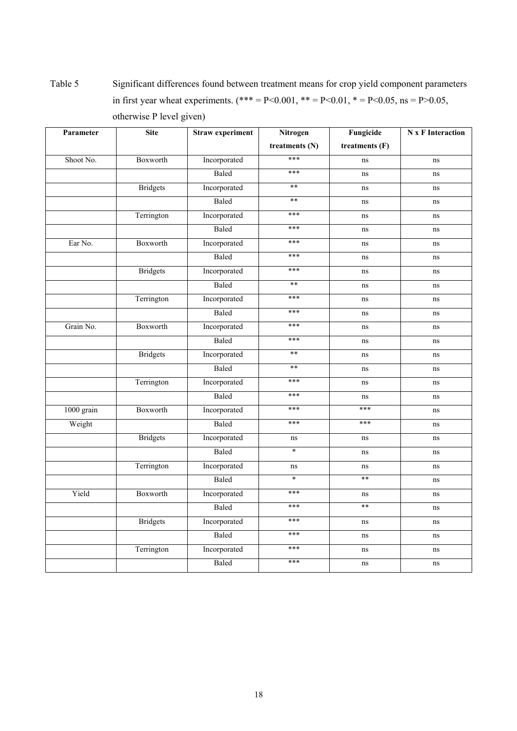Table 5 Significant differences found between treatment means for crop yield component parameters in first year wheat experiments. (*** = $P<0.001$, ** = $P<0.01$, * = $P<0.05$, ns = $P>0.05$, otherwise P level given)

| Parameter | Site | Straw experiment | Nitrogen treatments (N) | Fungicide treatments (F) | N x F Interaction |
|---|---|---|---|---|---|
| Shoot No. | Boxworth | Incorporated | *** | ns | ns |
| | | Baled | *** | ns | ns |
| | Bridgets | Incorporated | ** | ns | ns |
| | | Baled | ** | ns | ns |
| | Terrington | Incorporated | *** | ns | ns |
| | | Baled | *** | ns | ns |
| Ear No. | Boxworth | Incorporated | *** | ns | ns |
| | | Baled | *** | ns | ns |
| | Bridgets | Incorporated | *** | ns | ns |
| | | Baled | ** | ns | ns |
| | Terrington | Incorporated | *** | ns | ns |
| | | Baled | *** | ns | ns |
| Grain No. | Boxworth | Incorporated | *** | ns | ns |
| | | Baled | *** | ns | ns |
| | Bridgets | Incorporated | ** | ns | ns |
| | | Baled | ** | ns | ns |
| | Terrington | Incorporated | *** | ns | ns |
| | | Baled | *** | ns | ns |
| 1000 grain Weight | Boxworth | Incorporated | *** | *** | ns |
| | | Baled | *** | *** | ns |
| | Bridgets | Incorporated | ns | ns | ns |
| | | Baled | * | ns | ns |
| | Terrington | Incorporated | ns | ns | ns |
| | | Baled | * | ** | ns |
| Yield | Boxworth | Incorporated | *** | ns | ns |
| | | Baled | *** | ** | ns |
| | Bridgets | Incorporated | *** | ns | ns |
| | | Baled | *** | ns | ns |
| | Terrington | Incorporated | *** | ns | ns |
| | | Baled | *** | ns | ns |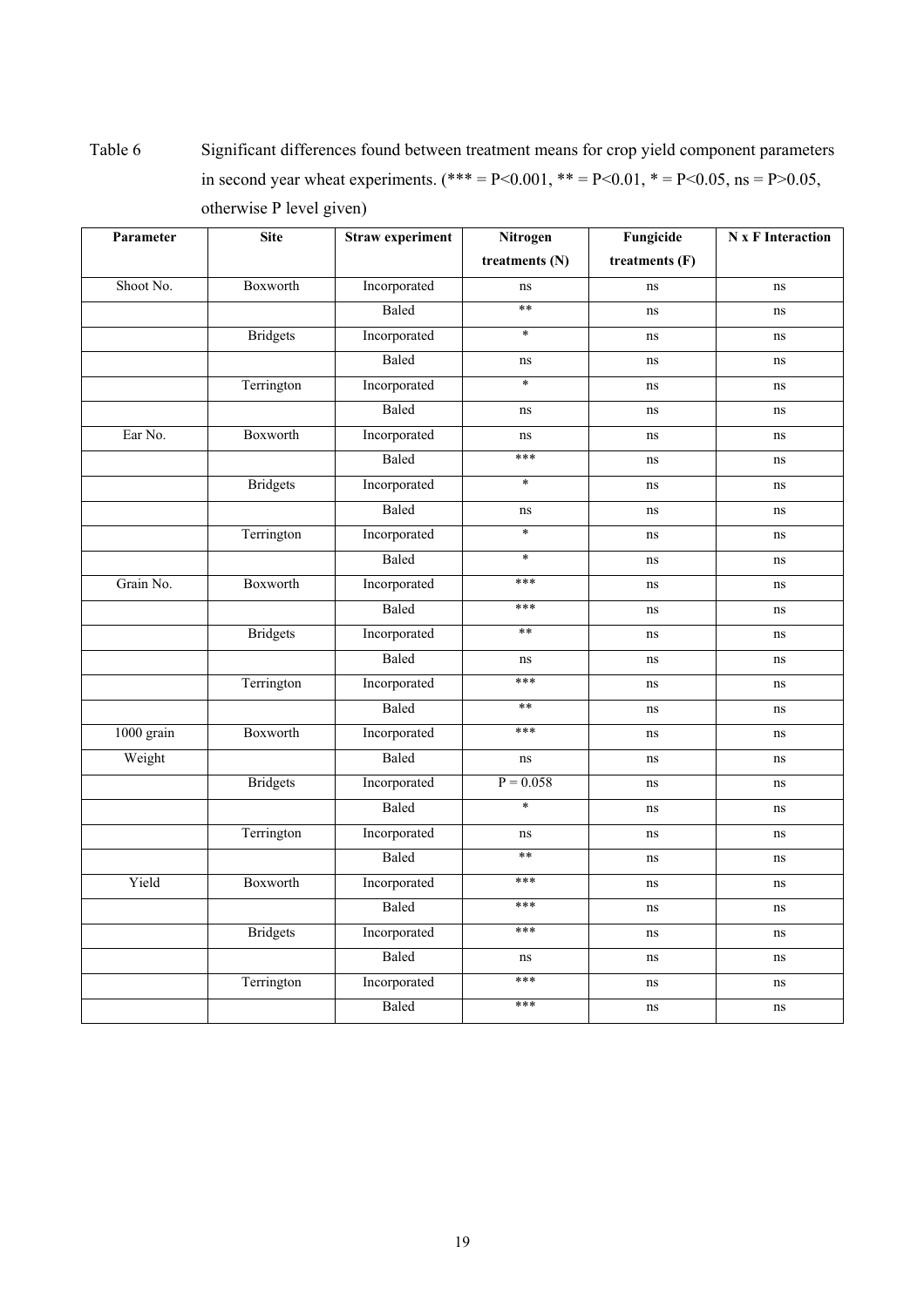Table 6 Significant differences found between treatment means for crop yield component parameters in second year wheat experiments. (*** = $P<0.001$, ** = $P<0.01$, * = $P<0.05$, ns = $P>0.05$, otherwise P level given)

| Parameter | Site | Straw experiment | Nitrogen treatments (N) | Fungicide treatments (F) | N x F Interaction |
|---|---|---|---|---|---|
| Shoot No. | Boxworth | Incorporated | ns | ns | ns |
| | | Baled | ** | ns | ns |
| | Bridgets | Incorporated | * | ns | ns |
| | | Baled | ns | ns | ns |
| | Terrington | Incorporated | * | ns | ns |
| | | Baled | ns | ns | ns |
| Ear No. | Boxworth | Incorporated | ns | ns | ns |
| | | Baled | *** | ns | ns |
| | Bridgets | Incorporated | * | ns | ns |
| | | Baled | ns | ns | ns |
| | Terrington | Incorporated | * | ns | ns |
| | | Baled | * | ns | ns |
| Grain No. | Boxworth | Incorporated | *** | ns | ns |
| | | Baled | *** | ns | ns |
| | Bridgets | Incorporated | ** | ns | ns |
| | | Baled | ns | ns | ns |
| | Terrington | Incorporated | *** | ns | ns |
| | | Baled | ** | ns | ns |
| 1000 grain Weight | Boxworth | Incorporated | *** | ns | ns |
| | | Baled | ns | ns | ns |
| | Bridgets | Incorporated | P = 0.058 | ns | ns |
| | | Baled | * | ns | ns |
| | Terrington | Incorporated | ns | ns | ns |
| | | Baled | ** | ns | ns |
| Yield | Boxworth | Incorporated | *** | ns | ns |
| | | Baled | *** | ns | ns |
| | Bridgets | Incorporated | *** | ns | ns |
| | | Baled | ns | ns | ns |
| | Terrington | Incorporated | *** | ns | ns |
| | | Baled | *** | ns | ns |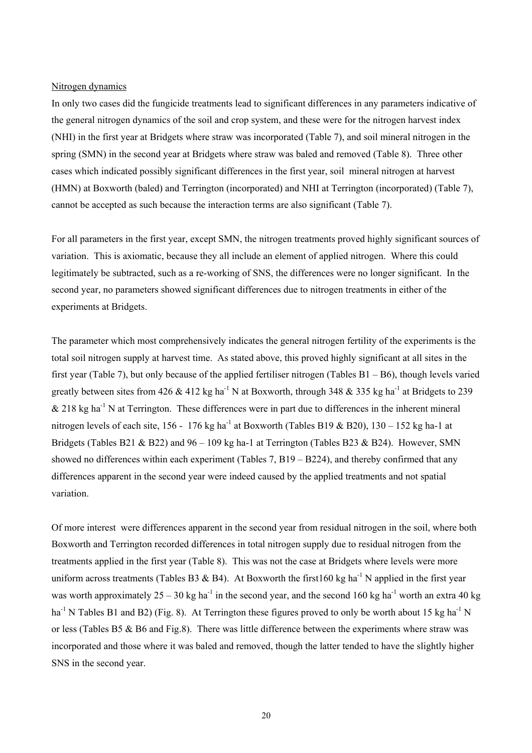Nitrogen dynamics

In only two cases did the fungicide treatments lead to significant differences in any parameters indicative of the general nitrogen dynamics of the soil and crop system, and these were for the nitrogen harvest index (NHI) in the first year at Bridgets where straw was incorporated (Table 7), and soil mineral nitrogen in the spring (SMN) in the second year at Bridgets where straw was baled and removed (Table 8). Three other cases which indicated possibly significant differences in the first year, soil mineral nitrogen at harvest (HMN) at Boxworth (baled) and Terrington (incorporated) and NHI at Terrington (incorporated) (Table 7), cannot be accepted as such because the interaction terms are also significant (Table 7).

For all parameters in the first year, except SMN, the nitrogen treatments proved highly significant sources of variation. This is axiomatic, because they all include an element of applied nitrogen. Where this could legitimately be subtracted, such as a re-working of SNS, the differences were no longer significant. In the second year, no parameters showed significant differences due to nitrogen treatments in either of the experiments at Bridgets.

The parameter which most comprehensively indicates the general nitrogen fertility of the experiments is the total soil nitrogen supply at harvest time. As stated above, this proved highly significant at all sites in the first year (Table 7), but only because of the applied fertiliser nitrogen (Tables B1 – B6), though levels varied greatly between sites from 426 & 412 kg ha$^{-1}$ N at Boxworth, through 348 & 335 kg ha$^{-1}$ at Bridgets to 239 & 218 kg ha$^{-1}$ N at Terrington. These differences were in part due to differences in the inherent mineral nitrogen levels of each site, 156 - 176 kg ha$^{-1}$ at Boxworth (Tables B19 & B20), 130 – 152 kg ha-1 at Bridgets (Tables B21 & B22) and 96 – 109 kg ha-1 at Terrington (Tables B23 & B24). However, SMN showed no differences within each experiment (Tables 7, B19 – B224), and thereby confirmed that any differences apparent in the second year were indeed caused by the applied treatments and not spatial variation.

Of more interest were differences apparent in the second year from residual nitrogen in the soil, where both Boxworth and Terrington recorded differences in total nitrogen supply due to residual nitrogen from the treatments applied in the first year (Table 8). This was not the case at Bridgets where levels were more uniform across treatments (Tables B3 & B4). At Boxworth the first160 kg ha$^{-1}$ N applied in the first year was worth approximately 25 – 30 kg ha$^{-1}$ in the second year, and the second 160 kg ha$^{-1}$ worth an extra 40 kg ha$^{-1}$ N Tables B1 and B2) (Fig. 8). At Terrington these figures proved to only be worth about 15 kg ha$^{-1}$ N or less (Tables B5 & B6 and Fig.8). There was little difference between the experiments where straw was incorporated and those where it was baled and removed, though the latter tended to have the slightly higher SNS in the second year.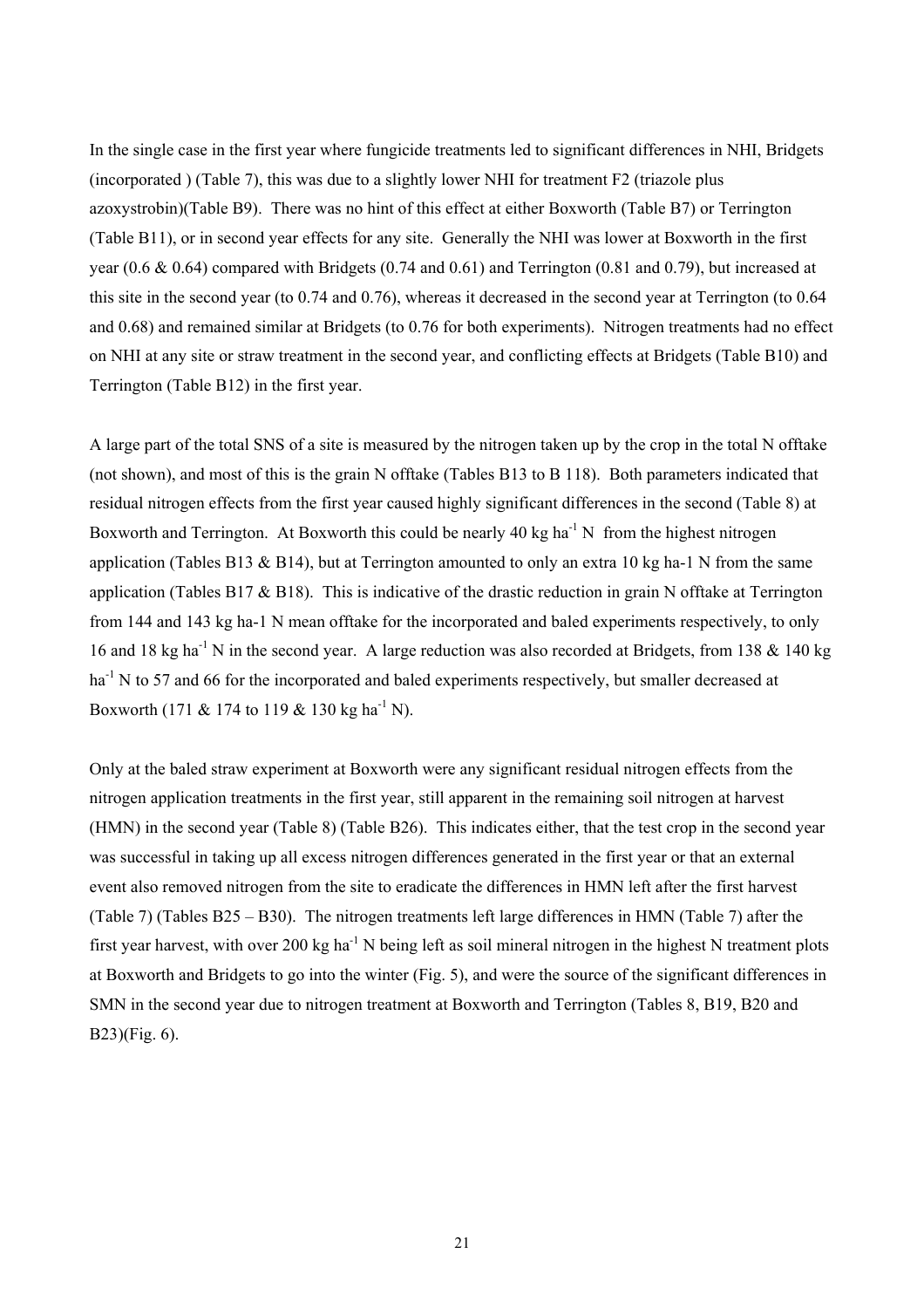In the single case in the first year where fungicide treatments led to significant differences in NHI, Bridgets (incorporated ) (Table 7), this was due to a slightly lower NHI for treatment F2 (triazole plus azoxystrobin)(Table B9). There was no hint of this effect at either Boxworth (Table B7) or Terrington (Table B11), or in second year effects for any site. Generally the NHI was lower at Boxworth in the first year (0.6 & 0.64) compared with Bridgets (0.74 and 0.61) and Terrington (0.81 and 0.79), but increased at this site in the second year (to 0.74 and 0.76), whereas it decreased in the second year at Terrington (to 0.64 and 0.68) and remained similar at Bridgets (to 0.76 for both experiments). Nitrogen treatments had no effect on NHI at any site or straw treatment in the second year, and conflicting effects at Bridgets (Table B10) and Terrington (Table B12) in the first year.

A large part of the total SNS of a site is measured by the nitrogen taken up by the crop in the total N offtake (not shown), and most of this is the grain N offtake (Tables B13 to B 118). Both parameters indicated that residual nitrogen effects from the first year caused highly significant differences in the second (Table 8) at Boxworth and Terrington. At Boxworth this could be nearly 40 kg ha$^{-1}$ N from the highest nitrogen application (Tables B13 & B14), but at Terrington amounted to only an extra 10 kg ha-1 N from the same application (Tables B17 & B18). This is indicative of the drastic reduction in grain N offtake at Terrington from 144 and 143 kg ha-1 N mean offtake for the incorporated and baled experiments respectively, to only 16 and 18 kg ha$^{-1}$ N in the second year. A large reduction was also recorded at Bridgets, from 138 & 140 kg ha$^{-1}$ N to 57 and 66 for the incorporated and baled experiments respectively, but smaller decreased at Boxworth (171 & 174 to 119 & 130 kg ha$^{-1}$ N).

Only at the baled straw experiment at Boxworth were any significant residual nitrogen effects from the nitrogen application treatments in the first year, still apparent in the remaining soil nitrogen at harvest (HMN) in the second year (Table 8) (Table B26). This indicates either, that the test crop in the second year was successful in taking up all excess nitrogen differences generated in the first year or that an external event also removed nitrogen from the site to eradicate the differences in HMN left after the first harvest (Table 7) (Tables B25 – B30). The nitrogen treatments left large differences in HMN (Table 7) after the first year harvest, with over 200 kg ha$^{-1}$ N being left as soil mineral nitrogen in the highest N treatment plots at Boxworth and Bridgets to go into the winter (Fig. 5), and were the source of the significant differences in SMN in the second year due to nitrogen treatment at Boxworth and Terrington (Tables 8, B19, B20 and B23)(Fig. 6).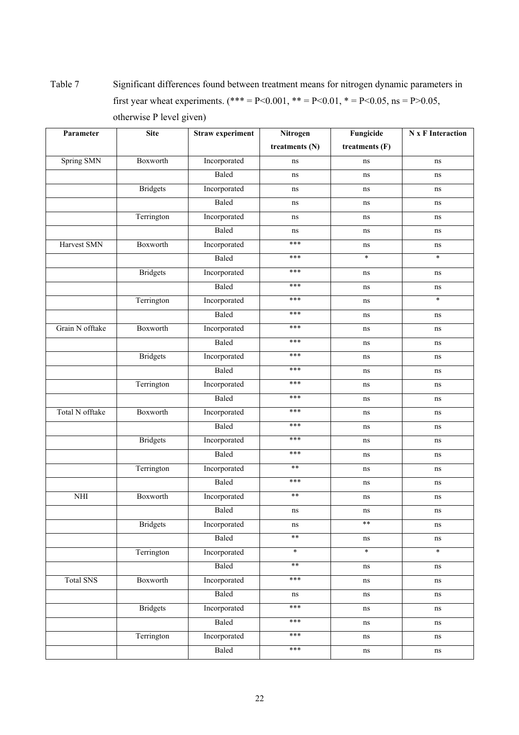Table 7 Significant differences found between treatment means for nitrogen dynamic parameters in first year wheat experiments. (*** = $P<0.001$, ** = $P<0.01$, * = $P<0.05$, ns = $P>0.05$, otherwise P level given)

| Parameter | Site | Straw experiment | Nitrogen treatments (N) | Fungicide treatments (F) | N x F Interaction |
|---|---|---|---|---|---|
| Spring SMN | Boxworth | Incorporated | ns | ns | ns |
| | | Baled | ns | ns | ns |
| | Bridgets | Incorporated | ns | ns | ns |
| | | Baled | ns | ns | ns |
| | Terrington | Incorporated | ns | ns | ns |
| | | Baled | ns | ns | ns |
| Harvest SMN | Boxworth | Incorporated | *** | ns | ns |
| | | Baled | *** | * | * |
| | Bridgets | Incorporated | *** | ns | ns |
| | | Baled | *** | ns | ns |
| | Terrington | Incorporated | *** | ns | * |
| | | Baled | *** | ns | ns |
| Grain N offtake | Boxworth | Incorporated | *** | ns | ns |
| | | Baled | *** | ns | ns |
| | Bridgets | Incorporated | *** | ns | ns |
| | | Baled | *** | ns | ns |
| | Terrington | Incorporated | *** | ns | ns |
| | | Baled | *** | ns | ns |
| Total N offtake | Boxworth | Incorporated | *** | ns | ns |
| | | Baled | *** | ns | ns |
| | Bridgets | Incorporated | *** | ns | ns |
| | | Baled | *** | ns | ns |
| | Terrington | Incorporated | ** | ns | ns |
| | | Baled | *** | ns | ns |
| NHI | Boxworth | Incorporated | ** | ns | ns |
| | | Baled | ns | ns | ns |
| | Bridgets | Incorporated | ns | ** | ns |
| | | Baled | ** | ns | ns |
| | Terrington | Incorporated | * | * | * |
| | | Baled | ** | ns | ns |
| Total SNS | Boxworth | Incorporated | *** | ns | ns |
| | | Baled | ns | ns | ns |
| | Bridgets | Incorporated | *** | ns | ns |
| | | Baled | *** | ns | ns |
| | Terrington | Incorporated | *** | ns | ns |
| | | Baled | *** | ns | ns |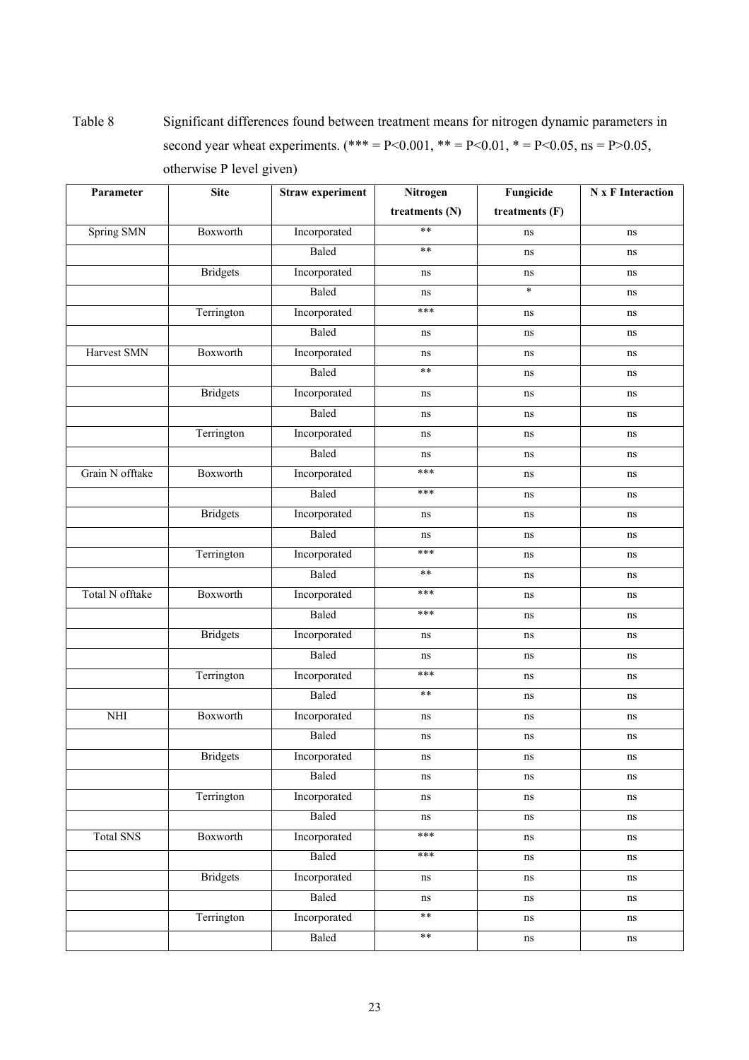Table 8 Significant differences found between treatment means for nitrogen dynamic parameters in second year wheat experiments. (*** = P<0.001, ** = P<0.01, * = P<0.05, ns = P>0.05, otherwise P level given)

| Parameter | Site | Straw experiment | Nitrogen treatments (N) | Fungicide treatments (F) | N x F Interaction |
|---|---|---|---|---|---|
| Spring SMN | Boxworth | Incorporated | ** | ns | ns |
| | | Baled | ** | ns | ns |
| | Bridgets | Incorporated | ns | ns | ns |
| | | Baled | ns | * | ns |
| | Terrington | Incorporated | *** | ns | ns |
| | | Baled | ns | ns | ns |
| Harvest SMN | Boxworth | Incorporated | ns | ns | ns |
| | | Baled | ** | ns | ns |
| | Bridgets | Incorporated | ns | ns | ns |
| | | Baled | ns | ns | ns |
| | Terrington | Incorporated | ns | ns | ns |
| | | Baled | ns | ns | ns |
| Grain N offtake | Boxworth | Incorporated | *** | ns | ns |
| | | Baled | *** | ns | ns |
| | Bridgets | Incorporated | ns | ns | ns |
| | | Baled | ns | ns | ns |
| | Terrington | Incorporated | *** | ns | ns |
| | | Baled | ** | ns | ns |
| Total N offtake | Boxworth | Incorporated | *** | ns | ns |
| | | Baled | *** | ns | ns |
| | Bridgets | Incorporated | ns | ns | ns |
| | | Baled | ns | ns | ns |
| | Terrington | Incorporated | *** | ns | ns |
| | | Baled | ** | ns | ns |
| NHI | Boxworth | Incorporated | ns | ns | ns |
| | | Baled | ns | ns | ns |
| | Bridgets | Incorporated | ns | ns | ns |
| | | Baled | ns | ns | ns |
| | Terrington | Incorporated | ns | ns | ns |
| | | Baled | ns | ns | ns |
| Total SNS | Boxworth | Incorporated | *** | ns | ns |
| | | Baled | *** | ns | ns |
| | Bridgets | Incorporated | ns | ns | ns |
| | | Baled | ns | ns | ns |
| | Terrington | Incorporated | ** | ns | ns |
| | | Baled | ** | ns | ns |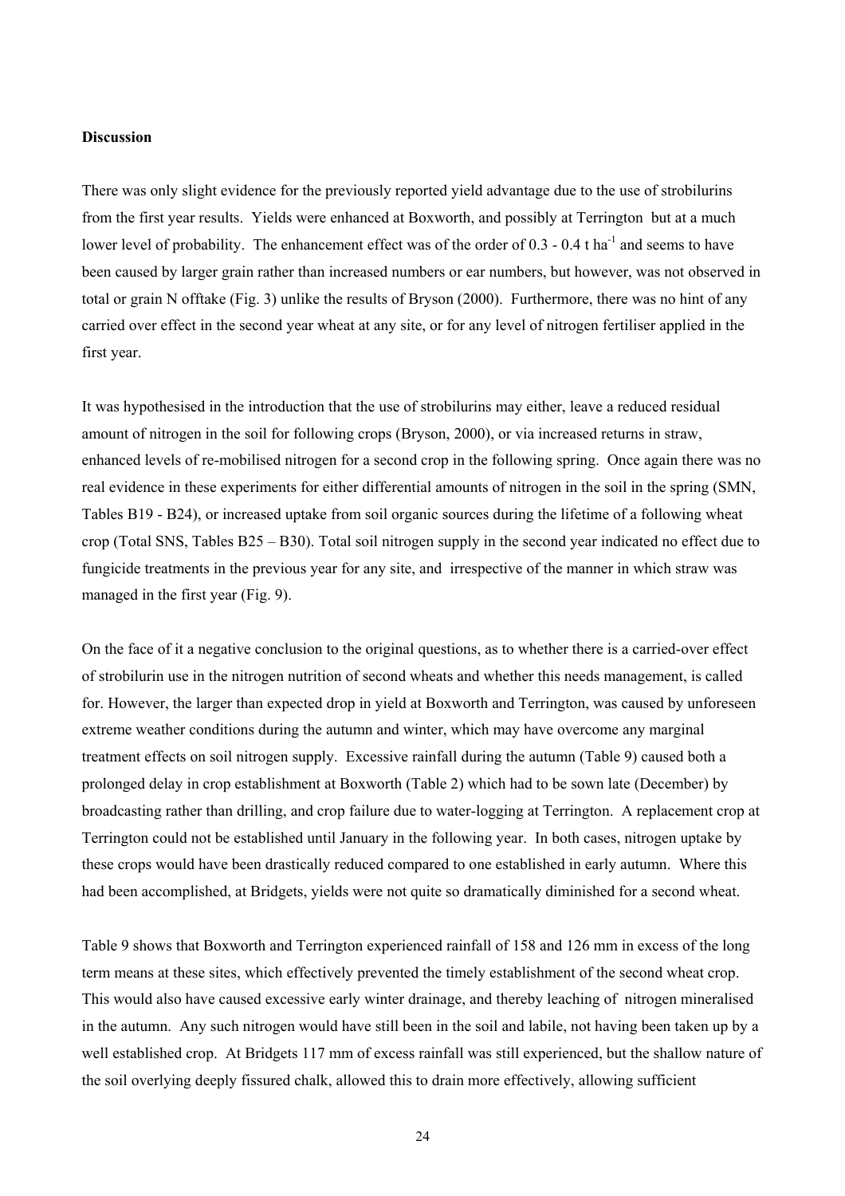**Discussion**

There was only slight evidence for the previously reported yield advantage due to the use of strobilurins from the first year results. Yields were enhanced at Boxworth, and possibly at Terrington but at a much lower level of probability. The enhancement effect was of the order of 0.3 - 0.4 t $ha^{-1}$ and seems to have been caused by larger grain rather than increased numbers or ear numbers, but however, was not observed in total or grain N offtake (Fig. 3) unlike the results of Bryson (2000). Furthermore, there was no hint of any carried over effect in the second year wheat at any site, or for any level of nitrogen fertiliser applied in the first year.

It was hypothesised in the introduction that the use of strobilurins may either, leave a reduced residual amount of nitrogen in the soil for following crops (Bryson, 2000), or via increased returns in straw, enhanced levels of re-mobilised nitrogen for a second crop in the following spring. Once again there was no real evidence in these experiments for either differential amounts of nitrogen in the soil in the spring (SMN, Tables B19 - B24), or increased uptake from soil organic sources during the lifetime of a following wheat crop (Total SNS, Tables B25 – B30). Total soil nitrogen supply in the second year indicated no effect due to fungicide treatments in the previous year for any site, and irrespective of the manner in which straw was managed in the first year (Fig. 9).

On the face of it a negative conclusion to the original questions, as to whether there is a carried-over effect of strobilurin use in the nitrogen nutrition of second wheats and whether this needs management, is called for. However, the larger than expected drop in yield at Boxworth and Terrington, was caused by unforeseen extreme weather conditions during the autumn and winter, which may have overcome any marginal treatment effects on soil nitrogen supply. Excessive rainfall during the autumn (Table 9) caused both a prolonged delay in crop establishment at Boxworth (Table 2) which had to be sown late (December) by broadcasting rather than drilling, and crop failure due to water-logging at Terrington. A replacement crop at Terrington could not be established until January in the following year. In both cases, nitrogen uptake by these crops would have been drastically reduced compared to one established in early autumn. Where this had been accomplished, at Bridgets, yields were not quite so dramatically diminished for a second wheat.

Table 9 shows that Boxworth and Terrington experienced rainfall of 158 and 126 mm in excess of the long term means at these sites, which effectively prevented the timely establishment of the second wheat crop. This would also have caused excessive early winter drainage, and thereby leaching of nitrogen mineralised in the autumn. Any such nitrogen would have still been in the soil and labile, not having been taken up by a well established crop. At Bridgets 117 mm of excess rainfall was still experienced, but the shallow nature of the soil overlying deeply fissured chalk, allowed this to drain more effectively, allowing sufficient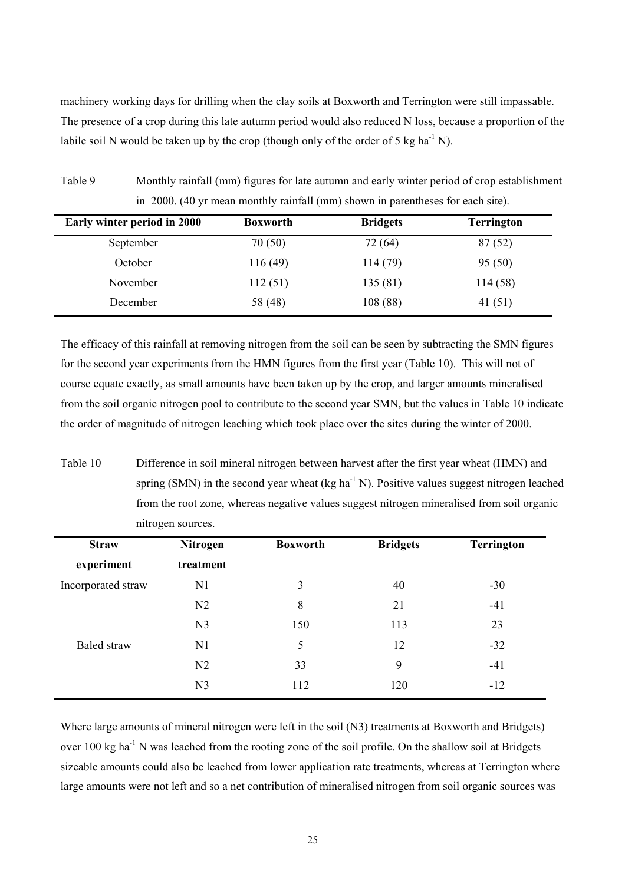machinery working days for drilling when the clay soils at Boxworth and Terrington were still impassable. The presence of a crop during this late autumn period would also reduced N loss, because a proportion of the labile soil N would be taken up by the crop (though only of the order of 5 kg ha$^{-1}$ N).

Table 9 Monthly rainfall (mm) figures for late autumn and early winter period of crop establishment in 2000. (40 yr mean monthly rainfall (mm) shown in parentheses for each site).

| Early winter period in 2000 | Boxworth | Bridgets | Terrington |
|---|---|---|---|
| September | 70 (50) | 72 (64) | 87 (52) |
| October | 116 (49) | 114 (79) | 95 (50) |
| November | 112 (51) | 135 (81) | 114 (58) |
| December | 58 (48) | 108 (88) | 41 (51) |

The efficacy of this rainfall at removing nitrogen from the soil can be seen by subtracting the SMN figures for the second year experiments from the HMN figures from the first year (Table 10). This will not of course equate exactly, as small amounts have been taken up by the crop, and larger amounts mineralised from the soil organic nitrogen pool to contribute to the second year SMN, but the values in Table 10 indicate the order of magnitude of nitrogen leaching which took place over the sites during the winter of 2000.

Table 10 Difference in soil mineral nitrogen between harvest after the first year wheat (HMN) and spring (SMN) in the second year wheat (kg ha$^{-1}$ N). Positive values suggest nitrogen leached from the root zone, whereas negative values suggest nitrogen mineralised from soil organic nitrogen sources.

| Straw experiment | Nitrogen treatment | Boxworth | Bridgets | Terrington |
|---|---|---|---|---|
| Incorporated straw | N1 | 3 | 40 | -30 |
| | N2 | 8 | 21 | -41 |
| | N3 | 150 | 113 | 23 |
| Baled straw | N1 | 5 | 12 | -32 |
| | N2 | 33 | 9 | -41 |
| | N3 | 112 | 120 | -12 |

Where large amounts of mineral nitrogen were left in the soil (N3) treatments at Boxworth and Bridgets) over 100 kg ha$^{-1}$ N was leached from the rooting zone of the soil profile. On the shallow soil at Bridgets sizeable amounts could also be leached from lower application rate treatments, whereas at Terrington where large amounts were not left and so a net contribution of mineralised nitrogen from soil organic sources was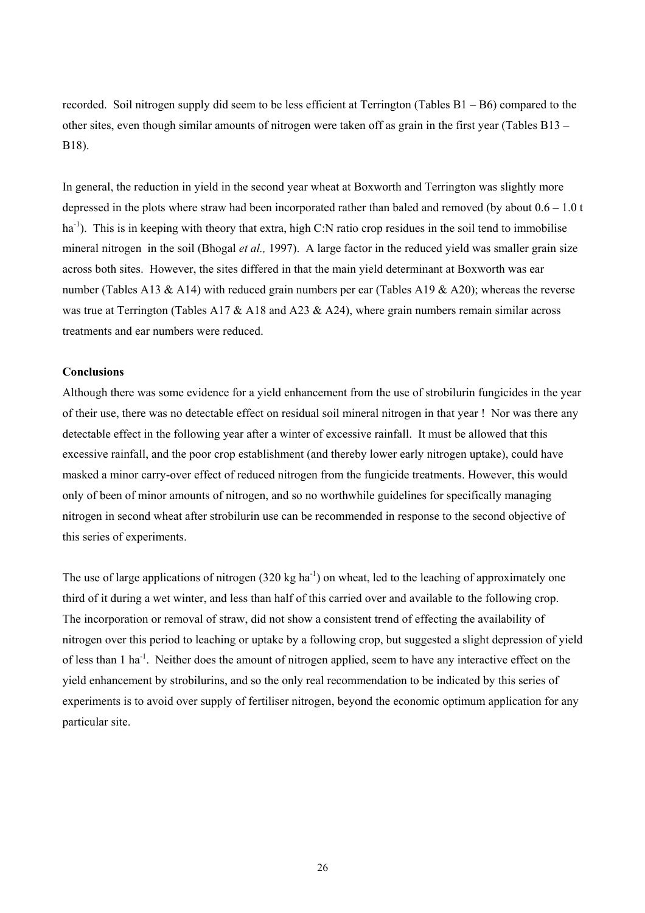recorded. Soil nitrogen supply did seem to be less efficient at Terrington (Tables B1 – B6) compared to the other sites, even though similar amounts of nitrogen were taken off as grain in the first year (Tables B13 – B18).

In general, the reduction in yield in the second year wheat at Boxworth and Terrington was slightly more depressed in the plots where straw had been incorporated rather than baled and removed (by about 0.6 – 1.0 t ha$^{-1}$). This is in keeping with theory that extra, high C:N ratio crop residues in the soil tend to immobilise mineral nitrogen in the soil (Bhogal *et al.,* 1997). A large factor in the reduced yield was smaller grain size across both sites. However, the sites differed in that the main yield determinant at Boxworth was ear number (Tables A13 & A14) with reduced grain numbers per ear (Tables A19 & A20); whereas the reverse was true at Terrington (Tables A17 & A18 and A23 & A24), where grain numbers remain similar across treatments and ear numbers were reduced.

**Conclusions**

Although there was some evidence for a yield enhancement from the use of strobilurin fungicides in the year of their use, there was no detectable effect on residual soil mineral nitrogen in that year ! Nor was there any detectable effect in the following year after a winter of excessive rainfall. It must be allowed that this excessive rainfall, and the poor crop establishment (and thereby lower early nitrogen uptake), could have masked a minor carry-over effect of reduced nitrogen from the fungicide treatments. However, this would only of been of minor amounts of nitrogen, and so no worthwhile guidelines for specifically managing nitrogen in second wheat after strobilurin use can be recommended in response to the second objective of this series of experiments.

The use of large applications of nitrogen (320 kg ha$^{-1}$) on wheat, led to the leaching of approximately one third of it during a wet winter, and less than half of this carried over and available to the following crop. The incorporation or removal of straw, did not show a consistent trend of effecting the availability of nitrogen over this period to leaching or uptake by a following crop, but suggested a slight depression of yield of less than 1 ha$^{-1}$. Neither does the amount of nitrogen applied, seem to have any interactive effect on the yield enhancement by strobilurins, and so the only real recommendation to be indicated by this series of experiments is to avoid over supply of fertiliser nitrogen, beyond the economic optimum application for any particular site.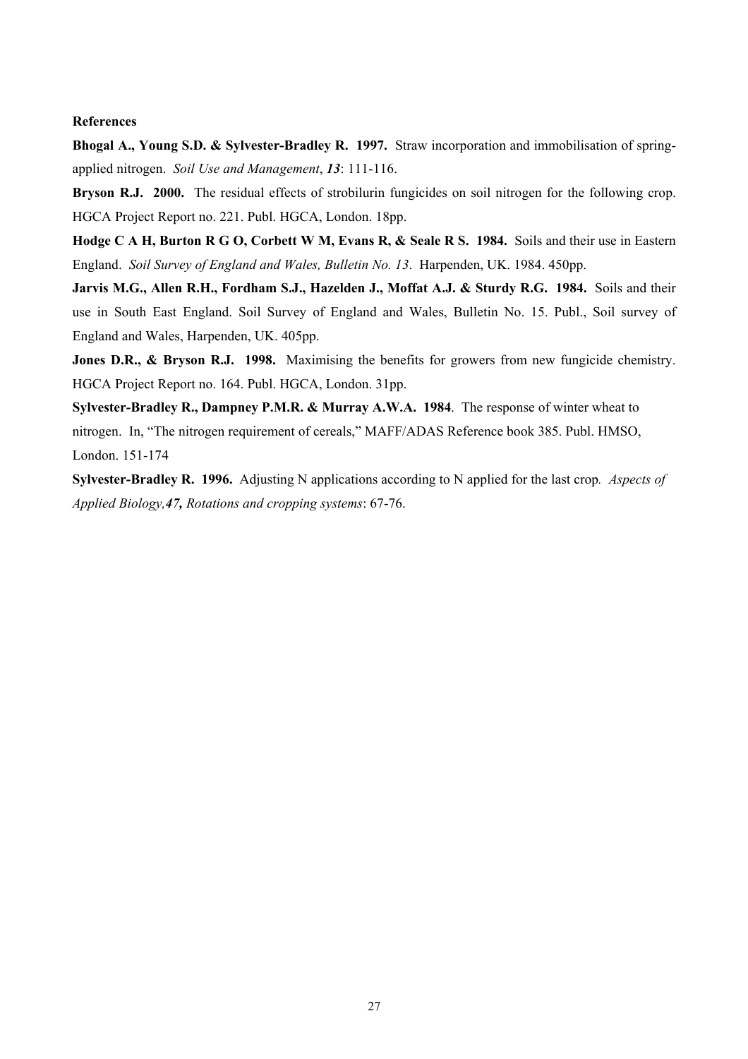**References**

**Bhogal A., Young S.D. & Sylvester-Bradley R. 1997.** Straw incorporation and immobilisation of spring-applied nitrogen. *Soil Use and Management*, ***13***: 111-116.

**Bryson R.J. 2000.** The residual effects of strobilurin fungicides on soil nitrogen for the following crop. HGCA Project Report no. 221. Publ. HGCA, London. 18pp.

**Hodge C A H, Burton R G O, Corbett W M, Evans R, & Seale R S. 1984.** Soils and their use in Eastern England. *Soil Survey of England and Wales, Bulletin No. 13*. Harpenden, UK. 1984. 450pp.

**Jarvis M.G., Allen R.H., Fordham S.J., Hazelden J., Moffat A.J. & Sturdy R.G. 1984.** Soils and their use in South East England. Soil Survey of England and Wales, Bulletin No. 15. Publ., Soil survey of England and Wales, Harpenden, UK. 405pp.

**Jones D.R., & Bryson R.J. 1998.** Maximising the benefits for growers from new fungicide chemistry. HGCA Project Report no. 164. Publ. HGCA, London. 31pp.

**Sylvester-Bradley R., Dampney P.M.R. & Murray A.W.A. 1984**. The response of winter wheat to nitrogen. In, "The nitrogen requirement of cereals," MAFF/ADAS Reference book 385. Publ. HMSO, London. 151-174

**Sylvester-Bradley R. 1996.** Adjusting N applications according to N applied for the last crop. *Aspects of Applied Biology,**47**, Rotations and cropping systems*: 67-76.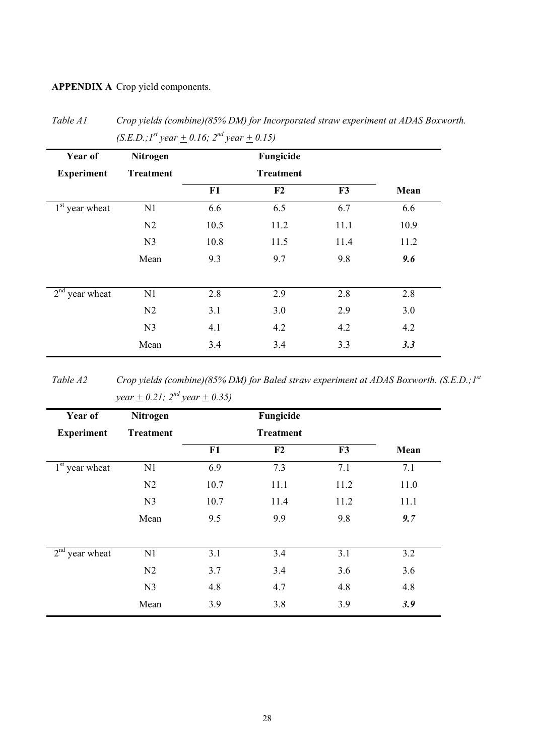**APPENDIX A** Crop yield components.

*Table A1 Crop yields (combine)(85% DM) for Incorporated straw experiment at ADAS Boxworth. (S.E.D.;1st year ± 0.16; 2nd year ± 0.15)*

| Year of Experiment | Nitrogen Treatment | Fungicide Treatment | | | |
|---|---|---|---|---|---|
| | | F1 | F2 | F3 | Mean |
| 1st year wheat | N1 | 6.6 | 6.5 | 6.7 | 6.6 |
| | N2 | 10.5 | 11.2 | 11.1 | 10.9 |
| | N3 | 10.8 | 11.5 | 11.4 | 11.2 |
| | Mean | 9.3 | 9.7 | 9.8 | ***9.6*** |
| 2nd year wheat | N1 | 2.8 | 2.9 | 2.8 | 2.8 |
| | N2 | 3.1 | 3.0 | 2.9 | 3.0 |
| | N3 | 4.1 | 4.2 | 4.2 | 4.2 |
| | Mean | 3.4 | 3.4 | 3.3 | ***3.3*** |

*Table A2 Crop yields (combine)(85% DM) for Baled straw experiment at ADAS Boxworth. (S.E.D.;1st year ± 0.21; 2nd year ± 0.35)*

| Year of Experiment | Nitrogen Treatment | Fungicide Treatment | | | |
|---|---|---|---|---|---|
| | | F1 | F2 | F3 | Mean |
| 1st year wheat | N1 | 6.9 | 7.3 | 7.1 | 7.1 |
| | N2 | 10.7 | 11.1 | 11.2 | 11.0 |
| | N3 | 10.7 | 11.4 | 11.2 | 11.1 |
| | Mean | 9.5 | 9.9 | 9.8 | ***9.7*** |
| 2nd year wheat | N1 | 3.1 | 3.4 | 3.1 | 3.2 |
| | N2 | 3.7 | 3.4 | 3.6 | 3.6 |
| | N3 | 4.8 | 4.7 | 4.8 | 4.8 |
| | Mean | 3.9 | 3.8 | 3.9 | ***3.9*** |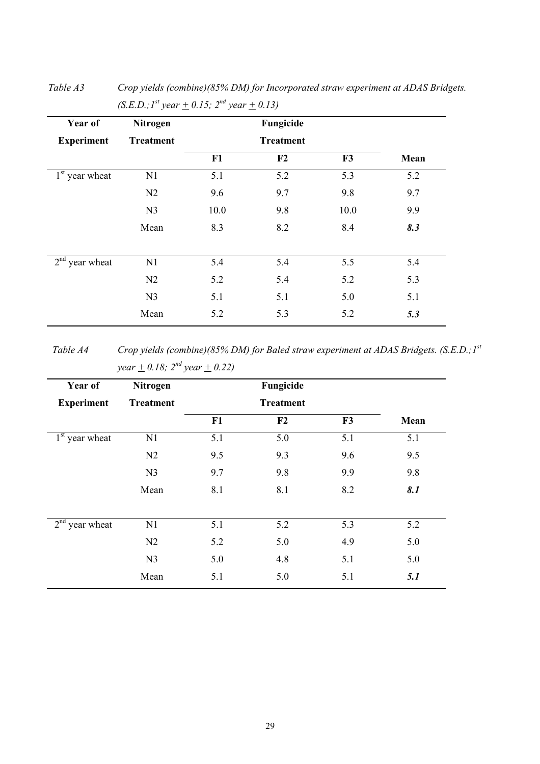*Table A3 Crop yields (combine)(85% DM) for Incorporated straw experiment at ADAS Bridgets. (S.E.D.; 1st year ± 0.15; 2nd year ± 0.13)*

| Year of Experiment | Nitrogen Treatment | Fungicide Treatment | | | |
|---|---|---|---|---|---|
| | | F1 | F2 | F3 | Mean |
| 1st year wheat | N1 | 5.1 | 5.2 | 5.3 | 5.2 |
| | N2 | 9.6 | 9.7 | 9.8 | 9.7 |
| | N3 | 10.0 | 9.8 | 10.0 | 9.9 |
| | Mean | 8.3 | 8.2 | 8.4 | ***8.3*** |
| 2nd year wheat | N1 | 5.4 | 5.4 | 5.5 | 5.4 |
| | N2 | 5.2 | 5.4 | 5.2 | 5.3 |
| | N3 | 5.1 | 5.1 | 5.0 | 5.1 |
| | Mean | 5.2 | 5.3 | 5.2 | ***5.3*** |

*Table A4 Crop yields (combine)(85% DM) for Baled straw experiment at ADAS Bridgets. (S.E.D.; 1st year ± 0.18; 2nd year ± 0.22)*

| Year of Experiment | Nitrogen Treatment | Fungicide Treatment | | | |
|---|---|---|---|---|---|
| | | F1 | F2 | F3 | Mean |
| 1st year wheat | N1 | 5.1 | 5.0 | 5.1 | 5.1 |
| | N2 | 9.5 | 9.3 | 9.6 | 9.5 |
| | N3 | 9.7 | 9.8 | 9.9 | 9.8 |
| | Mean | 8.1 | 8.1 | 8.2 | ***8.1*** |
| 2nd year wheat | N1 | 5.1 | 5.2 | 5.3 | 5.2 |
| | N2 | 5.2 | 5.0 | 4.9 | 5.0 |
| | N3 | 5.0 | 4.8 | 5.1 | 5.0 |
| | Mean | 5.1 | 5.0 | 5.1 | ***5.1*** |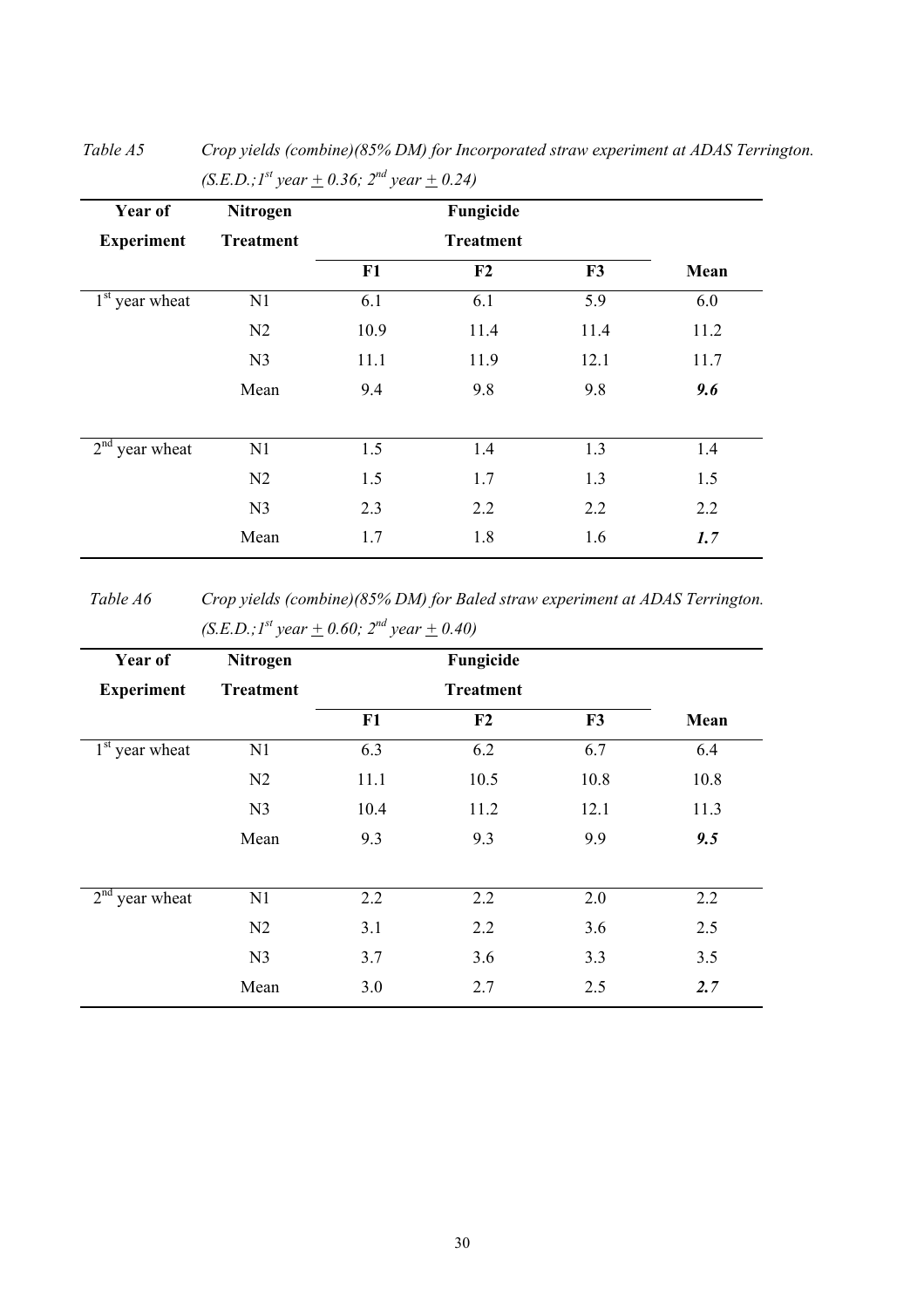*Table A5 Crop yields (combine)(85% DM) for Incorporated straw experiment at ADAS Terrington. (S.E.D.; $1^{st}$ year ± 0.36; $2^{nd}$ year ± 0.24)*

| Year of Experiment | Nitrogen Treatment | Fungicide Treatment | | | |
|---|---|---|---|---|---|
| | | F1 | F2 | F3 | Mean |
| $1^{st}$ year wheat | N1 | 6.1 | 6.1 | 5.9 | 6.0 |
| | N2 | 10.9 | 11.4 | 11.4 | 11.2 |
| | N3 | 11.1 | 11.9 | 12.1 | 11.7 |
| | Mean | 9.4 | 9.8 | 9.8 | ***9.6*** |
| $2^{nd}$ year wheat | N1 | 1.5 | 1.4 | 1.3 | 1.4 |
| | N2 | 1.5 | 1.7 | 1.3 | 1.5 |
| | N3 | 2.3 | 2.2 | 2.2 | 2.2 |
| | Mean | 1.7 | 1.8 | 1.6 | ***1.7*** |

*Table A6 Crop yields (combine)(85% DM) for Baled straw experiment at ADAS Terrington. (S.E.D.; $1^{st}$ year ± 0.60; $2^{nd}$ year ± 0.40)*

| Year of Experiment | Nitrogen Treatment | Fungicide Treatment | | | |
|---|---|---|---|---|---|
| | | F1 | F2 | F3 | Mean |
| $1^{st}$ year wheat | N1 | 6.3 | 6.2 | 6.7 | 6.4 |
| | N2 | 11.1 | 10.5 | 10.8 | 10.8 |
| | N3 | 10.4 | 11.2 | 12.1 | 11.3 |
| | Mean | 9.3 | 9.3 | 9.9 | ***9.5*** |
| $2^{nd}$ year wheat | N1 | 2.2 | 2.2 | 2.0 | 2.2 |
| | N2 | 3.1 | 2.2 | 3.6 | 2.5 |
| | N3 | 3.7 | 3.6 | 3.3 | 3.5 |
| | Mean | 3.0 | 2.7 | 2.5 | ***2.7*** |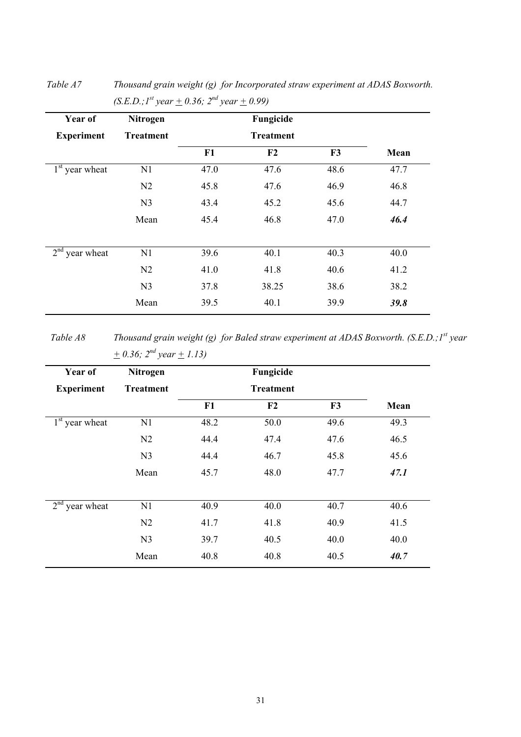*Table A7 Thousand grain weight (g) for Incorporated straw experiment at ADAS Boxworth. (S.E.D.; 1st year ± 0.36; 2nd year ± 0.99)*

| **Year of Experiment** | **Nitrogen Treatment** | **Fungicide Treatment** | | | |
|---|---|---|---|---|---|
| | | **F1** | **F2** | **F3** | **Mean** |
| 1st year wheat | N1 | 47.0 | 47.6 | 48.6 | 47.7 |
| | N2 | 45.8 | 47.6 | 46.9 | 46.8 |
| | N3 | 43.4 | 45.2 | 45.6 | 44.7 |
| | Mean | 45.4 | 46.8 | 47.0 | ***46.4*** |
| 2nd year wheat | N1 | 39.6 | 40.1 | 40.3 | 40.0 |
| | N2 | 41.0 | 41.8 | 40.6 | 41.2 |
| | N3 | 37.8 | 38.25 | 38.6 | 38.2 |
| | Mean | 39.5 | 40.1 | 39.9 | ***39.8*** |

*Table A8 Thousand grain weight (g) for Baled straw experiment at ADAS Boxworth. (S.E.D.; 1st year ± 0.36; 2nd year ± 1.13)*

| **Year of Experiment** | **Nitrogen Treatment** | **Fungicide Treatment** | | | |
|---|---|---|---|---|---|
| | | **F1** | **F2** | **F3** | **Mean** |
| 1st year wheat | N1 | 48.2 | 50.0 | 49.6 | 49.3 |
| | N2 | 44.4 | 47.4 | 47.6 | 46.5 |
| | N3 | 44.4 | 46.7 | 45.8 | 45.6 |
| | Mean | 45.7 | 48.0 | 47.7 | ***47.1*** |
| 2nd year wheat | N1 | 40.9 | 40.0 | 40.7 | 40.6 |
| | N2 | 41.7 | 41.8 | 40.9 | 41.5 |
| | N3 | 39.7 | 40.5 | 40.0 | 40.0 |
| | Mean | 40.8 | 40.8 | 40.5 | ***40.7*** |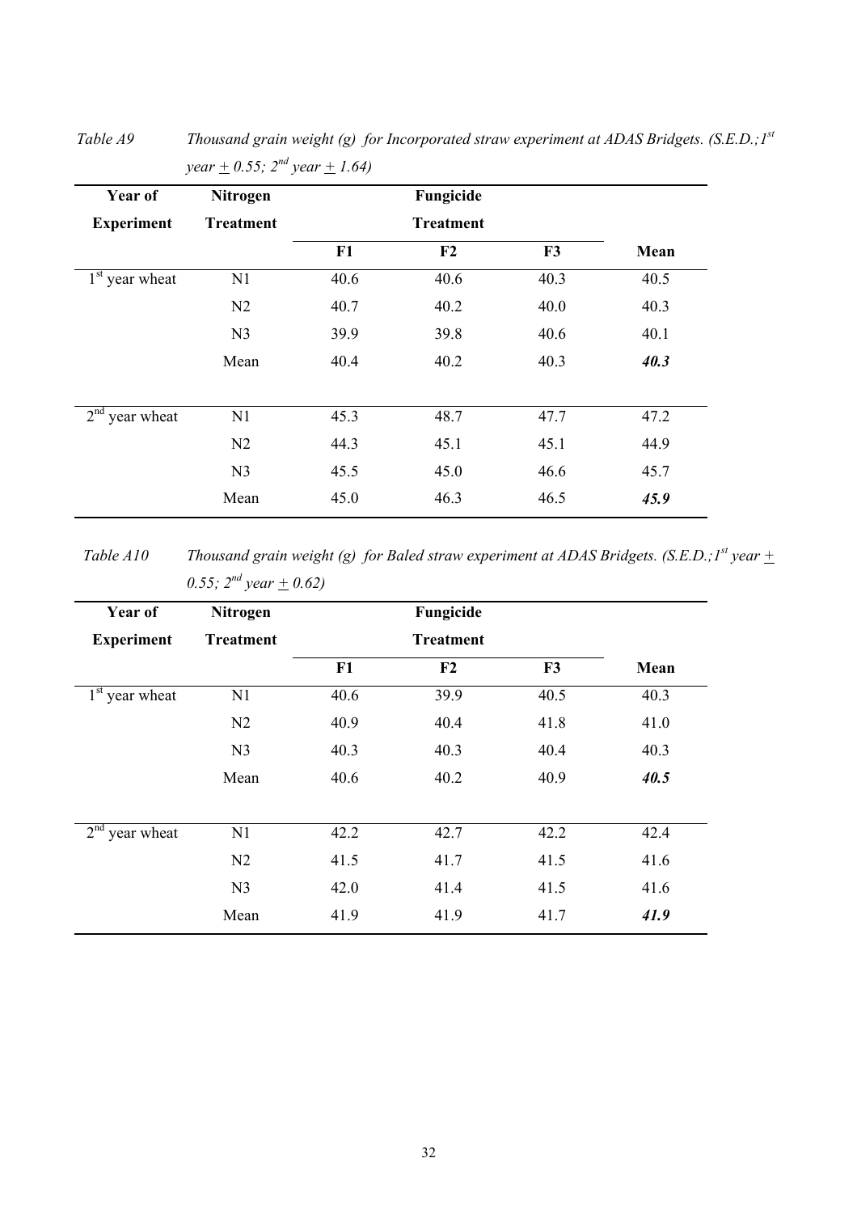*Table A9 Thousand grain weight (g) for Incorporated straw experiment at ADAS Bridgets. (S.E.D.; 1st year ± 0.55; 2nd year ± 1.64)*

| Year of Experiment | Nitrogen Treatment | Fungicide Treatment | | | |
|---|---|---|---|---|---|
| | | **F1** | **F2** | **F3** | **Mean** |
| 1st year wheat | N1 | 40.6 | 40.6 | 40.3 | 40.5 |
| | N2 | 40.7 | 40.2 | 40.0 | 40.3 |
| | N3 | 39.9 | 39.8 | 40.6 | 40.1 |
| | Mean | 40.4 | 40.2 | 40.3 | ***40.3*** |
| 2nd year wheat | N1 | 45.3 | 48.7 | 47.7 | 47.2 |
| | N2 | 44.3 | 45.1 | 45.1 | 44.9 |
| | N3 | 45.5 | 45.0 | 46.6 | 45.7 |
| | Mean | 45.0 | 46.3 | 46.5 | ***45.9*** |

*Table A10 Thousand grain weight (g) for Baled straw experiment at ADAS Bridgets. (S.E.D.; 1st year ± 0.55; 2nd year ± 0.62)*

| Year of Experiment | Nitrogen Treatment | Fungicide Treatment | | | |
|---|---|---|---|---|---|
| | | **F1** | **F2** | **F3** | **Mean** |
| 1st year wheat | N1 | 40.6 | 39.9 | 40.5 | 40.3 |
| | N2 | 40.9 | 40.4 | 41.8 | 41.0 |
| | N3 | 40.3 | 40.3 | 40.4 | 40.3 |
| | Mean | 40.6 | 40.2 | 40.9 | ***40.5*** |
| 2nd year wheat | N1 | 42.2 | 42.7 | 42.2 | 42.4 |
| | N2 | 41.5 | 41.7 | 41.5 | 41.6 |
| | N3 | 42.0 | 41.4 | 41.5 | 41.6 |
| | Mean | 41.9 | 41.9 | 41.7 | ***41.9*** |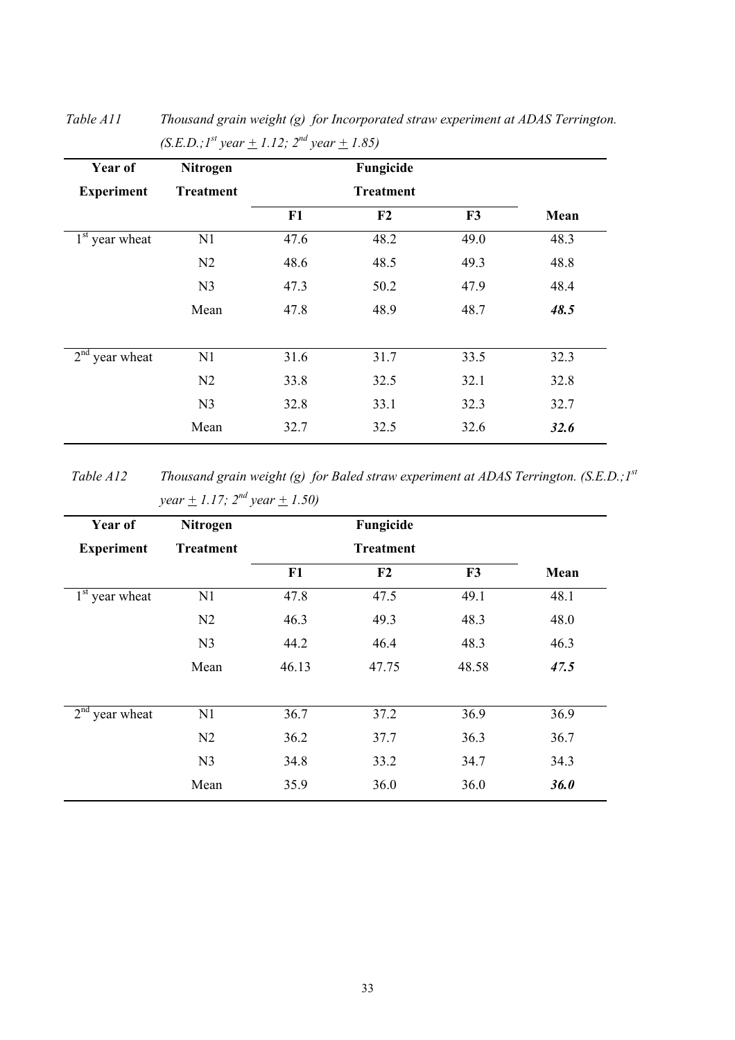*Table A11 Thousand grain weight (g) for Incorporated straw experiment at ADAS Terrington. (S.E.D.; $1^{st}$ year ± 1.12; $2^{nd}$ year ± 1.85)*

| Year of Experiment | Nitrogen Treatment | Fungicide Treatment | | | |
|---|---|---|---|---|---|
| | | **F1** | **F2** | **F3** | **Mean** |
| $1^{st}$ year wheat | N1 | 47.6 | 48.2 | 49.0 | 48.3 |
| | N2 | 48.6 | 48.5 | 49.3 | 48.8 |
| | N3 | 47.3 | 50.2 | 47.9 | 48.4 |
| | Mean | 47.8 | 48.9 | 48.7 | ***48.5*** |
| $2^{nd}$ year wheat | N1 | 31.6 | 31.7 | 33.5 | 32.3 |
| | N2 | 33.8 | 32.5 | 32.1 | 32.8 |
| | N3 | 32.8 | 33.1 | 32.3 | 32.7 |
| | Mean | 32.7 | 32.5 | 32.6 | ***32.6*** |

*Table A12 Thousand grain weight (g) for Baled straw experiment at ADAS Terrington. (S.E.D.; $1^{st}$ year ± 1.17; $2^{nd}$ year ± 1.50)*

| Year of Experiment | Nitrogen Treatment | Fungicide Treatment | | | |
|---|---|---|---|---|---|
| | | **F1** | **F2** | **F3** | **Mean** |
| $1^{st}$ year wheat | N1 | 47.8 | 47.5 | 49.1 | 48.1 |
| | N2 | 46.3 | 49.3 | 48.3 | 48.0 |
| | N3 | 44.2 | 46.4 | 48.3 | 46.3 |
| | Mean | 46.13 | 47.75 | 48.58 | ***47.5*** |
| $2^{nd}$ year wheat | N1 | 36.7 | 37.2 | 36.9 | 36.9 |
| | N2 | 36.2 | 37.7 | 36.3 | 36.7 |
| | N3 | 34.8 | 33.2 | 34.7 | 34.3 |
| | Mean | 35.9 | 36.0 | 36.0 | ***36.0*** |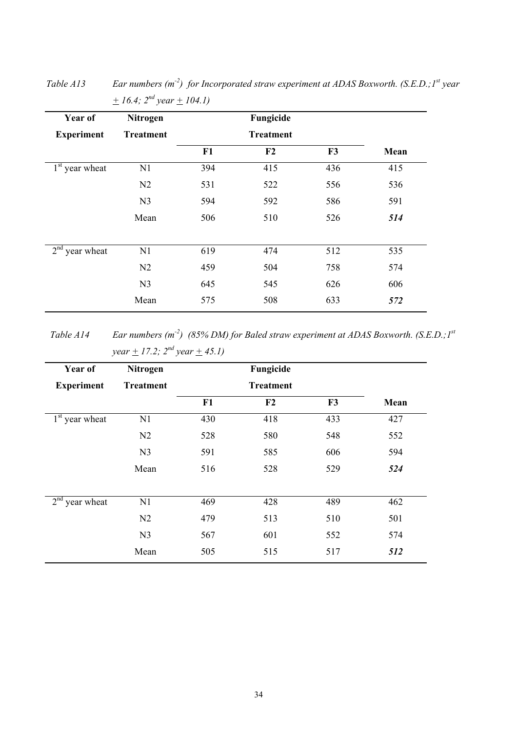*Table A13 Ear numbers ($m^{-2}$) for Incorporated straw experiment at ADAS Boxworth. (S.E.D.; 1st year ± 16.4; 2nd year ± 104.1)*

| Year of Experiment | Nitrogen Treatment | Fungicide Treatment | | | Mean |
|---|---|---|---|---|---|
| | | F1 | F2 | F3 | |
| 1st year wheat | N1 | 394 | 415 | 436 | 415 |
| | N2 | 531 | 522 | 556 | 536 |
| | N3 | 594 | 592 | 586 | 591 |
| | Mean | 506 | 510 | 526 | ***514*** |
| 2nd year wheat | N1 | 619 | 474 | 512 | 535 |
| | N2 | 459 | 504 | 758 | 574 |
| | N3 | 645 | 545 | 626 | 606 |
| | Mean | 575 | 508 | 633 | ***572*** |

*Table A14 Ear numbers ($m^{-2}$) (85% DM) for Baled straw experiment at ADAS Boxworth. (S.E.D.; 1st year ± 17.2; 2nd year ± 45.1)*

| Year of Experiment | Nitrogen Treatment | Fungicide Treatment | | | Mean |
|---|---|---|---|---|---|
| | | F1 | F2 | F3 | |
| 1st year wheat | N1 | 430 | 418 | 433 | 427 |
| | N2 | 528 | 580 | 548 | 552 |
| | N3 | 591 | 585 | 606 | 594 |
| | Mean | 516 | 528 | 529 | ***524*** |
| 2nd year wheat | N1 | 469 | 428 | 489 | 462 |
| | N2 | 479 | 513 | 510 | 501 |
| | N3 | 567 | 601 | 552 | 574 |
| | Mean | 505 | 515 | 517 | ***512*** |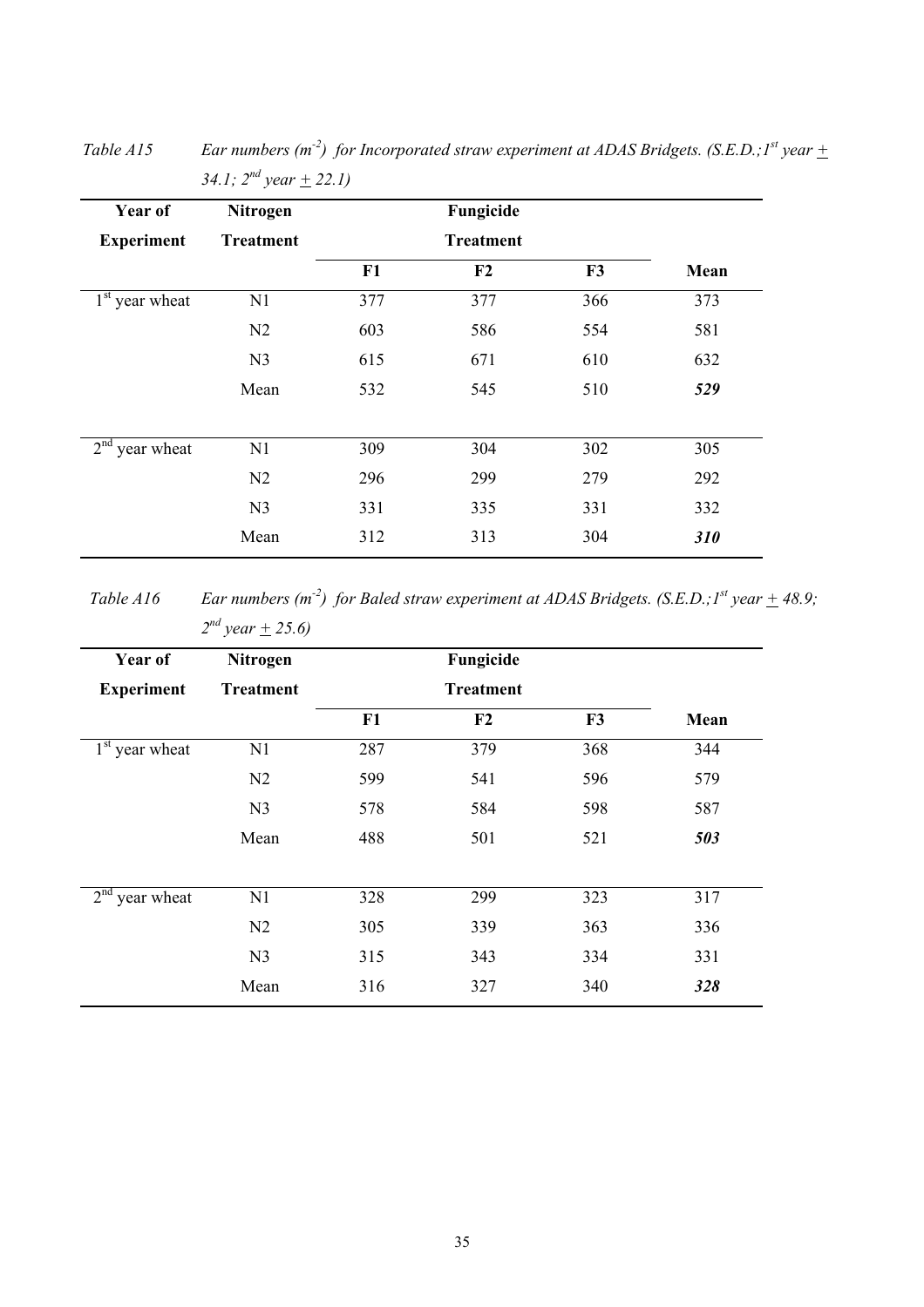*Table A15 Ear numbers ($m^{-2}$) for Incorporated straw experiment at ADAS Bridgets. (S.E.D.;1st year ± 34.1; 2nd year ± 22.1)*

| Year of Experiment | Nitrogen Treatment | Fungicide Treatment | | | |
|---|---|---|---|---|---|
| | | F1 | F2 | F3 | Mean |
| 1st year wheat | N1 | 377 | 377 | 366 | 373 |
| | N2 | 603 | 586 | 554 | 581 |
| | N3 | 615 | 671 | 610 | 632 |
| | Mean | 532 | 545 | 510 | ***529*** |
| 2nd year wheat | N1 | 309 | 304 | 302 | 305 |
| | N2 | 296 | 299 | 279 | 292 |
| | N3 | 331 | 335 | 331 | 332 |
| | Mean | 312 | 313 | 304 | ***310*** |

*Table A16 Ear numbers ($m^{-2}$) for Baled straw experiment at ADAS Bridgets. (S.E.D.;1st year ± 48.9; 2nd year ± 25.6)*

| Year of Experiment | Nitrogen Treatment | Fungicide Treatment | | | |
|---|---|---|---|---|---|
| | | F1 | F2 | F3 | Mean |
| 1st year wheat | N1 | 287 | 379 | 368 | 344 |
| | N2 | 599 | 541 | 596 | 579 |
| | N3 | 578 | 584 | 598 | 587 |
| | Mean | 488 | 501 | 521 | ***503*** |
| 2nd year wheat | N1 | 328 | 299 | 323 | 317 |
| | N2 | 305 | 339 | 363 | 336 |
| | N3 | 315 | 343 | 334 | 331 |
| | Mean | 316 | 327 | 340 | ***328*** |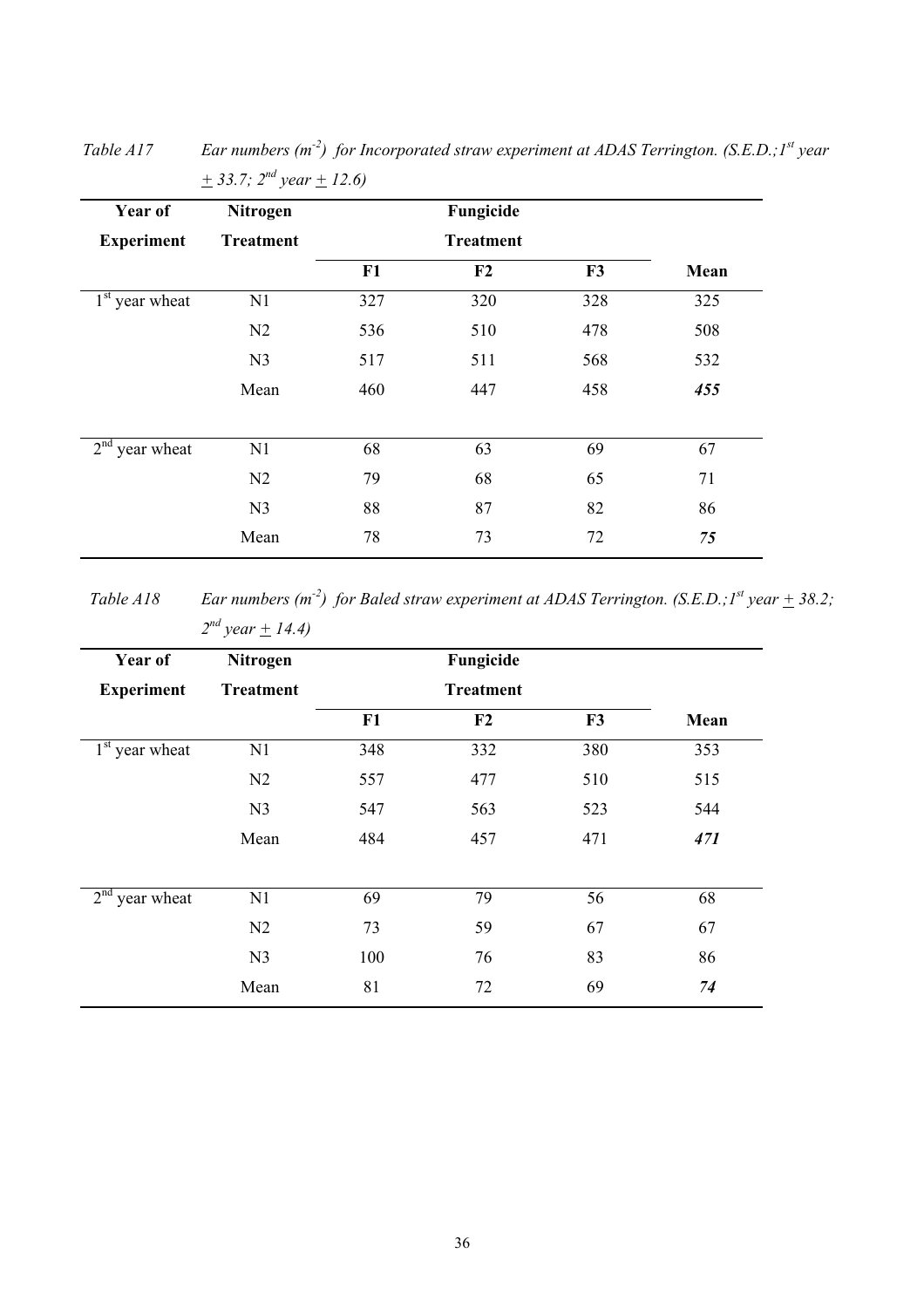*Table A17 Ear numbers ($m^{-2}$) for Incorporated straw experiment at ADAS Terrington. (S.E.D.;1[st] year ± 33.7; 2[nd] year ± 12.6)*

| Year of Experiment | Nitrogen Treatment | Fungicide Treatment | | | |
|---|---|---|---|---|---|
| | | **F1** | **F2** | **F3** | **Mean** |
| 1[st] year wheat | N1 | 327 | 320 | 328 | 325 |
| | N2 | 536 | 510 | 478 | 508 |
| | N3 | 517 | 511 | 568 | 532 |
| | Mean | 460 | 447 | 458 | ***455*** |
| 2[nd] year wheat | N1 | 68 | 63 | 69 | 67 |
| | N2 | 79 | 68 | 65 | 71 |
| | N3 | 88 | 87 | 82 | 86 |
| | Mean | 78 | 73 | 72 | ***75*** |

*Table A18 Ear numbers ($m^{-2}$) for Baled straw experiment at ADAS Terrington. (S.E.D.;1[st] year ± 38.2; 2[nd] year ± 14.4)*

| Year of Experiment | Nitrogen Treatment | Fungicide Treatment | | | |
|---|---|---|---|---|---|
| | | **F1** | **F2** | **F3** | **Mean** |
| 1[st] year wheat | N1 | 348 | 332 | 380 | 353 |
| | N2 | 557 | 477 | 510 | 515 |
| | N3 | 547 | 563 | 523 | 544 |
| | Mean | 484 | 457 | 471 | ***471*** |
| 2[nd] year wheat | N1 | 69 | 79 | 56 | 68 |
| | N2 | 73 | 59 | 67 | 67 |
| | N3 | 100 | 76 | 83 | 86 |
| | Mean | 81 | 72 | 69 | ***74*** |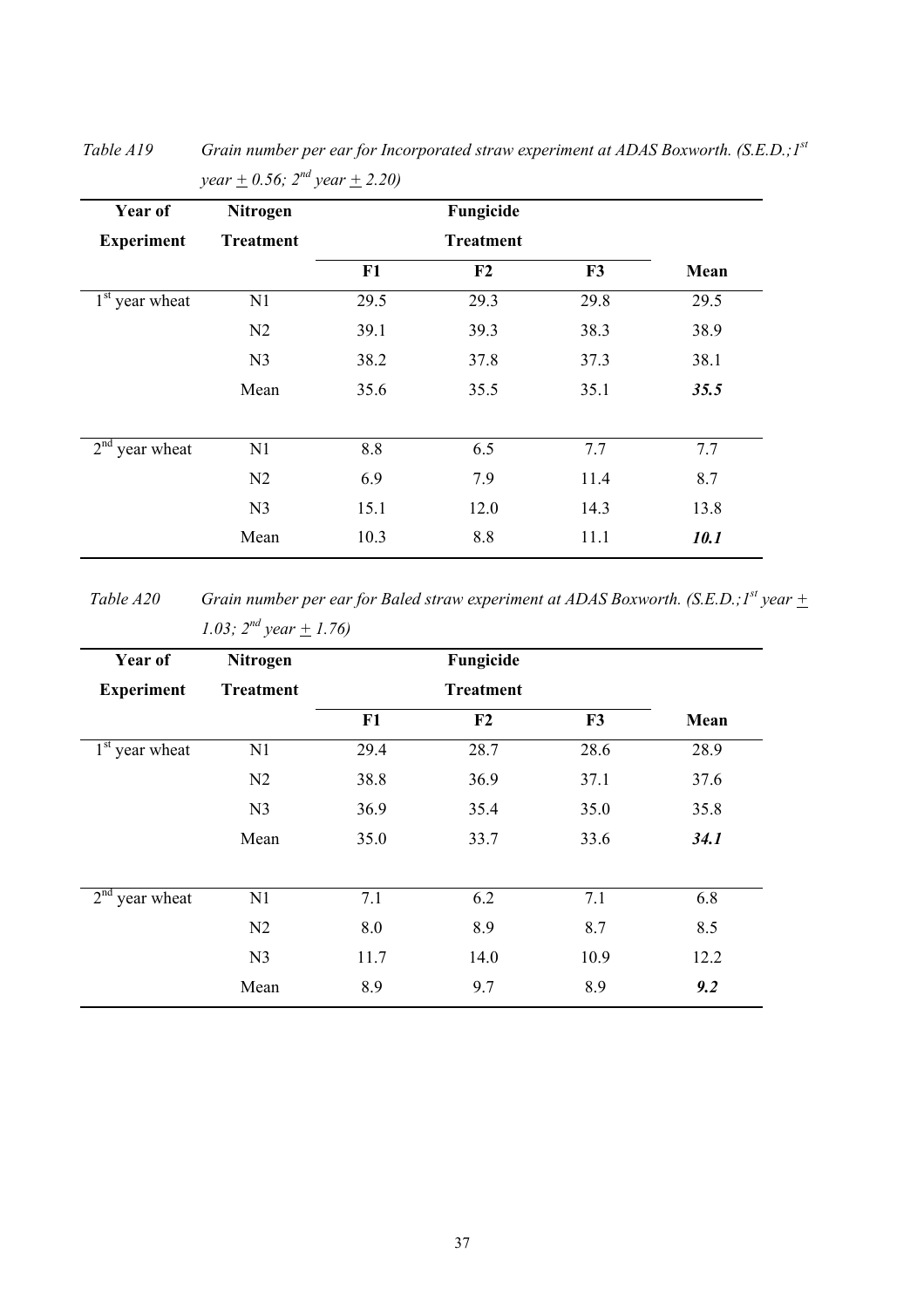*Table A19 Grain number per ear for Incorporated straw experiment at ADAS Boxworth. (S.E.D.; 1st year ± 0.56; 2nd year ± 2.20)*

| Year of Experiment | Nitrogen Treatment | Fungicide Treatment | | | |
|---|---|---|---|---|---|
| | | F1 | F2 | F3 | Mean |
| 1st year wheat | N1 | 29.5 | 29.3 | 29.8 | 29.5 |
| | N2 | 39.1 | 39.3 | 38.3 | 38.9 |
| | N3 | 38.2 | 37.8 | 37.3 | 38.1 |
| | Mean | 35.6 | 35.5 | 35.1 | ***35.5*** |
| 2nd year wheat | N1 | 8.8 | 6.5 | 7.7 | 7.7 |
| | N2 | 6.9 | 7.9 | 11.4 | 8.7 |
| | N3 | 15.1 | 12.0 | 14.3 | 13.8 |
| | Mean | 10.3 | 8.8 | 11.1 | ***10.1*** |

*Table A20 Grain number per ear for Baled straw experiment at ADAS Boxworth. (S.E.D.; 1st year ± 1.03; 2nd year ± 1.76)*

| Year of Experiment | Nitrogen Treatment | Fungicide Treatment | | | |
|---|---|---|---|---|---|
| | | F1 | F2 | F3 | Mean |
| 1st year wheat | N1 | 29.4 | 28.7 | 28.6 | 28.9 |
| | N2 | 38.8 | 36.9 | 37.1 | 37.6 |
| | N3 | 36.9 | 35.4 | 35.0 | 35.8 |
| | Mean | 35.0 | 33.7 | 33.6 | ***34.1*** |
| 2nd year wheat | N1 | 7.1 | 6.2 | 7.1 | 6.8 |
| | N2 | 8.0 | 8.9 | 8.7 | 8.5 |
| | N3 | 11.7 | 14.0 | 10.9 | 12.2 |
| | Mean | 8.9 | 9.7 | 8.9 | ***9.2*** |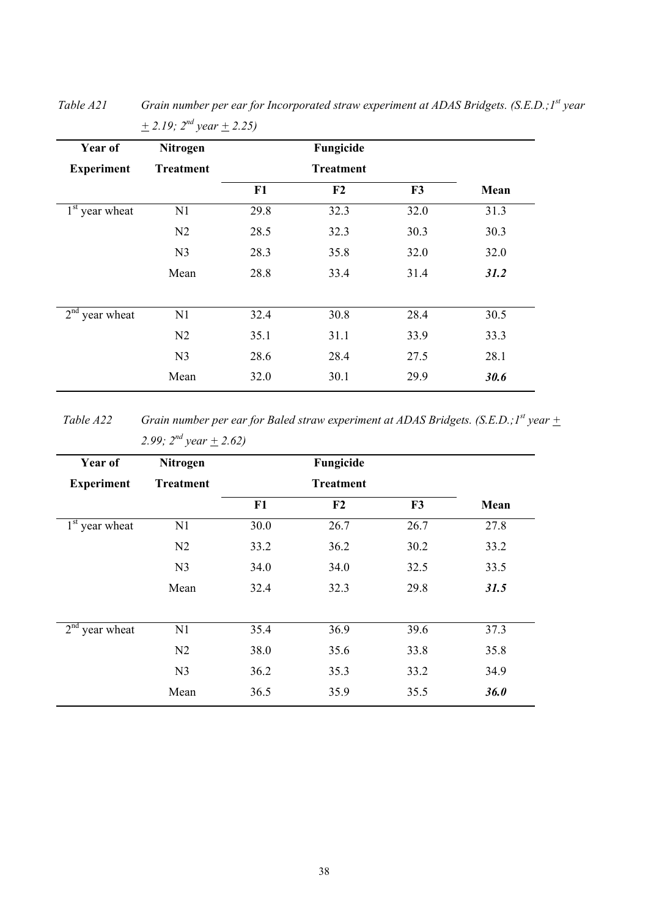Table A21 *Grain number per ear for Incorporated straw experiment at ADAS Bridgets. (S.E.D.;1st year ± 2.19; 2nd year ± 2.25)*

| Year of Experiment | Nitrogen Treatment | Fungicide Treatment | | | |
|---|---|---|---|---|---|
| | | **F1** | **F2** | **F3** | **Mean** |
| 1st year wheat | N1 | 29.8 | 32.3 | 32.0 | 31.3 |
| | N2 | 28.5 | 32.3 | 30.3 | 30.3 |
| | N3 | 28.3 | 35.8 | 32.0 | 32.0 |
| | Mean | 28.8 | 33.4 | 31.4 | ***31.2*** |
| 2nd year wheat | N1 | 32.4 | 30.8 | 28.4 | 30.5 |
| | N2 | 35.1 | 31.1 | 33.9 | 33.3 |
| | N3 | 28.6 | 28.4 | 27.5 | 28.1 |
| | Mean | 32.0 | 30.1 | 29.9 | ***30.6*** |

Table A22 *Grain number per ear for Baled straw experiment at ADAS Bridgets. (S.E.D.;1st year ± 2.99; 2nd year ± 2.62)*

| Year of Experiment | Nitrogen Treatment | Fungicide Treatment | | | |
|---|---|---|---|---|---|
| | | **F1** | **F2** | **F3** | **Mean** |
| 1st year wheat | N1 | 30.0 | 26.7 | 26.7 | 27.8 |
| | N2 | 33.2 | 36.2 | 30.2 | 33.2 |
| | N3 | 34.0 | 34.0 | 32.5 | 33.5 |
| | Mean | 32.4 | 32.3 | 29.8 | ***31.5*** |
| 2nd year wheat | N1 | 35.4 | 36.9 | 39.6 | 37.3 |
| | N2 | 38.0 | 35.6 | 33.8 | 35.8 |
| | N3 | 36.2 | 35.3 | 33.2 | 34.9 |
| | Mean | 36.5 | 35.9 | 35.5 | ***36.0*** |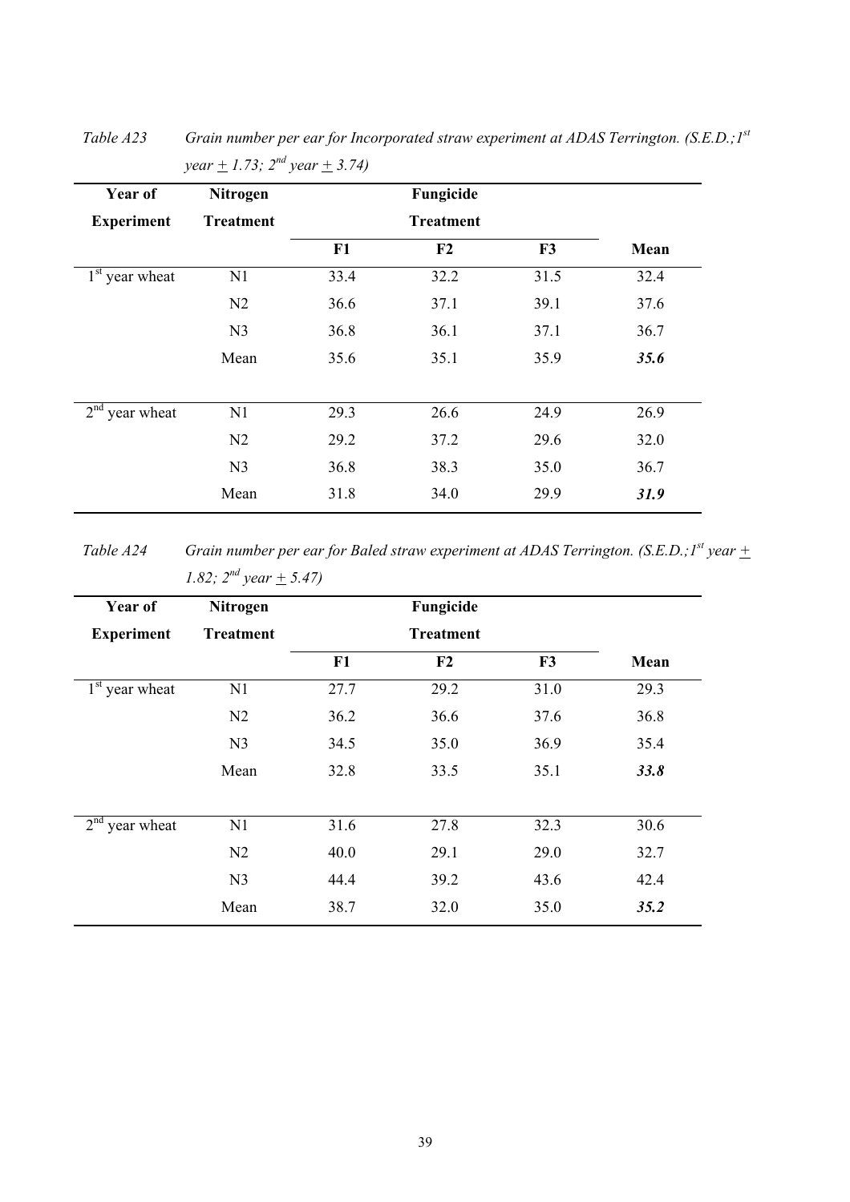*Table A23 Grain number per ear for Incorporated straw experiment at ADAS Terrington. (S.E.D.;1st year ± 1.73; 2nd year ± 3.74)*

| Year of Experiment | Nitrogen Treatment | Fungicide Treatment | | | |
|---|---|---|---|---|---|
| | | F1 | F2 | F3 | Mean |
| 1st year wheat | N1 | 33.4 | 32.2 | 31.5 | 32.4 |
| | N2 | 36.6 | 37.1 | 39.1 | 37.6 |
| | N3 | 36.8 | 36.1 | 37.1 | 36.7 |
| | Mean | 35.6 | 35.1 | 35.9 | ***35.6*** |
| 2nd year wheat | N1 | 29.3 | 26.6 | 24.9 | 26.9 |
| | N2 | 29.2 | 37.2 | 29.6 | 32.0 |
| | N3 | 36.8 | 38.3 | 35.0 | 36.7 |
| | Mean | 31.8 | 34.0 | 29.9 | ***31.9*** |

*Table A24 Grain number per ear for Baled straw experiment at ADAS Terrington. (S.E.D.;1st year ± 1.82; 2nd year ± 5.47)*

| Year of Experiment | Nitrogen Treatment | Fungicide Treatment | | | |
|---|---|---|---|---|---|
| | | F1 | F2 | F3 | Mean |
| 1st year wheat | N1 | 27.7 | 29.2 | 31.0 | 29.3 |
| | N2 | 36.2 | 36.6 | 37.6 | 36.8 |
| | N3 | 34.5 | 35.0 | 36.9 | 35.4 |
| | Mean | 32.8 | 33.5 | 35.1 | ***33.8*** |
| 2nd year wheat | N1 | 31.6 | 27.8 | 32.3 | 30.6 |
| | N2 | 40.0 | 29.1 | 29.0 | 32.7 |
| | N3 | 44.4 | 39.2 | 43.6 | 42.4 |
| | Mean | 38.7 | 32.0 | 35.0 | ***35.2*** |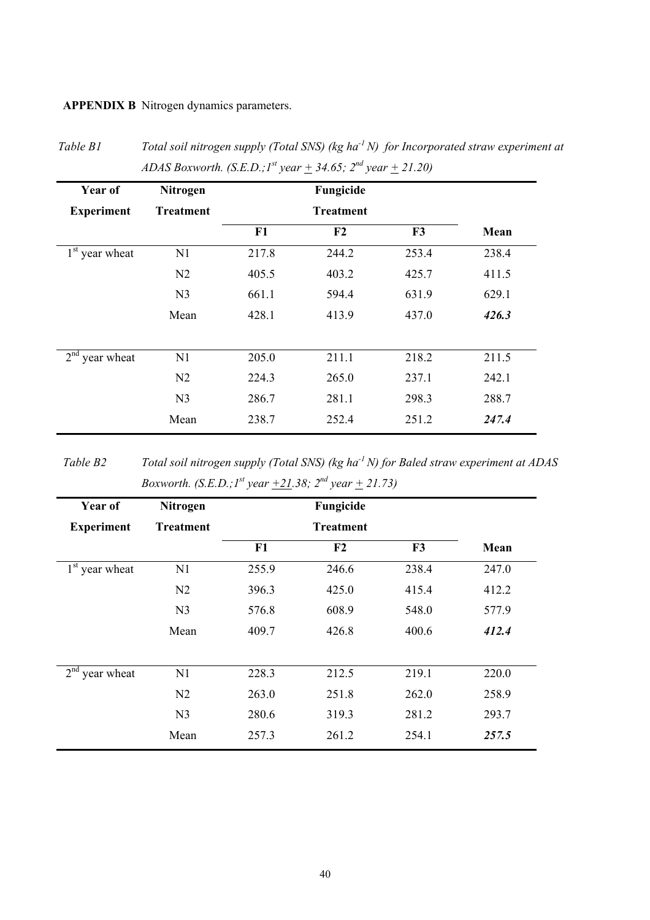**APPENDIX B** Nitrogen dynamics parameters.

*Table B1 Total soil nitrogen supply (Total SNS) (kg ha$^{-1}$ N) for Incorporated straw experiment at ADAS Boxworth. (S.E.D.; 1$^{st}$ year ± 34.65; 2$^{nd}$ year ± 21.20)*

| Year of Experiment | Nitrogen Treatment | Fungicide Treatment | | | |
|---|---|---|---|---|---|
| | | F1 | F2 | F3 | Mean |
| 1$^{st}$ year wheat | N1 | 217.8 | 244.2 | 253.4 | 238.4 |
| | N2 | 405.5 | 403.2 | 425.7 | 411.5 |
| | N3 | 661.1 | 594.4 | 631.9 | 629.1 |
| | Mean | 428.1 | 413.9 | 437.0 | ***426.3*** |
| 2$^{nd}$ year wheat | N1 | 205.0 | 211.1 | 218.2 | 211.5 |
| | N2 | 224.3 | 265.0 | 237.1 | 242.1 |
| | N3 | 286.7 | 281.1 | 298.3 | 288.7 |
| | Mean | 238.7 | 252.4 | 251.2 | ***247.4*** |

*Table B2 Total soil nitrogen supply (Total SNS) (kg ha$^{-1}$ N) for Baled straw experiment at ADAS Boxworth. (S.E.D.; 1$^{st}$ year ±21.38; 2$^{nd}$ year ± 21.73)*

| Year of Experiment | Nitrogen Treatment | Fungicide Treatment | | | |
|---|---|---|---|---|---|
| | | F1 | F2 | F3 | Mean |
| 1$^{st}$ year wheat | N1 | 255.9 | 246.6 | 238.4 | 247.0 |
| | N2 | 396.3 | 425.0 | 415.4 | 412.2 |
| | N3 | 576.8 | 608.9 | 548.0 | 577.9 |
| | Mean | 409.7 | 426.8 | 400.6 | ***412.4*** |
| 2$^{nd}$ year wheat | N1 | 228.3 | 212.5 | 219.1 | 220.0 |
| | N2 | 263.0 | 251.8 | 262.0 | 258.9 |
| | N3 | 280.6 | 319.3 | 281.2 | 293.7 |
| | Mean | 257.3 | 261.2 | 254.1 | ***257.5*** |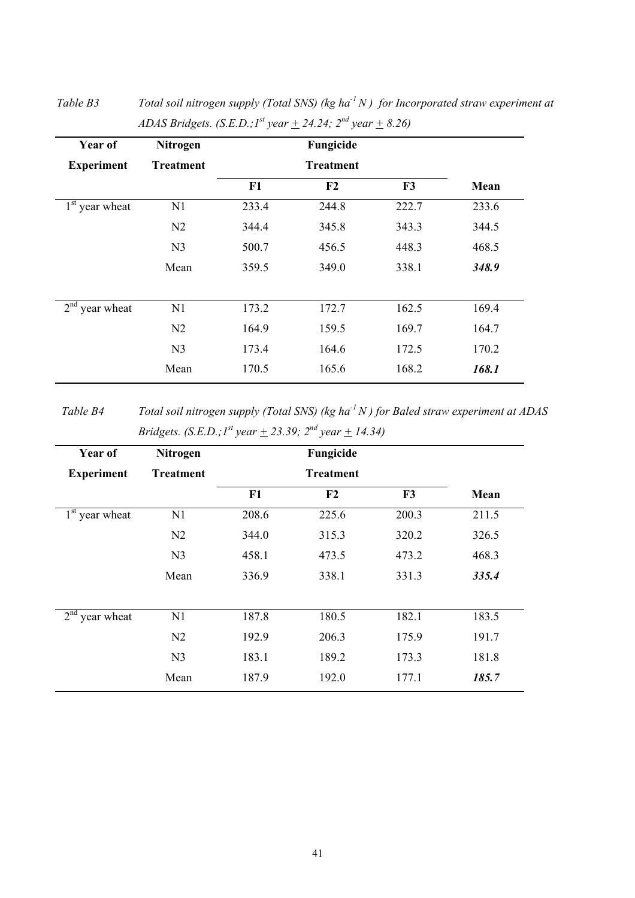*Table B3 Total soil nitrogen supply (Total SNS) (kg ha$^{-1}$ N ) for Incorporated straw experiment at ADAS Bridgets. (S.E.D.;1$^{st}$ year ± 24.24; 2$^{nd}$ year ± 8.26)*

| Year of Experiment | Nitrogen Treatment | Fungicide Treatment | | | |
|---|---|---|---|---|---|
| | | F1 | F2 | F3 | Mean |
| 1$^{st}$ year wheat | N1 | 233.4 | 244.8 | 222.7 | 233.6 |
| | N2 | 344.4 | 345.8 | 343.3 | 344.5 |
| | N3 | 500.7 | 456.5 | 448.3 | 468.5 |
| | Mean | 359.5 | 349.0 | 338.1 | ***348.9*** |
| 2$^{nd}$ year wheat | N1 | 173.2 | 172.7 | 162.5 | 169.4 |
| | N2 | 164.9 | 159.5 | 169.7 | 164.7 |
| | N3 | 173.4 | 164.6 | 172.5 | 170.2 |
| | Mean | 170.5 | 165.6 | 168.2 | ***168.1*** |

*Table B4 Total soil nitrogen supply (Total SNS) (kg ha$^{-1}$ N ) for Baled straw experiment at ADAS Bridgets. (S.E.D.;1$^{st}$ year ± 23.39; 2$^{nd}$ year ± 14.34)*

| Year of Experiment | Nitrogen Treatment | Fungicide Treatment | | | |
|---|---|---|---|---|---|
| | | F1 | F2 | F3 | Mean |
| 1$^{st}$ year wheat | N1 | 208.6 | 225.6 | 200.3 | 211.5 |
| | N2 | 344.0 | 315.3 | 320.2 | 326.5 |
| | N3 | 458.1 | 473.5 | 473.2 | 468.3 |
| | Mean | 336.9 | 338.1 | 331.3 | ***335.4*** |
| 2$^{nd}$ year wheat | N1 | 187.8 | 180.5 | 182.1 | 183.5 |
| | N2 | 192.9 | 206.3 | 175.9 | 191.7 |
| | N3 | 183.1 | 189.2 | 173.3 | 181.8 |
| | Mean | 187.9 | 192.0 | 177.1 | ***185.7*** |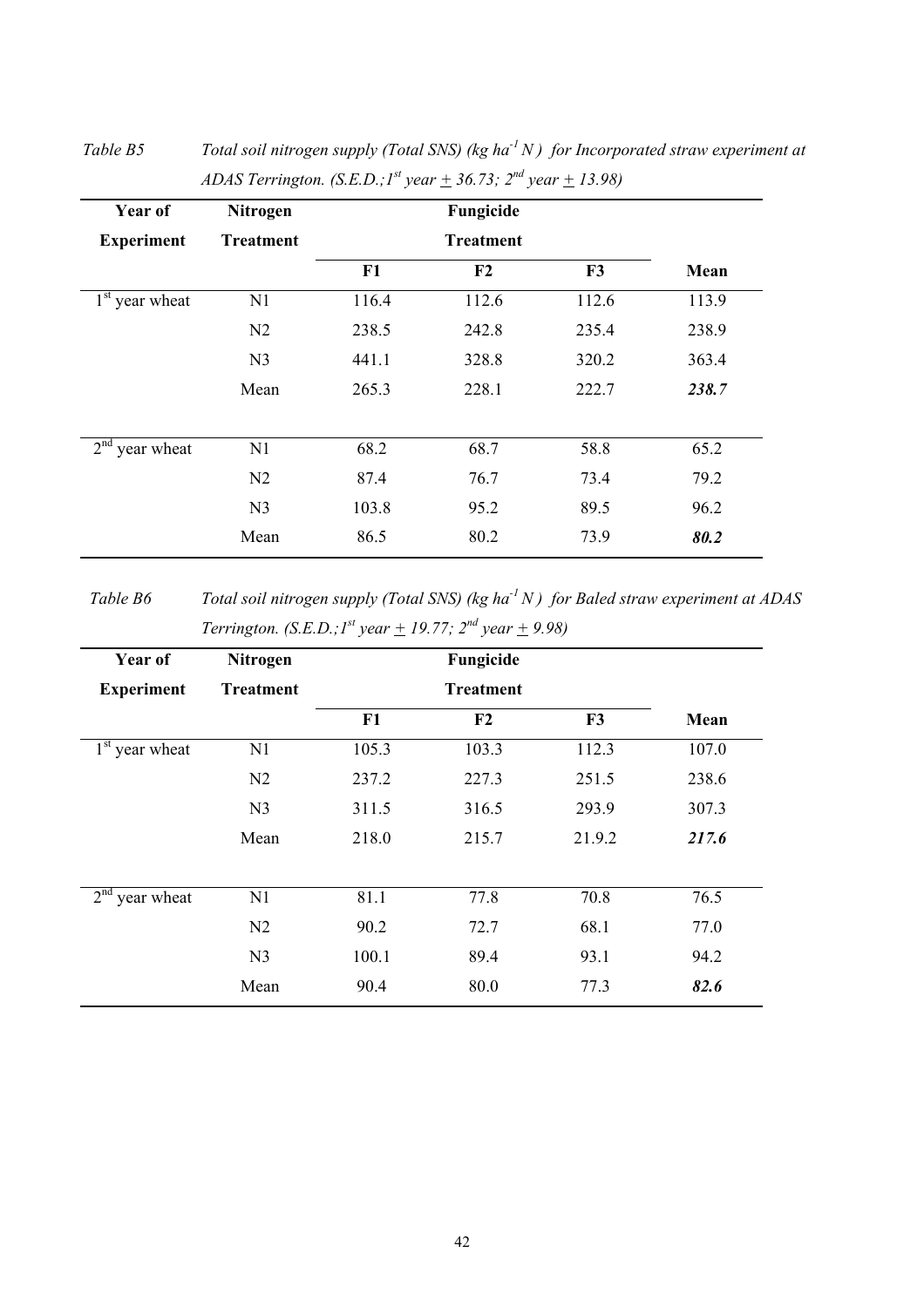*Table B5 Total soil nitrogen supply (Total SNS) (kg $ha^{-1}$ N ) for Incorporated straw experiment at ADAS Terrington. (S.E.D.;1st year ± 36.73; 2nd year ± 13.98)*

| Year of Experiment | Nitrogen Treatment | Fungicide Treatment | | | |
|---|---|---|---|---|---|
| | | F1 | F2 | F3 | Mean |
| 1st year wheat | N1 | 116.4 | 112.6 | 112.6 | 113.9 |
| | N2 | 238.5 | 242.8 | 235.4 | 238.9 |
| | N3 | 441.1 | 328.8 | 320.2 | 363.4 |
| | Mean | 265.3 | 228.1 | 222.7 | ***238.7*** |
| 2nd year wheat | N1 | 68.2 | 68.7 | 58.8 | 65.2 |
| | N2 | 87.4 | 76.7 | 73.4 | 79.2 |
| | N3 | 103.8 | 95.2 | 89.5 | 96.2 |
| | Mean | 86.5 | 80.2 | 73.9 | ***80.2*** |

*Table B6 Total soil nitrogen supply (Total SNS) (kg $ha^{-1}$ N ) for Baled straw experiment at ADAS Terrington. (S.E.D.;1st year ± 19.77; 2nd year ± 9.98)*

| Year of Experiment | Nitrogen Treatment | Fungicide Treatment | | | |
|---|---|---|---|---|---|
| | | F1 | F2 | F3 | Mean |
| 1st year wheat | N1 | 105.3 | 103.3 | 112.3 | 107.0 |
| | N2 | 237.2 | 227.3 | 251.5 | 238.6 |
| | N3 | 311.5 | 316.5 | 293.9 | 307.3 |
| | Mean | 218.0 | 215.7 | 21.9.2 | ***217.6*** |
| 2nd year wheat | N1 | 81.1 | 77.8 | 70.8 | 76.5 |
| | N2 | 90.2 | 72.7 | 68.1 | 77.0 |
| | N3 | 100.1 | 89.4 | 93.1 | 94.2 |
| | Mean | 90.4 | 80.0 | 77.3 | ***82.6*** |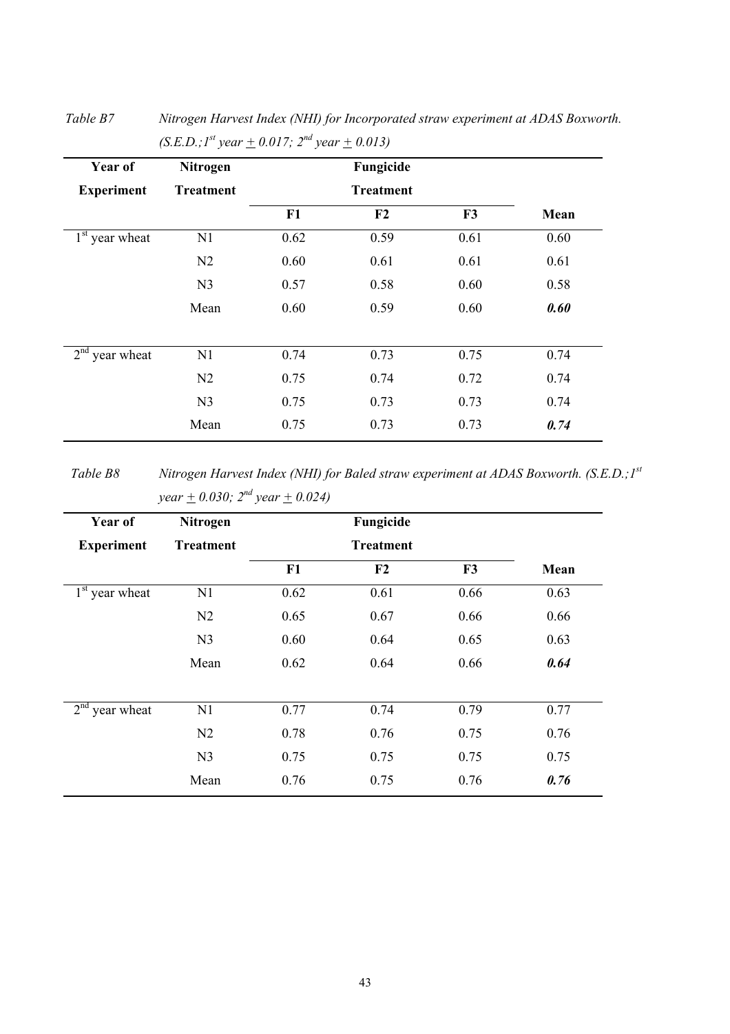*Table B7 Nitrogen Harvest Index (NHI) for Incorporated straw experiment at ADAS Boxworth. (S.E.D.; 1st year ± 0.017; 2nd year ± 0.013)*

| Year of Experiment | Nitrogen Treatment | Fungicide Treatment | | | |
|---|---|---|---|---|---|
| | | **F1** | **F2** | **F3** | **Mean** |
| 1st year wheat | N1 | 0.62 | 0.59 | 0.61 | 0.60 |
| | N2 | 0.60 | 0.61 | 0.61 | 0.61 |
| | N3 | 0.57 | 0.58 | 0.60 | 0.58 |
| | Mean | 0.60 | 0.59 | 0.60 | ***0.60*** |
| 2nd year wheat | N1 | 0.74 | 0.73 | 0.75 | 0.74 |
| | N2 | 0.75 | 0.74 | 0.72 | 0.74 |
| | N3 | 0.75 | 0.73 | 0.73 | 0.74 |
| | Mean | 0.75 | 0.73 | 0.73 | ***0.74*** |

*Table B8 Nitrogen Harvest Index (NHI) for Baled straw experiment at ADAS Boxworth. (S.E.D.; 1st year ± 0.030; 2nd year ± 0.024)*

| Year of Experiment | Nitrogen Treatment | Fungicide Treatment | | | |
|---|---|---|---|---|---|
| | | **F1** | **F2** | **F3** | **Mean** |
| 1st year wheat | N1 | 0.62 | 0.61 | 0.66 | 0.63 |
| | N2 | 0.65 | 0.67 | 0.66 | 0.66 |
| | N3 | 0.60 | 0.64 | 0.65 | 0.63 |
| | Mean | 0.62 | 0.64 | 0.66 | ***0.64*** |
| 2nd year wheat | N1 | 0.77 | 0.74 | 0.79 | 0.77 |
| | N2 | 0.78 | 0.76 | 0.75 | 0.76 |
| | N3 | 0.75 | 0.75 | 0.75 | 0.75 |
| | Mean | 0.76 | 0.75 | 0.76 | ***0.76*** |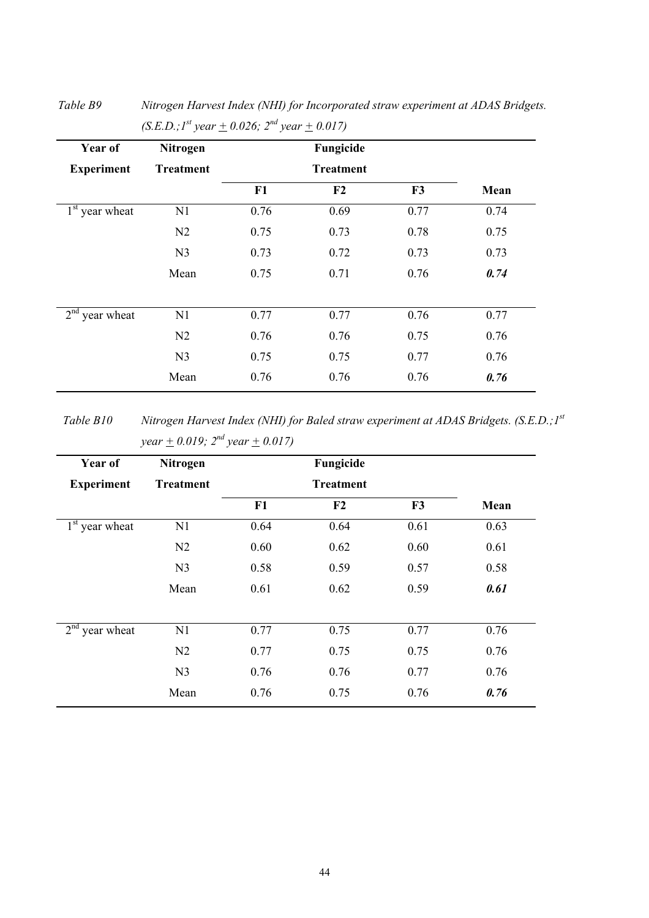*Table B9 Nitrogen Harvest Index (NHI) for Incorporated straw experiment at ADAS Bridgets. (S.E.D.; 1st year ± 0.026; 2nd year ± 0.017)*

| Year of Experiment | Nitrogen Treatment | Fungicide Treatment | | | |
|---|---|---|---|---|---|
| | | F1 | F2 | F3 | Mean |
| 1st year wheat | N1 | 0.76 | 0.69 | 0.77 | 0.74 |
| | N2 | 0.75 | 0.73 | 0.78 | 0.75 |
| | N3 | 0.73 | 0.72 | 0.73 | 0.73 |
| | Mean | 0.75 | 0.71 | 0.76 | ***0.74*** |
| 2nd year wheat | N1 | 0.77 | 0.77 | 0.76 | 0.77 |
| | N2 | 0.76 | 0.76 | 0.75 | 0.76 |
| | N3 | 0.75 | 0.75 | 0.77 | 0.76 |
| | Mean | 0.76 | 0.76 | 0.76 | ***0.76*** |

*Table B10 Nitrogen Harvest Index (NHI) for Baled straw experiment at ADAS Bridgets. (S.E.D.; 1st year ± 0.019; 2nd year ± 0.017)*

| Year of Experiment | Nitrogen Treatment | Fungicide Treatment | | | |
|---|---|---|---|---|---|
| | | F1 | F2 | F3 | Mean |
| 1st year wheat | N1 | 0.64 | 0.64 | 0.61 | 0.63 |
| | N2 | 0.60 | 0.62 | 0.60 | 0.61 |
| | N3 | 0.58 | 0.59 | 0.57 | 0.58 |
| | Mean | 0.61 | 0.62 | 0.59 | ***0.61*** |
| 2nd year wheat | N1 | 0.77 | 0.75 | 0.77 | 0.76 |
| | N2 | 0.77 | 0.75 | 0.75 | 0.76 |
| | N3 | 0.76 | 0.76 | 0.77 | 0.76 |
| | Mean | 0.76 | 0.75 | 0.76 | ***0.76*** |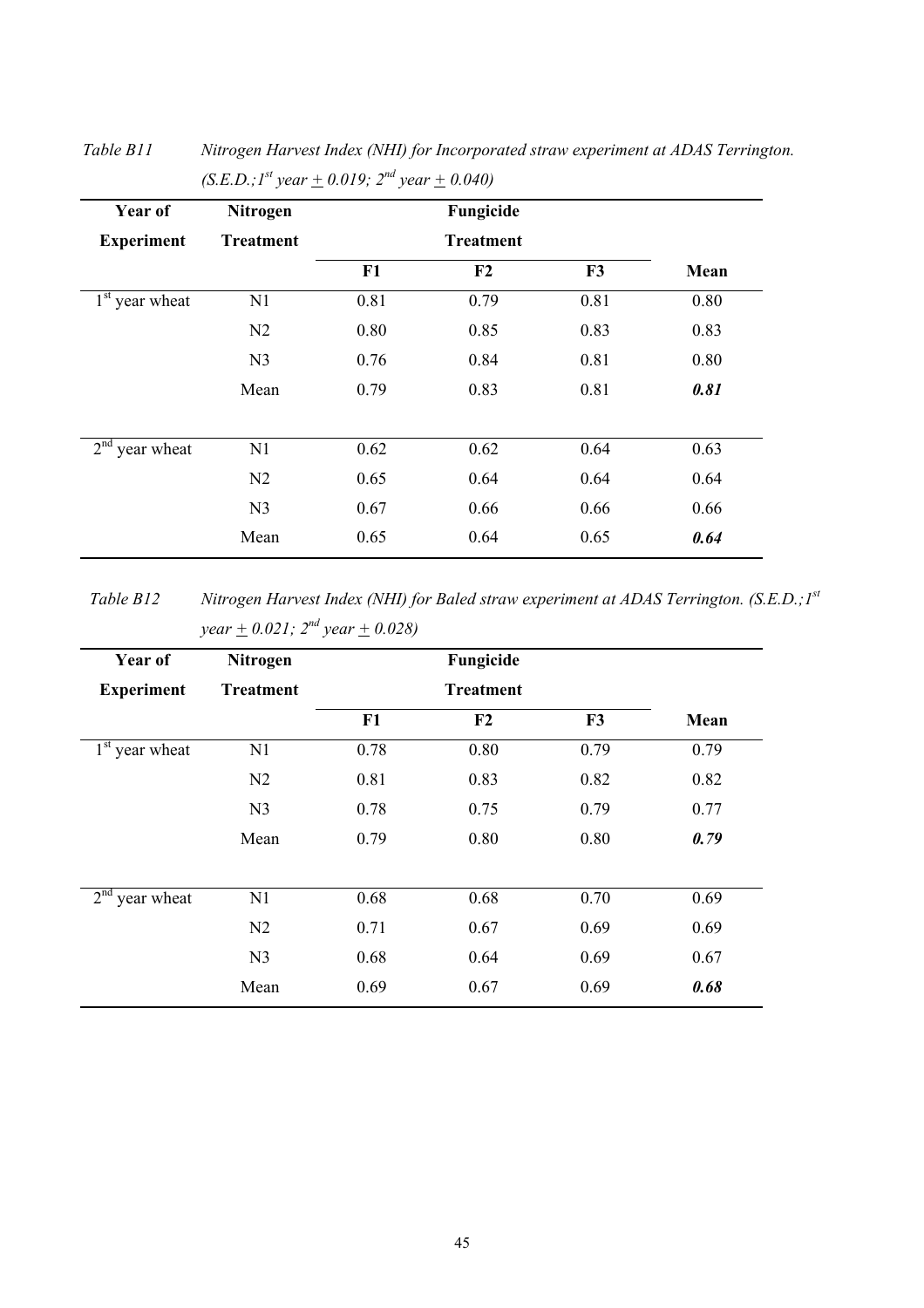*Table B11 Nitrogen Harvest Index (NHI) for Incorporated straw experiment at ADAS Terrington. (S.E.D.; 1st year ± 0.019; 2nd year ± 0.040)*

| Year of Experiment | Nitrogen Treatment | Fungicide Treatment | | | |
|---|---|---|---|---|---|
| | | F1 | F2 | F3 | Mean |
| 1st year wheat | N1 | 0.81 | 0.79 | 0.81 | 0.80 |
| | N2 | 0.80 | 0.85 | 0.83 | 0.83 |
| | N3 | 0.76 | 0.84 | 0.81 | 0.80 |
| | Mean | 0.79 | 0.83 | 0.81 | ***0.81*** |
| 2nd year wheat | N1 | 0.62 | 0.62 | 0.64 | 0.63 |
| | N2 | 0.65 | 0.64 | 0.64 | 0.64 |
| | N3 | 0.67 | 0.66 | 0.66 | 0.66 |
| | Mean | 0.65 | 0.64 | 0.65 | ***0.64*** |

*Table B12 Nitrogen Harvest Index (NHI) for Baled straw experiment at ADAS Terrington. (S.E.D.; 1st year ± 0.021; 2nd year ± 0.028)*

| Year of Experiment | Nitrogen Treatment | Fungicide Treatment | | | |
|---|---|---|---|---|---|
| | | F1 | F2 | F3 | Mean |
| 1st year wheat | N1 | 0.78 | 0.80 | 0.79 | 0.79 |
| | N2 | 0.81 | 0.83 | 0.82 | 0.82 |
| | N3 | 0.78 | 0.75 | 0.79 | 0.77 |
| | Mean | 0.79 | 0.80 | 0.80 | ***0.79*** |
| 2nd year wheat | N1 | 0.68 | 0.68 | 0.70 | 0.69 |
| | N2 | 0.71 | 0.67 | 0.69 | 0.69 |
| | N3 | 0.68 | 0.64 | 0.69 | 0.67 |
| | Mean | 0.69 | 0.67 | 0.69 | ***0.68*** |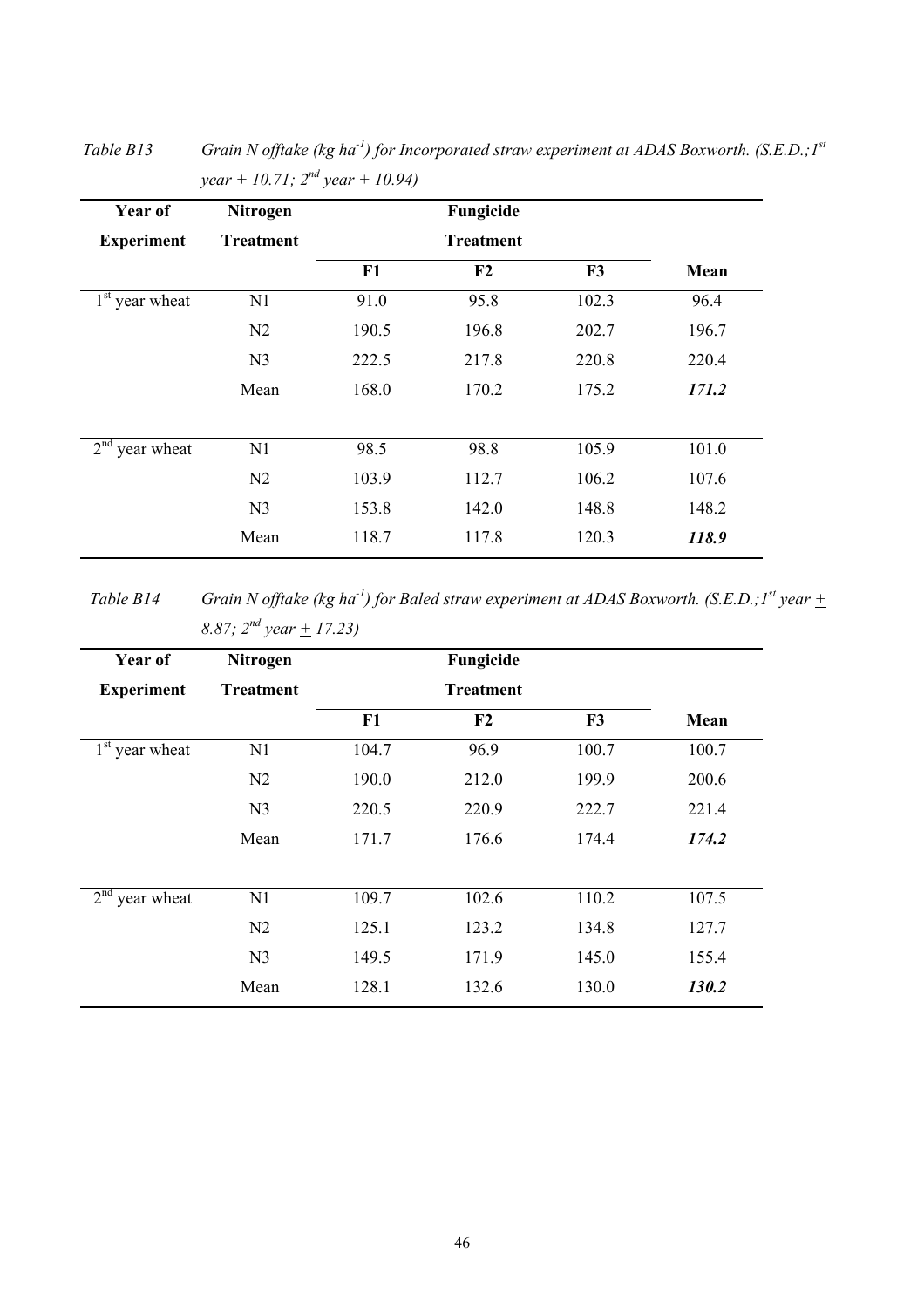*Table B13 Grain N offtake (kg ha$^{-1}$) for Incorporated straw experiment at ADAS Boxworth. (S.E.D.; 1$^{st}$ year ± 10.71; 2$^{nd}$ year ± 10.94)*

| Year of Experiment | Nitrogen Treatment | Fungicide Treatment | | | |
|---|---|---|---|---|---|
| | | **F1** | **F2** | **F3** | **Mean** |
| 1$^{st}$ year wheat | N1 | 91.0 | 95.8 | 102.3 | 96.4 |
| | N2 | 190.5 | 196.8 | 202.7 | 196.7 |
| | N3 | 222.5 | 217.8 | 220.8 | 220.4 |
| | Mean | 168.0 | 170.2 | 175.2 | ***171.2*** |
| 2$^{nd}$ year wheat | N1 | 98.5 | 98.8 | 105.9 | 101.0 |
| | N2 | 103.9 | 112.7 | 106.2 | 107.6 |
| | N3 | 153.8 | 142.0 | 148.8 | 148.2 |
| | Mean | 118.7 | 117.8 | 120.3 | ***118.9*** |

*Table B14 Grain N offtake (kg ha$^{-1}$) for Baled straw experiment at ADAS Boxworth. (S.E.D.; 1$^{st}$ year ± 8.87; 2$^{nd}$ year ± 17.23)*

| Year of Experiment | Nitrogen Treatment | Fungicide Treatment | | | |
|---|---|---|---|---|---|
| | | **F1** | **F2** | **F3** | **Mean** |
| 1$^{st}$ year wheat | N1 | 104.7 | 96.9 | 100.7 | 100.7 |
| | N2 | 190.0 | 212.0 | 199.9 | 200.6 |
| | N3 | 220.5 | 220.9 | 222.7 | 221.4 |
| | Mean | 171.7 | 176.6 | 174.4 | ***174.2*** |
| 2$^{nd}$ year wheat | N1 | 109.7 | 102.6 | 110.2 | 107.5 |
| | N2 | 125.1 | 123.2 | 134.8 | 127.7 |
| | N3 | 149.5 | 171.9 | 145.0 | 155.4 |
| | Mean | 128.1 | 132.6 | 130.0 | ***130.2*** |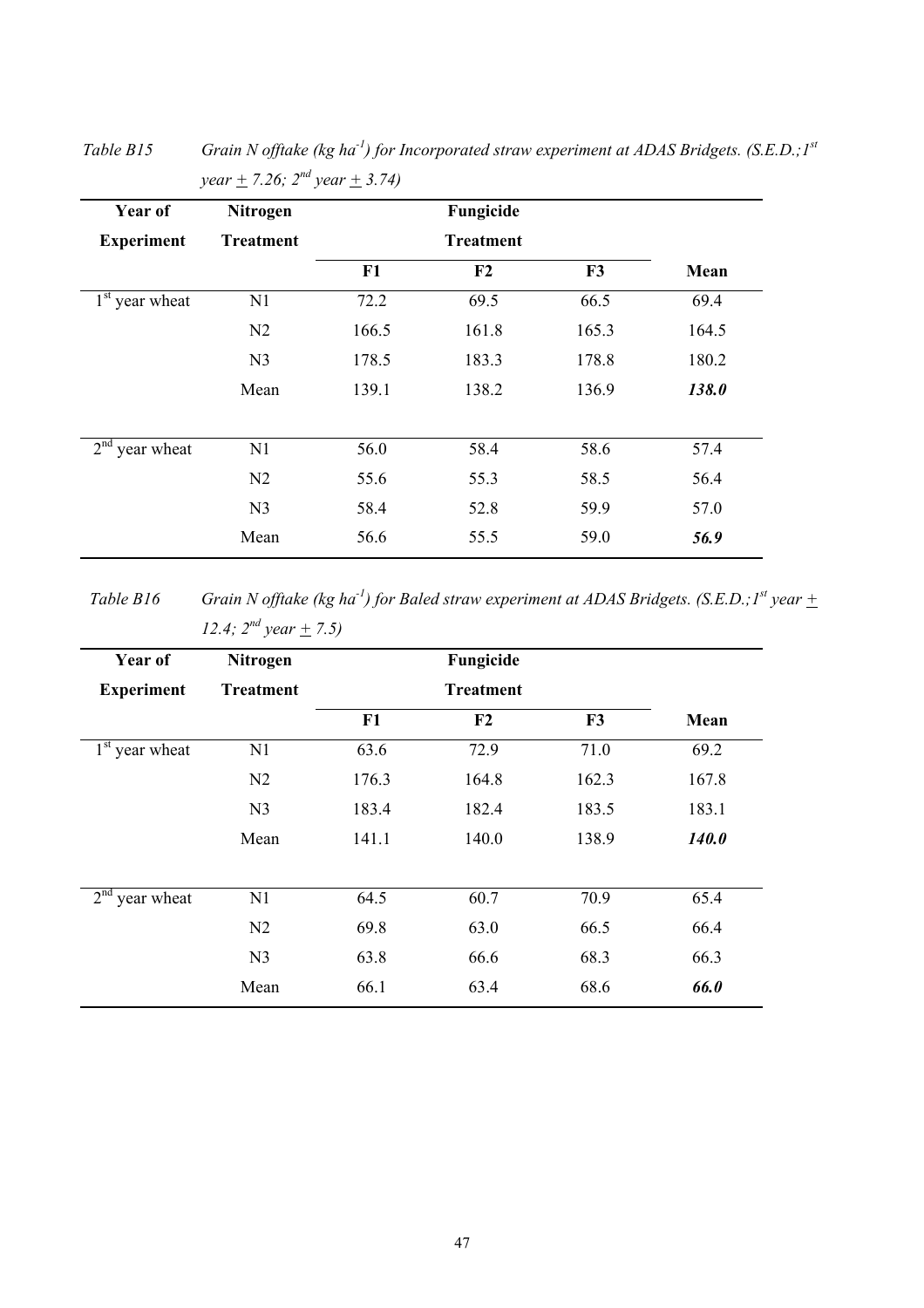*Table B15 Grain N offtake (kg ha$^{-1}$) for Incorporated straw experiment at ADAS Bridgets. (S.E.D.; 1$^{st}$ year ± 7.26; 2$^{nd}$ year ± 3.74)*

| Year of Experiment | Nitrogen Treatment | Fungicide Treatment | | | |
|---|---|---|---|---|---|
| | | **F1** | **F2** | **F3** | **Mean** |
| 1$^{st}$ year wheat | N1 | 72.2 | 69.5 | 66.5 | 69.4 |
| | N2 | 166.5 | 161.8 | 165.3 | 164.5 |
| | N3 | 178.5 | 183.3 | 178.8 | 180.2 |
| | Mean | 139.1 | 138.2 | 136.9 | ***138.0*** |
| 2$^{nd}$ year wheat | N1 | 56.0 | 58.4 | 58.6 | 57.4 |
| | N2 | 55.6 | 55.3 | 58.5 | 56.4 |
| | N3 | 58.4 | 52.8 | 59.9 | 57.0 |
| | Mean | 56.6 | 55.5 | 59.0 | ***56.9*** |

*Table B16 Grain N offtake (kg ha$^{-1}$) for Baled straw experiment at ADAS Bridgets. (S.E.D.; 1$^{st}$ year ± 12.4; 2$^{nd}$ year ± 7.5)*

| Year of Experiment | Nitrogen Treatment | Fungicide Treatment | | | |
|---|---|---|---|---|---|
| | | **F1** | **F2** | **F3** | **Mean** |
| 1$^{st}$ year wheat | N1 | 63.6 | 72.9 | 71.0 | 69.2 |
| | N2 | 176.3 | 164.8 | 162.3 | 167.8 |
| | N3 | 183.4 | 182.4 | 183.5 | 183.1 |
| | Mean | 141.1 | 140.0 | 138.9 | ***140.0*** |
| 2$^{nd}$ year wheat | N1 | 64.5 | 60.7 | 70.9 | 65.4 |
| | N2 | 69.8 | 63.0 | 66.5 | 66.4 |
| | N3 | 63.8 | 66.6 | 68.3 | 66.3 |
| | Mean | 66.1 | 63.4 | 68.6 | ***66.0*** |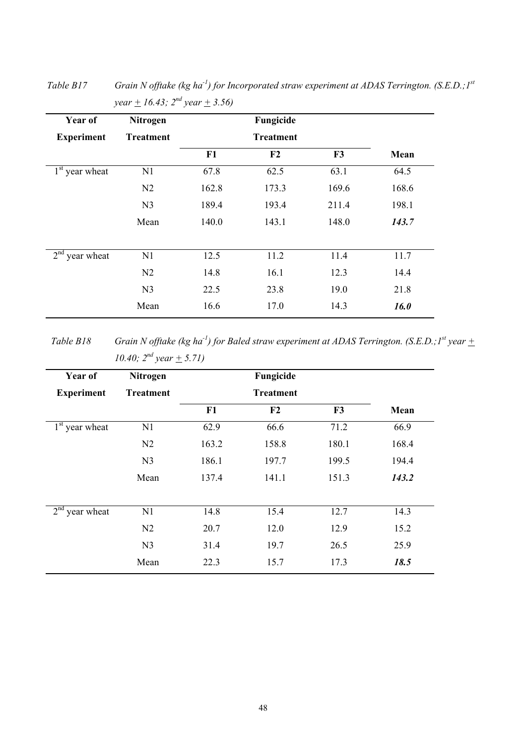*Table B17 Grain N offtake (kg ha$^{-1}$) for Incorporated straw experiment at ADAS Terrington. (S.E.D.; 1$^{st}$ year ± 16.43; 2$^{nd}$ year ± 3.56)*

| Year of Experiment | Nitrogen Treatment | Fungicide Treatment | | | |
|---|---|---|---|---|---|
| | | F1 | F2 | F3 | Mean |
| 1$^{st}$ year wheat | N1 | 67.8 | 62.5 | 63.1 | 64.5 |
| | N2 | 162.8 | 173.3 | 169.6 | 168.6 |
| | N3 | 189.4 | 193.4 | 211.4 | 198.1 |
| | Mean | 140.0 | 143.1 | 148.0 | ***143.7*** |
| 2$^{nd}$ year wheat | N1 | 12.5 | 11.2 | 11.4 | 11.7 |
| | N2 | 14.8 | 16.1 | 12.3 | 14.4 |
| | N3 | 22.5 | 23.8 | 19.0 | 21.8 |
| | Mean | 16.6 | 17.0 | 14.3 | ***16.0*** |

*Table B18 Grain N offtake (kg ha$^{-1}$) for Baled straw experiment at ADAS Terrington. (S.E.D.; 1$^{st}$ year ± 10.40; 2$^{nd}$ year ± 5.71)*

| Year of Experiment | Nitrogen Treatment | Fungicide Treatment | | | |
|---|---|---|---|---|---|
| | | F1 | F2 | F3 | Mean |
| 1$^{st}$ year wheat | N1 | 62.9 | 66.6 | 71.2 | 66.9 |
| | N2 | 163.2 | 158.8 | 180.1 | 168.4 |
| | N3 | 186.1 | 197.7 | 199.5 | 194.4 |
| | Mean | 137.4 | 141.1 | 151.3 | ***143.2*** |
| 2$^{nd}$ year wheat | N1 | 14.8 | 15.4 | 12.7 | 14.3 |
| | N2 | 20.7 | 12.0 | 12.9 | 15.2 |
| | N3 | 31.4 | 19.7 | 26.5 | 25.9 |
| | Mean | 22.3 | 15.7 | 17.3 | ***18.5*** |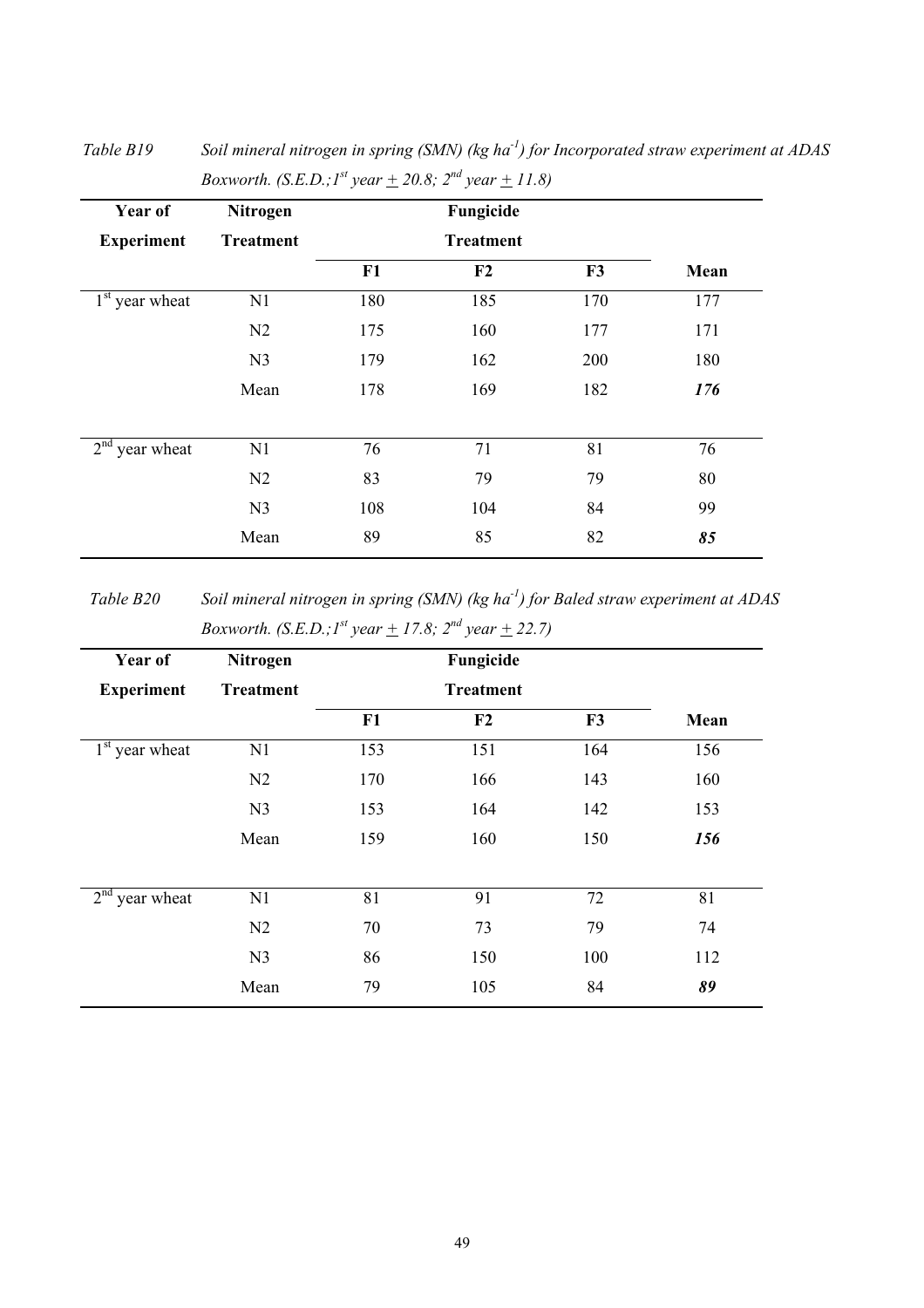*Table B19 Soil mineral nitrogen in spring (SMN) (kg ha$^{-1}$) for Incorporated straw experiment at ADAS Boxworth. (S.E.D.; 1$^{st}$ year ± 20.8; 2$^{nd}$ year ± 11.8)*

| Year of Experiment | Nitrogen Treatment | Fungicide Treatment | | | |
|---|---|---|---|---|---|
| | | F1 | F2 | F3 | Mean |
| 1$^{st}$ year wheat | N1 | 180 | 185 | 170 | 177 |
| | N2 | 175 | 160 | 177 | 171 |
| | N3 | 179 | 162 | 200 | 180 |
| | Mean | 178 | 169 | 182 | ***176*** |
| 2$^{nd}$ year wheat | N1 | 76 | 71 | 81 | 76 |
| | N2 | 83 | 79 | 79 | 80 |
| | N3 | 108 | 104 | 84 | 99 |
| | Mean | 89 | 85 | 82 | ***85*** |

*Table B20 Soil mineral nitrogen in spring (SMN) (kg ha$^{-1}$) for Baled straw experiment at ADAS Boxworth. (S.E.D.; 1$^{st}$ year ± 17.8; 2$^{nd}$ year ± 22.7)*

| Year of Experiment | Nitrogen Treatment | Fungicide Treatment | | | |
|---|---|---|---|---|---|
| | | F1 | F2 | F3 | Mean |
| 1$^{st}$ year wheat | N1 | 153 | 151 | 164 | 156 |
| | N2 | 170 | 166 | 143 | 160 |
| | N3 | 153 | 164 | 142 | 153 |
| | Mean | 159 | 160 | 150 | ***156*** |
| 2$^{nd}$ year wheat | N1 | 81 | 91 | 72 | 81 |
| | N2 | 70 | 73 | 79 | 74 |
| | N3 | 86 | 150 | 100 | 112 |
| | Mean | 79 | 105 | 84 | ***89*** |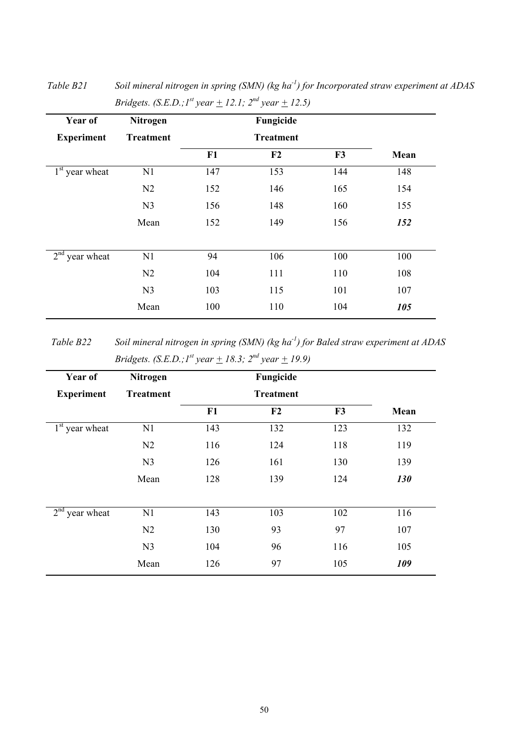Table B21 *Soil mineral nitrogen in spring (SMN) (kg ha$^{-1}$) for Incorporated straw experiment at ADAS Bridgets. (S.E.D.;1$^{st}$ year ± 12.1; 2$^{nd}$ year ± 12.5)*

| Year of Experiment | Nitrogen Treatment | Fungicide Treatment | | | Mean |
|---|---|---|---|---|---|
| | | F1 | F2 | F3 | |
| 1$^{st}$ year wheat | N1 | 147 | 153 | 144 | 148 |
| | N2 | 152 | 146 | 165 | 154 |
| | N3 | 156 | 148 | 160 | 155 |
| | Mean | 152 | 149 | 156 | ***152*** |
| 2$^{nd}$ year wheat | N1 | 94 | 106 | 100 | 100 |
| | N2 | 104 | 111 | 110 | 108 |
| | N3 | 103 | 115 | 101 | 107 |
| | Mean | 100 | 110 | 104 | ***105*** |

Table B22 *Soil mineral nitrogen in spring (SMN) (kg ha$^{-1}$) for Baled straw experiment at ADAS Bridgets. (S.E.D.;1$^{st}$ year ± 18.3; 2$^{nd}$ year ± 19.9)*

| Year of Experiment | Nitrogen Treatment | Fungicide Treatment | | | Mean |
|---|---|---|---|---|---|
| | | F1 | F2 | F3 | |
| 1$^{st}$ year wheat | N1 | 143 | 132 | 123 | 132 |
| | N2 | 116 | 124 | 118 | 119 |
| | N3 | 126 | 161 | 130 | 139 |
| | Mean | 128 | 139 | 124 | ***130*** |
| 2$^{nd}$ year wheat | N1 | 143 | 103 | 102 | 116 |
| | N2 | 130 | 93 | 97 | 107 |
| | N3 | 104 | 96 | 116 | 105 |
| | Mean | 126 | 97 | 105 | ***109*** |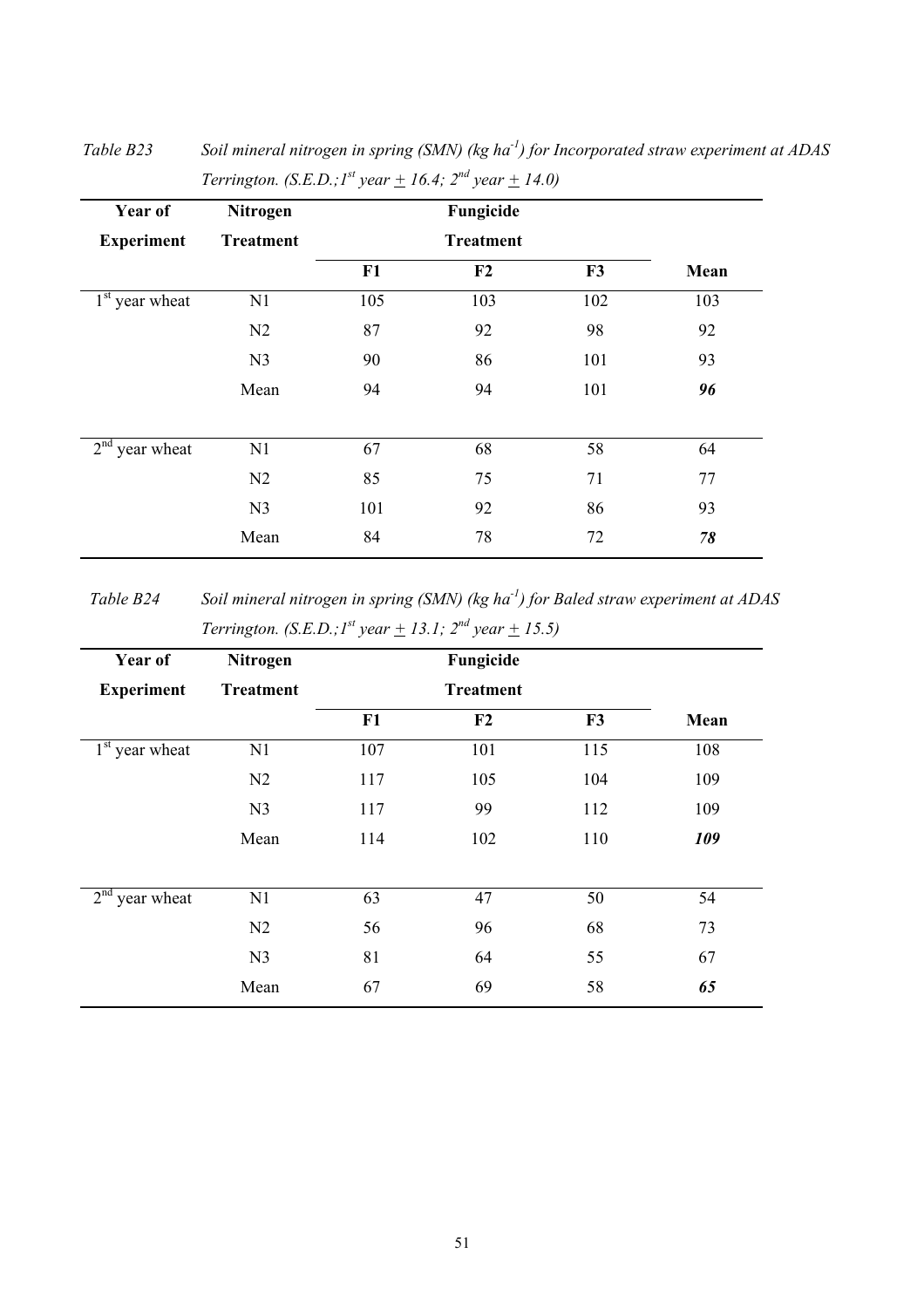*Table B23 Soil mineral nitrogen in spring (SMN) (kg ha$^{-1}$) for Incorporated straw experiment at ADAS Terrington. (S.E.D.; 1$^{st}$ year ± 16.4; 2$^{nd}$ year ± 14.0)*

| Year of Experiment | Nitrogen Treatment | Fungicide Treatment | | | |
|---|---|---|---|---|---|
| | | F1 | F2 | F3 | Mean |
| 1$^{st}$ year wheat | N1 | 105 | 103 | 102 | 103 |
| | N2 | 87 | 92 | 98 | 92 |
| | N3 | 90 | 86 | 101 | 93 |
| | Mean | 94 | 94 | 101 | ***96*** |
| 2$^{nd}$ year wheat | N1 | 67 | 68 | 58 | 64 |
| | N2 | 85 | 75 | 71 | 77 |
| | N3 | 101 | 92 | 86 | 93 |
| | Mean | 84 | 78 | 72 | ***78*** |

*Table B24 Soil mineral nitrogen in spring (SMN) (kg ha$^{-1}$) for Baled straw experiment at ADAS Terrington. (S.E.D.; 1$^{st}$ year ± 13.1; 2$^{nd}$ year ± 15.5)*

| Year of Experiment | Nitrogen Treatment | Fungicide Treatment | | | |
|---|---|---|---|---|---|
| | | F1 | F2 | F3 | Mean |
| 1$^{st}$ year wheat | N1 | 107 | 101 | 115 | 108 |
| | N2 | 117 | 105 | 104 | 109 |
| | N3 | 117 | 99 | 112 | 109 |
| | Mean | 114 | 102 | 110 | ***109*** |
| 2$^{nd}$ year wheat | N1 | 63 | 47 | 50 | 54 |
| | N2 | 56 | 96 | 68 | 73 |
| | N3 | 81 | 64 | 55 | 67 |
| | Mean | 67 | 69 | 58 | ***65*** |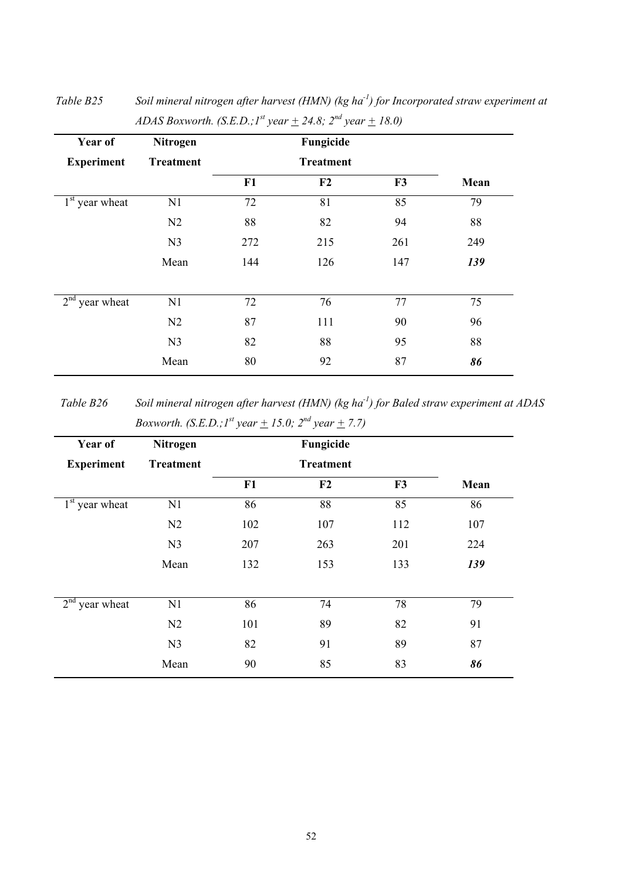*Table B25 Soil mineral nitrogen after harvest (HMN) (kg ha$^{-1}$) for Incorporated straw experiment at ADAS Boxworth. (S.E.D.; 1$^{st}$ year ± 24.8; 2$^{nd}$ year ± 18.0)*

| **Year of Experiment** | **Nitrogen Treatment** | **Fungicide Treatment** | | | |
|---|---|---|---|---|---|
| | | **F1** | **F2** | **F3** | **Mean** |
| 1$^{st}$ year wheat | N1 | 72 | 81 | 85 | 79 |
| | N2 | 88 | 82 | 94 | 88 |
| | N3 | 272 | 215 | 261 | 249 |
| | Mean | 144 | 126 | 147 | ***139*** |
| 2$^{nd}$ year wheat | N1 | 72 | 76 | 77 | 75 |
| | N2 | 87 | 111 | 90 | 96 |
| | N3 | 82 | 88 | 95 | 88 |
| | Mean | 80 | 92 | 87 | ***86*** |

*Table B26 Soil mineral nitrogen after harvest (HMN) (kg ha$^{-1}$) for Baled straw experiment at ADAS Boxworth. (S.E.D.; 1$^{st}$ year ± 15.0; 2$^{nd}$ year ± 7.7)*

| **Year of Experiment** | **Nitrogen Treatment** | **Fungicide Treatment** | | | |
|---|---|---|---|---|---|
| | | **F1** | **F2** | **F3** | **Mean** |
| 1$^{st}$ year wheat | N1 | 86 | 88 | 85 | 86 |
| | N2 | 102 | 107 | 112 | 107 |
| | N3 | 207 | 263 | 201 | 224 |
| | Mean | 132 | 153 | 133 | ***139*** |
| 2$^{nd}$ year wheat | N1 | 86 | 74 | 78 | 79 |
| | N2 | 101 | 89 | 82 | 91 |
| | N3 | 82 | 91 | 89 | 87 |
| | Mean | 90 | 85 | 83 | ***86*** |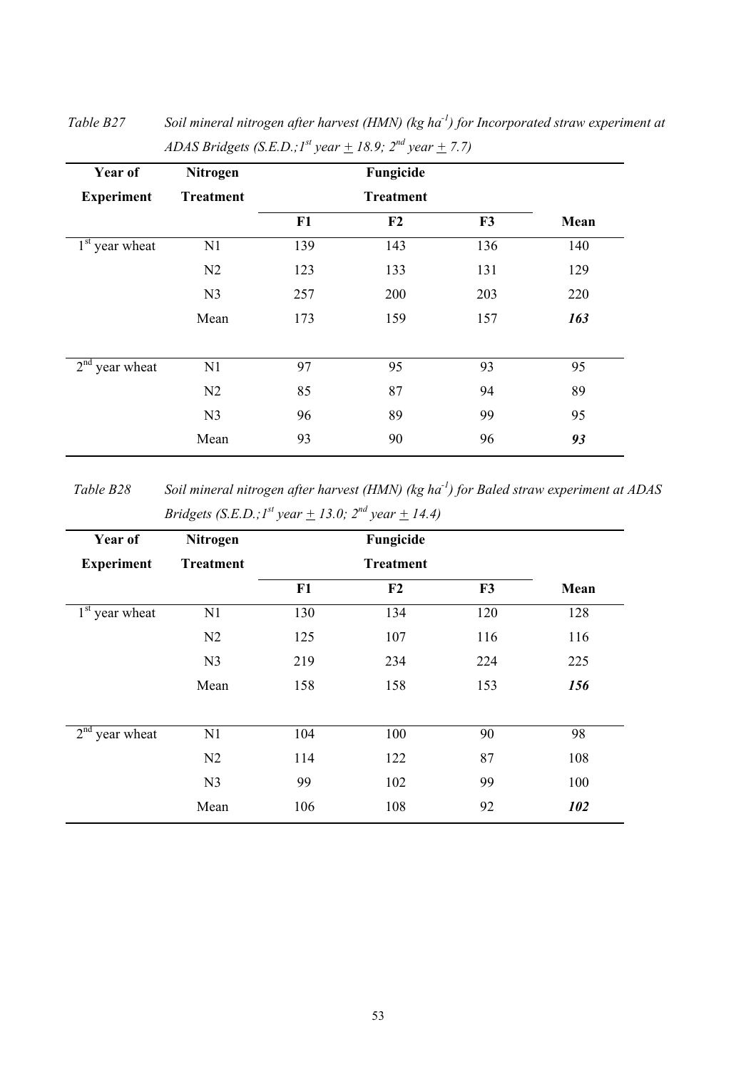Table B27 *Soil mineral nitrogen after harvest (HMN) (kg ha$^{-1}$) for Incorporated straw experiment at ADAS Bridgets (S.E.D.;1$^{st}$ year ± 18.9; 2$^{nd}$ year ± 7.7)*

| Year of Experiment | Nitrogen Treatment | Fungicide Treatment | | | |
|---|---|---|---|---|---|
| | | F1 | F2 | F3 | Mean |
| 1$^{st}$ year wheat | N1 | 139 | 143 | 136 | 140 |
| | N2 | 123 | 133 | 131 | 129 |
| | N3 | 257 | 200 | 203 | 220 |
| | Mean | 173 | 159 | 157 | ***163*** |
| 2$^{nd}$ year wheat | N1 | 97 | 95 | 93 | 95 |
| | N2 | 85 | 87 | 94 | 89 |
| | N3 | 96 | 89 | 99 | 95 |
| | Mean | 93 | 90 | 96 | ***93*** |

Table B28 *Soil mineral nitrogen after harvest (HMN) (kg ha$^{-1}$) for Baled straw experiment at ADAS Bridgets (S.E.D.;1$^{st}$ year ± 13.0; 2$^{nd}$ year ± 14.4)*

| Year of Experiment | Nitrogen Treatment | Fungicide Treatment | | | |
|---|---|---|---|---|---|
| | | F1 | F2 | F3 | Mean |
| 1$^{st}$ year wheat | N1 | 130 | 134 | 120 | 128 |
| | N2 | 125 | 107 | 116 | 116 |
| | N3 | 219 | 234 | 224 | 225 |
| | Mean | 158 | 158 | 153 | ***156*** |
| 2$^{nd}$ year wheat | N1 | 104 | 100 | 90 | 98 |
| | N2 | 114 | 122 | 87 | 108 |
| | N3 | 99 | 102 | 99 | 100 |
| | Mean | 106 | 108 | 92 | ***102*** |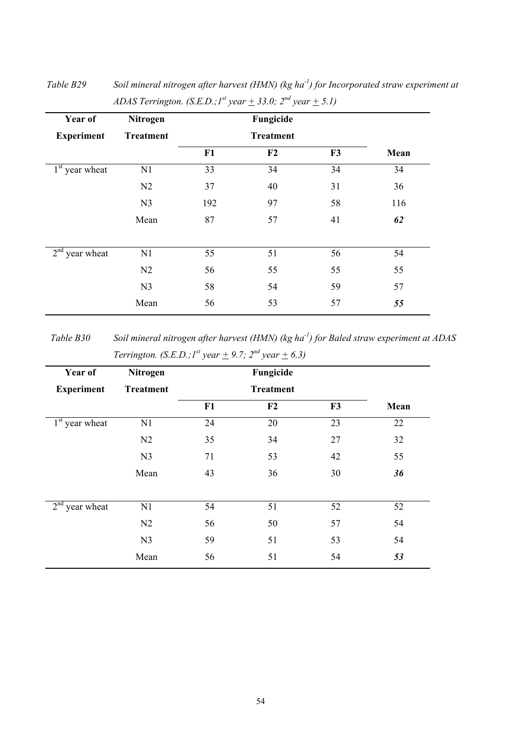*Table B29 Soil mineral nitrogen after harvest (HMN) (kg ha$^{-1}$) for Incorporated straw experiment at ADAS Terrington. (S.E.D.; 1$^{st}$ year ± 33.0; 2$^{nd}$ year ± 5.1)*

| Year of Experiment | Nitrogen Treatment | Fungicide Treatment | | | |
|---|---|---|---|---|---|
| | | F1 | F2 | F3 | Mean |
| 1$^{st}$ year wheat | N1 | 33 | 34 | 34 | 34 |
| | N2 | 37 | 40 | 31 | 36 |
| | N3 | 192 | 97 | 58 | 116 |
| | Mean | 87 | 57 | 41 | ***62*** |
| 2$^{nd}$ year wheat | N1 | 55 | 51 | 56 | 54 |
| | N2 | 56 | 55 | 55 | 55 |
| | N3 | 58 | 54 | 59 | 57 |
| | Mean | 56 | 53 | 57 | ***55*** |

*Table B30 Soil mineral nitrogen after harvest (HMN) (kg ha$^{-1}$) for Baled straw experiment at ADAS Terrington. (S.E.D.; 1$^{st}$ year ± 9.7; 2$^{nd}$ year ± 6.3)*

| Year of Experiment | Nitrogen Treatment | Fungicide Treatment | | | |
|---|---|---|---|---|---|
| | | F1 | F2 | F3 | Mean |
| 1$^{st}$ year wheat | N1 | 24 | 20 | 23 | 22 |
| | N2 | 35 | 34 | 27 | 32 |
| | N3 | 71 | 53 | 42 | 55 |
| | Mean | 43 | 36 | 30 | ***36*** |
| 2$^{nd}$ year wheat | N1 | 54 | 51 | 52 | 52 |
| | N2 | 56 | 50 | 57 | 54 |
| | N3 | 59 | 51 | 53 | 54 |
| | Mean | 56 | 51 | 54 | ***53*** |